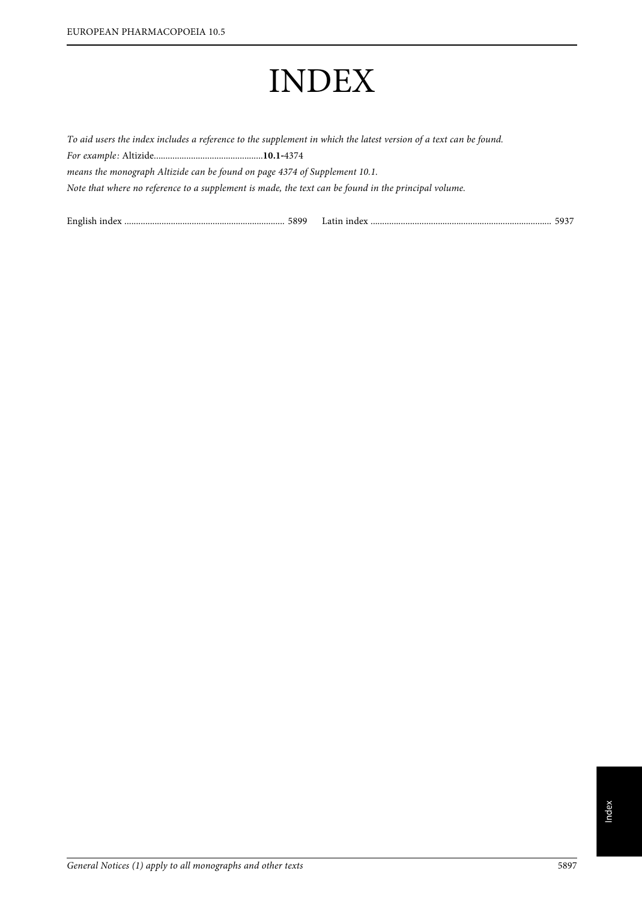# INDEX

*To aid users the index includes a reference to the supplement in which the latest version of a text can be found.*

*For example:* Altizide..............................................**10.1**-4374

*means the monograph Altizide can be found on page 4374 of Supplement 10.1.*

*Note that where no reference to a supplement is made, the text can be found in the principal volume.*

English index .................................................................... 5899 Latin index ............................................................................ 5937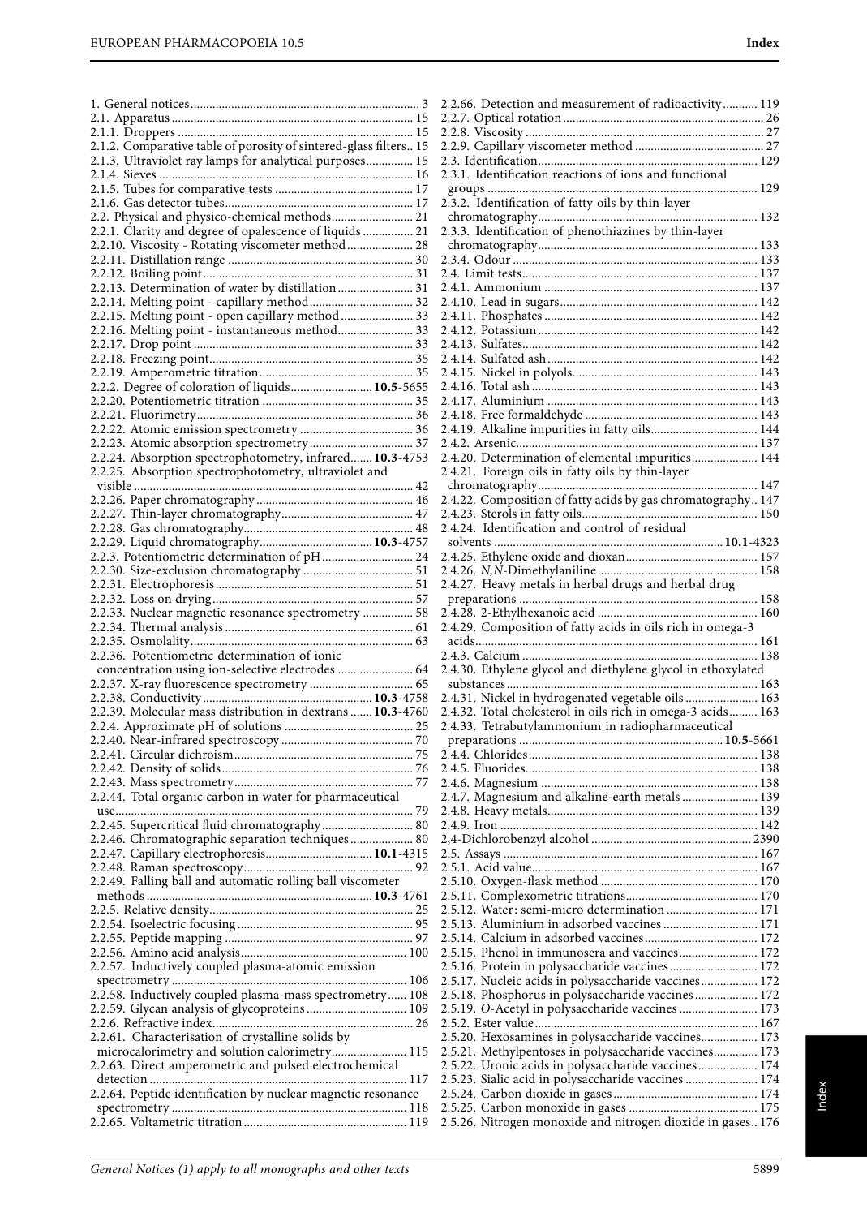1. General notices ........................................................................ 3
2.1. Apparatus ............................................................................ 15
2.1.1. Droppers .......................................................................... 15
2.1.2. Comparative table of porosity of sintered-glass filters .. 15
2.1.3. Ultraviolet ray lamps for analytical purposes ............... 15
2.1.4. Sieves ................................................................................ 16
2.1.5. Tubes for comparative tests ............................................ 17
2.1.6. Gas detector tubes ........................................................... 17
2.2. Physical and physico-chemical methods .......................... 21
2.2.1. Clarity and degree of opalescence of liquids ................ 21
2.2.10. Viscosity - Rotating viscometer method ..................... 28
2.2.11. Distillation range ........................................................... 30
2.2.12. Boiling point ................................................................... 31
2.2.13. Determination of water by distillation ........................ 31
2.2.14. Melting point - capillary method ................................. 32
2.2.15. Melting point - open capillary method ....................... 33
2.2.16. Melting point - instantaneous method ........................ 33
2.2.17. Drop point ...................................................................... 33
2.2.18. Freezing point ................................................................. 35
2.2.19. Amperometric titration ................................................. 35
2.2.2. Degree of coloration of liquids .......................... **10.5**-5655
2.2.20. Potentiometric titration ................................................ 35
2.2.21. Fluorimetry ..................................................................... 36
2.2.22. Atomic emission spectrometry .................................... 36
2.2.23. Atomic absorption spectrometry ................................. 37
2.2.24. Absorption spectrophotometry, infrared ....... **10.3**-4753
2.2.25. Absorption spectrophotometry, ultraviolet and visible ......................................................................................... 42
2.2.26. Paper chromatography ................................................. 46
2.2.27. Thin-layer chromatography .......................................... 47
2.2.28. Gas chromatography ...................................................... 48
2.2.29. Liquid chromatography .................................... **10.3**-4757
2.2.3. Potentiometric determination of pH ............................. 24
2.2.30. Size-exclusion chromatography ................................... 51
2.2.31. Electrophoresis ............................................................... 51
2.2.32. Loss on drying ................................................................ 57
2.2.33. Nuclear magnetic resonance spectrometry ................ 58
2.2.34. Thermal analysis ............................................................ 61
2.2.35. Osmolality ....................................................................... 63
2.2.36. Potentiometric determination of ionic concentration using ion-selective electrodes ........................ 64
2.2.37. X-ray fluorescence spectrometry ................................. 65
2.2.38. Conductivity ..................................................... **10.3**-4758
2.2.39. Molecular mass distribution in dextrans ....... **10.3**-4760
2.2.4. Approximate pH of solutions ......................................... 25
2.2.40. Near-infrared spectroscopy .......................................... 70
2.2.41. Circular dichroism ......................................................... 75
2.2.42. Density of solids ............................................................. 76
2.2.43. Mass spectrometry ......................................................... 77
2.2.44. Total organic carbon in water for pharmaceutical use ............................................................................................... 79
2.2.45. Supercritical fluid chromatography ............................. 80
2.2.46. Chromatographic separation techniques .................... 80
2.2.47. Capillary electrophoresis ................................. **10.1**-4315
2.2.48. Raman spectroscopy ...................................................... 92
2.2.49. Falling ball and automatic rolling ball viscometer methods ....................................................................... **10.3**-4761
2.2.5. Relative density ................................................................. 25
2.2.54. Isoelectric focusing ........................................................ 95
2.2.55. Peptide mapping ............................................................ 97
2.2.56. Amino acid analysis ..................................................... 100
2.2.57. Inductively coupled plasma-atomic emission spectrometry .......................................................................... 106
2.2.58. Inductively coupled plasma-mass spectrometry ...... 108
2.2.59. Glycan analysis of glycoproteins ................................ 109
2.2.6. Refractive index ................................................................ 26
2.2.61. Characterisation of crystalline solids by microcalorimetry and solution calorimetry ........................ 115
2.2.63. Direct amperometric and pulsed electrochemical detection ................................................................................ 117
2.2.64. Peptide identification by nuclear magnetic resonance spectrometry .......................................................................... 118
2.2.65. Voltametric titration .................................................... 119
2.2.66. Detection and measurement of radioactivity ........... 119
2.2.7. Optical rotation ................................................................ 26
2.2.8. Viscosity ............................................................................ 27
2.2.9. Capillary viscometer method ......................................... 27
2.3. Identification ..................................................................... 129
2.3.1. Identification reactions of ions and functional groups ..................................................................................... 129
2.3.2. Identification of fatty oils by thin-layer chromatography ..................................................................... 132
2.3.3. Identification of phenothiazines by thin-layer chromatography ..................................................................... 133
2.3.4. Odour .............................................................................. 133
2.4. Limit tests .......................................................................... 137
2.4.1. Ammonium ................................................................... 137
2.4.10. Lead in sugars .............................................................. 142
2.4.11. Phosphates ................................................................... 142
2.4.12. Potassium ..................................................................... 142
2.4.13. Sulfates .......................................................................... 142
2.4.14. Sulfated ash .................................................................. 142
2.4.15. Nickel in polyols .......................................................... 143
2.4.16. Total ash ....................................................................... 143
2.4.17. Aluminium ................................................................... 143
2.4.18. Free formaldehyde ....................................................... 143
2.4.19. Alkaline impurities in fatty oils .................................. 144
2.4.2. Arsenic ............................................................................ 137
2.4.20. Determination of elemental impurities ..................... 144
2.4.21. Foreign oils in fatty oils by thin-layer chromatography ..................................................................... 147
2.4.22. Composition of fatty acids by gas chromatography .. 147
2.4.23. Sterols in fatty oils ....................................................... 150
2.4.24. Identification and control of residual solvents ........................................................................ **10.1**-4323
2.4.25. Ethylene oxide and dioxan .......................................... 157
2.4.26. *N,N*-Dimethylaniline .................................................. 158
2.4.27. Heavy metals in herbal drugs and herbal drug preparations ........................................................................... 158
2.4.28. 2-Ethylhexanoic acid ................................................... 160
2.4.29. Composition of fatty acids in oils rich in omega-3 acids ......................................................................................... 161
2.4.3. Calcium ........................................................................... 138
2.4.30. Ethylene glycol and diethylene glycol in ethoxylated substances ............................................................................... 163
2.4.31. Nickel in hydrogenated vegetable oils ....................... 163
2.4.32. Total cholesterol in oils rich in omega-3 acids ......... 163
2.4.33. Tetrabutylammonium in radiopharmaceutical preparations ............................................................... **10.5**-5661
2.4.4. Chlorides ......................................................................... 138
2.4.5. Fluorides .......................................................................... 138
2.4.6. Magnesium ..................................................................... 138
2.4.7. Magnesium and alkaline-earth metals ........................ 139
2.4.8. Heavy metals ................................................................... 139
2.4.9. Iron .................................................................................. 142
2,4-Dichlorobenzyl alcohol ................................................. 2390
2.5. Assays ................................................................................. 167
2.5.1. Acid value ........................................................................ 167
2.5.10. Oxygen-flask method .................................................. 170
2.5.11. Complexometric titrations ......................................... 170
2.5.12. Water: semi-micro determination ............................. 171
2.5.13. Aluminium in adsorbed vaccines .............................. 171
2.5.14. Calcium in adsorbed vaccines .................................... 172
2.5.15. Phenol in immunosera and vaccines ......................... 172
2.5.16. Protein in polysaccharide vaccines ............................ 172
2.5.17. Nucleic acids in polysaccharide vaccines .................. 172
2.5.18. Phosphorus in polysaccharide vaccines .................... 172
2.5.19. *O*-Acetyl in polysaccharide vaccines ......................... 173
2.5.2. Ester value ....................................................................... 167
2.5.20. Hexosamines in polysaccharide vaccines .................. 173
2.5.21. Methylpentoses in polysaccharide vaccines .............. 173
2.5.22. Uronic acids in polysaccharide vaccines ................... 174
2.5.23. Sialic acid in polysaccharide vaccines ....................... 174
2.5.24. Carbon dioxide in gases ............................................. 174
2.5.25. Carbon monoxide in gases ......................................... 175
2.5.26. Nitrogen monoxide and nitrogen dioxide in gases .. 176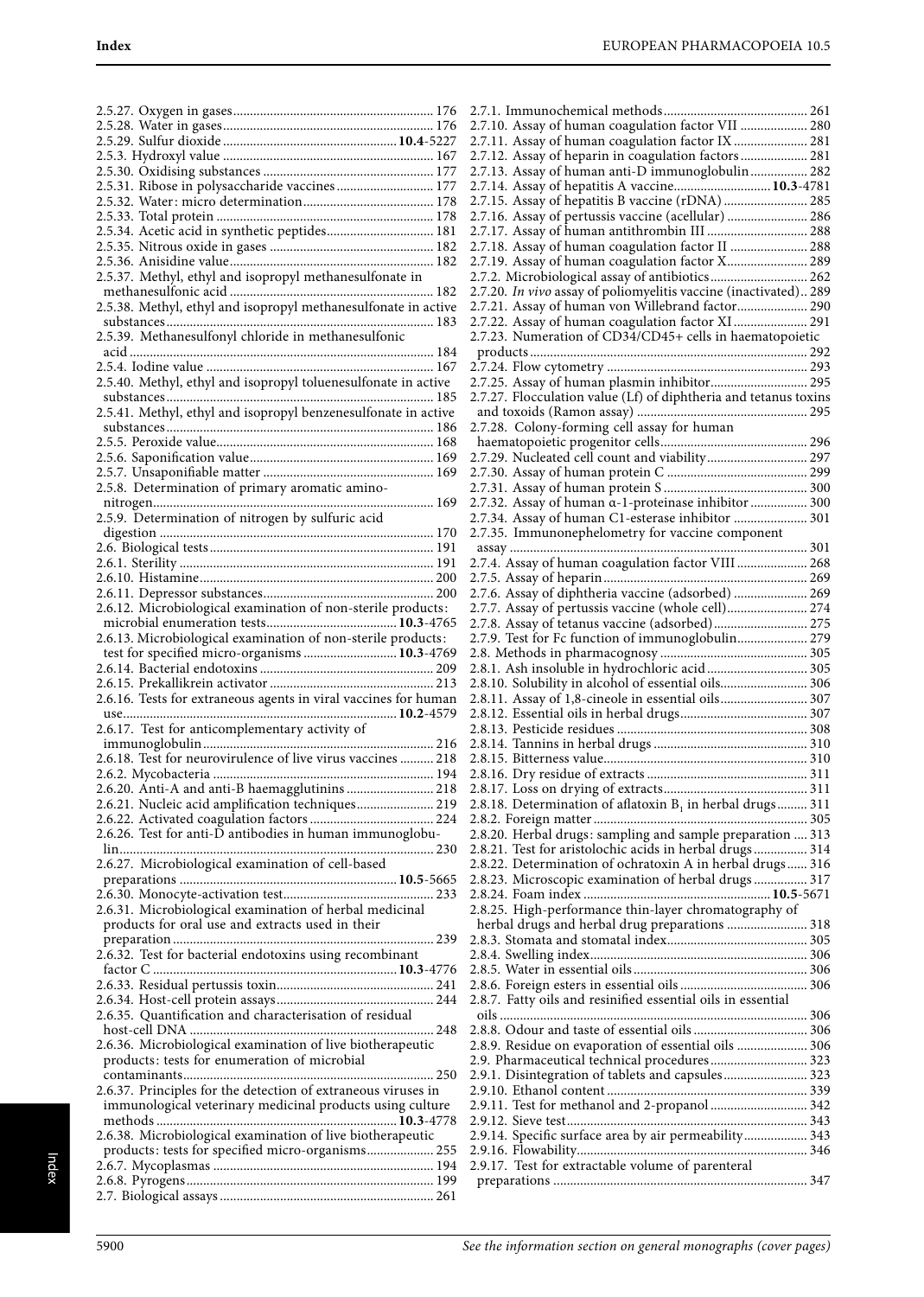2.5.27. Oxygen in gases ........ 176
2.5.28. Water in gases ........ 176
2.5.29. Sulfur dioxide ........ **10.4**-5227
2.5.3. Hydroxyl value ........ 167
2.5.30. Oxidising substances ........ 177
2.5.31. Ribose in polysaccharide vaccines ........ 177
2.5.32. Water: micro determination ........ 178
2.5.33. Total protein ........ 178
2.5.34. Acetic acid in synthetic peptides ........ 181
2.5.35. Nitrous oxide in gases ........ 182
2.5.36. Anisidine value ........ 182
2.5.37. Methyl, ethyl and isopropyl methanesulfonate in methanesulfonic acid ........ 182
2.5.38. Methyl, ethyl and isopropyl methanesulfonate in active substances ........ 183
2.5.39. Methanesulfonyl chloride in methanesulfonic acid ........ 184
2.5.4. Iodine value ........ 167
2.5.40. Methyl, ethyl and isopropyl toluenesulfonate in active substances ........ 185
2.5.41. Methyl, ethyl and isopropyl benzenesulfonate in active substances ........ 186
2.5.5. Peroxide value ........ 168
2.5.6. Saponification value ........ 169
2.5.7. Unsaponifiable matter ........ 169
2.5.8. Determination of primary aromatic amino-nitrogen ........ 169
2.5.9. Determination of nitrogen by sulfuric acid digestion ........ 170
2.6. Biological tests ........ 191
2.6.1. Sterility ........ 191
2.6.10. Histamine ........ 200
2.6.11. Depressor substances ........ 200
2.6.12. Microbiological examination of non-sterile products: microbial enumeration tests ........ **10.3**-4765
2.6.13. Microbiological examination of non-sterile products: test for specified micro-organisms ........ **10.3**-4769
2.6.14. Bacterial endotoxins ........ 209
2.6.15. Prekallikrein activator ........ 213
2.6.16. Tests for extraneous agents in viral vaccines for human use ........ **10.2**-4579
2.6.17. Test for anticomplementary activity of immunoglobulin ........ 216
2.6.18. Test for neurovirulence of live virus vaccines ........ 218
2.6.2. Mycobacteria ........ 194
2.6.20. Anti-A and anti-B haemagglutinins ........ 218
2.6.21. Nucleic acid amplification techniques ........ 219
2.6.22. Activated coagulation factors ........ 224
2.6.26. Test for anti-D antibodies in human immunoglobulin ........ 230
2.6.27. Microbiological examination of cell-based preparations ........ **10.5**-5665
2.6.30. Monocyte-activation test ........ 233
2.6.31. Microbiological examination of herbal medicinal products for oral use and extracts used in their preparation ........ 239
2.6.32. Test for bacterial endotoxins using recombinant factor C ........ **10.3**-4776
2.6.33. Residual pertussis toxin ........ 241
2.6.34. Host-cell protein assays ........ 244
2.6.35. Quantification and characterisation of residual host-cell DNA ........ 248
2.6.36. Microbiological examination of live biotherapeutic products: tests for enumeration of microbial contaminants ........ 250
2.6.37. Principles for the detection of extraneous viruses in immunological veterinary medicinal products using culture methods ........ **10.3**-4778
2.6.38. Microbiological examination of live biotherapeutic products: tests for specified micro-organisms ........ 255
2.6.7. Mycoplasmas ........ 194
2.6.8. Pyrogens ........ 199
2.7. Biological assays ........ 261
2.7.1. Immunochemical methods ........ 261
2.7.10. Assay of human coagulation factor VII ........ 280
2.7.11. Assay of human coagulation factor IX ........ 281
2.7.12. Assay of heparin in coagulation factors ........ 281
2.7.13. Assay of human anti-D immunoglobulin ........ 282
2.7.14. Assay of hepatitis A vaccine ........ **10.3**-4781
2.7.15. Assay of hepatitis B vaccine (rDNA) ........ 285
2.7.16. Assay of pertussis vaccine (acellular) ........ 286
2.7.17. Assay of human antithrombin III ........ 288
2.7.18. Assay of human coagulation factor II ........ 288
2.7.19. Assay of human coagulation factor X ........ 289
2.7.2. Microbiological assay of antibiotics ........ 262
2.7.20. *In vivo* assay of poliomyelitis vaccine (inactivated) .. 289
2.7.21. Assay of human von Willebrand factor ........ 290
2.7.22. Assay of human coagulation factor XI ........ 291
2.7.23. Numeration of CD34/CD45+ cells in haematopoietic products ........ 292
2.7.24. Flow cytometry ........ 293
2.7.25. Assay of human plasmin inhibitor ........ 295
2.7.27. Flocculation value (Lf) of diphtheria and tetanus toxins and toxoids (Ramon assay) ........ 295
2.7.28. Colony-forming cell assay for human haematopoietic progenitor cells ........ 296
2.7.29. Nucleated cell count and viability ........ 297
2.7.30. Assay of human protein C ........ 299
2.7.31. Assay of human protein S ........ 300
2.7.32. Assay of human α-1-proteinase inhibitor ........ 300
2.7.34. Assay of human C1-esterase inhibitor ........ 301
2.7.35. Immunonephelometry for vaccine component assay ........ 301
2.7.4. Assay of human coagulation factor VIII ........ 268
2.7.5. Assay of heparin ........ 269
2.7.6. Assay of diphtheria vaccine (adsorbed) ........ 269
2.7.7. Assay of pertussis vaccine (whole cell) ........ 274
2.7.8. Assay of tetanus vaccine (adsorbed) ........ 275
2.7.9. Test for Fc function of immunoglobulin ........ 279
2.8. Methods in pharmacognosy ........ 305
2.8.1. Ash insoluble in hydrochloric acid ........ 305
2.8.10. Solubility in alcohol of essential oils ........ 306
2.8.11. Assay of 1,8-cineole in essential oils ........ 307
2.8.12. Essential oils in herbal drugs ........ 307
2.8.13. Pesticide residues ........ 308
2.8.14. Tannins in herbal drugs ........ 310
2.8.15. Bitterness value ........ 310
2.8.16. Dry residue of extracts ........ 311
2.8.17. Loss on drying of extracts ........ 311
2.8.18. Determination of aflatoxin $B_1$ in herbal drugs ........ 311
2.8.2. Foreign matter ........ 305
2.8.20. Herbal drugs: sampling and sample preparation .... 313
2.8.21. Test for aristolochic acids in herbal drugs ........ 314
2.8.22. Determination of ochratoxin A in herbal drugs ...... 316
2.8.23. Microscopic examination of herbal drugs ........ 317
2.8.24. Foam index ........ **10.5**-5671
2.8.25. High-performance thin-layer chromatography of herbal drugs and herbal drug preparations ........ 318
2.8.3. Stomata and stomatal index ........ 305
2.8.4. Swelling index ........ 306
2.8.5. Water in essential oils ........ 306
2.8.6. Foreign esters in essential oils ........ 306
2.8.7. Fatty oils and resinified essential oils in essential oils ........ 306
2.8.8. Odour and taste of essential oils ........ 306
2.8.9. Residue on evaporation of essential oils ........ 306
2.9. Pharmaceutical technical procedures ........ 323
2.9.1. Disintegration of tablets and capsules ........ 323
2.9.10. Ethanol content ........ 339
2.9.11. Test for methanol and 2-propanol ........ 342
2.9.12. Sieve test ........ 343
2.9.14. Specific surface area by air permeability ........ 343
2.9.16. Flowability ........ 346
2.9.17. Test for extractable volume of parenteral preparations ........ 347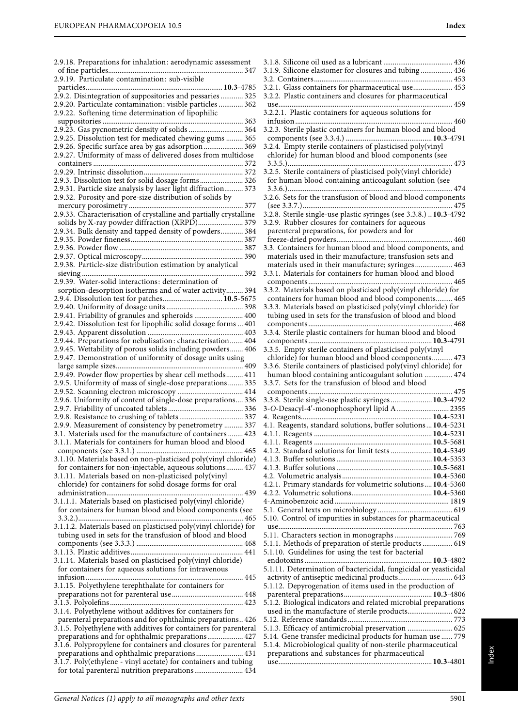2.9.18. Preparations for inhalation: aerodynamic assessment of fine particles ... 347
2.9.19. Particulate contamination: sub-visible particles ... **10.3**-4785
2.9.2. Disintegration of suppositories and pessaries ... 325
2.9.20. Particulate contamination: visible particles ... 362
2.9.22. Softening time determination of lipophilic suppositories ... 363
2.9.23. Gas pycnometric density of solids ... 364
2.9.25. Dissolution test for medicated chewing gums ... 365
2.9.26. Specific surface area by gas adsorption ... 369
2.9.27. Uniformity of mass of delivered doses from multidose containers ... 372
2.9.29. Intrinsic dissolution ... 372
2.9.3. Dissolution test for solid dosage forms ... 326
2.9.31. Particle size analysis by laser light diffraction ... 373
2.9.32. Porosity and pore-size distribution of solids by mercury porosimetry ... 377
2.9.33. Characterisation of crystalline and partially crystalline solids by X-ray powder diffraction (XRPD) ... 379
2.9.34. Bulk density and tapped density of powders ... 384
2.9.35. Powder fineness ... 387
2.9.36. Powder flow ... 387
2.9.37. Optical microscopy ... 390
2.9.38. Particle-size distribution estimation by analytical sieving ... 392
2.9.39. Water-solid interactions: determination of sorption-desorption isotherms and of water activity ... 394
2.9.4. Dissolution test for patches ... **10.5**-5675
2.9.40. Uniformity of dosage units ... 398
2.9.41. Friability of granules and spheroids ... 400
2.9.42. Dissolution test for lipophilic solid dosage forms ... 401
2.9.43. Apparent dissolution ... 403
2.9.44. Preparations for nebulisation: characterisation ... 404
2.9.45. Wettability of porous solids including powders ... 406
2.9.47. Demonstration of uniformity of dosage units using large sample sizes ... 409
2.9.49. Powder flow properties by shear cell methods ... 411
2.9.5. Uniformity of mass of single-dose preparations ... 335
2.9.52. Scanning electron microscopy ... 414
2.9.6. Uniformity of content of single-dose preparations ... 336
2.9.7. Friability of uncoated tablets ... 336
2.9.8. Resistance to crushing of tablets ... 337
2.9.9. Measurement of consistency by penetrometry ... 337
3.1. Materials used for the manufacture of containers ... 423
3.1.1. Materials for containers for human blood and blood components (see 3.3.1.) ... 465
3.1.10. Materials based on non-plasticised poly(vinyl chloride) for containers for non-injectable, aqueous solutions ... 437
3.1.11. Materials based on non-plasticised poly(vinyl chloride) for containers for solid dosage forms for oral administration ... 439
3.1.1.1. Materials based on plasticised poly(vinyl chloride) for containers for human blood and blood components (see 3.3.2.) ... 465
3.1.1.2. Materials based on plasticised poly(vinyl chloride) for tubing used in sets for the transfusion of blood and blood components (see 3.3.3.) ... 468
3.1.13. Plastic additives ... 441
3.1.14. Materials based on plasticised poly(vinyl chloride) for containers for aqueous solutions for intravenous infusion ... 445
3.1.15. Polyethylene terephthalate for containers for preparations not for parenteral use ... 448
3.1.3. Polyolefins ... 423
3.1.4. Polyethylene without additives for containers for parenteral preparations and for ophthalmic preparations ... 426
3.1.5. Polyethylene with additives for containers for parenteral preparations and for ophthalmic preparations ... 427
3.1.6. Polypropylene for containers and closures for parenteral preparations and ophthalmic preparations ... 431
3.1.7. Poly(ethylene - vinyl acetate) for containers and tubing for total parenteral nutrition preparations ... 434
3.1.8. Silicone oil used as a lubricant ... 436
3.1.9. Silicone elastomer for closures and tubing ... 436
3.2. Containers ... 453
3.2.1. Glass containers for pharmaceutical use ... 453
3.2.2. Plastic containers and closures for pharmaceutical use ... 459
3.2.2.1. Plastic containers for aqueous solutions for infusion ... 460
3.2.3. Sterile plastic containers for human blood and blood components (see 3.3.4.) ... **10.3**-4791
3.2.4. Empty sterile containers of plasticised poly(vinyl chloride) for human blood and blood components (see 3.3.5.) ... 473
3.2.5. Sterile containers of plasticised poly(vinyl chloride) for human blood containing anticoagulant solution (see 3.3.6.) ... 474
3.2.6. Sets for the transfusion of blood and blood components (see 3.3.7.) ... 475
3.2.8. Sterile single-use plastic syringes (see 3.3.8.) ... **10.3**-4792
3.2.9. Rubber closures for containers for aqueous parenteral preparations, for powders and for freeze-dried powders ... 460
3.3. Containers for human blood and blood components, and materials used in their manufacture; transfusion sets and materials used in their manufacture; syringes ... 463
3.3.1. Materials for containers for human blood and blood components ... 465
3.3.2. Materials based on plasticised poly(vinyl chloride) for containers for human blood and blood components ... 465
3.3.3. Materials based on plasticised poly(vinyl chloride) for tubing used in sets for the transfusion of blood and blood components ... 468
3.3.4. Sterile plastic containers for human blood and blood components ... **10.3**-4791
3.3.5. Empty sterile containers of plasticised poly(vinyl chloride) for human blood and blood components ... 473
3.3.6. Sterile containers of plasticised poly(vinyl chloride) for human blood containing anticoagulant solution ... 474
3.3.7. Sets for the transfusion of blood and blood components ... 475
3.3.8. Sterile single-use plastic syringes ... **10.3**-4792
3-*O*-Desacyl-4′-monophosphoryl lipid A ... 2355
4. Reagents ... **10.4**-5231
4.1. Reagents, standard solutions, buffer solutions ... **10.4**-5231
4.1.1. Reagents ... **10.4**-5231
4.1.1. Reagents ... **10.5**-5681
4.1.2. Standard solutions for limit tests ... **10.4**-5349
4.1.3. Buffer solutions ... **10.4**-5353
4.1.3. Buffer solutions ... **10.5**-5681
4.2. Volumetric analysis ... **10.4**-5360
4.2.1. Primary standards for volumetric solutions ... **10.4**-5360
4.2.2. Volumetric solutions ... **10.4**-5360
4-Aminobenzoic acid ... 1819
5.1. General texts on microbiology ... 619
5.10. Control of impurities in substances for pharmaceutical use ... 763
5.11. Characters section in monographs ... 769
5.1.1. Methods of preparation of sterile products ... 619
5.1.10. Guidelines for using the test for bacterial endotoxins ... **10.3**-4802
5.1.11. Determination of bactericidal, fungicidal or yeasticidal activity of antiseptic medicinal products ... 643
5.1.12. Depyrogenation of items used in the production of parenteral preparations ... **10.3**-4806
5.1.2. Biological indicators and related microbial preparations used in the manufacture of sterile products ... 622
5.12. Reference standards ... 773
5.1.3. Efficacy of antimicrobial preservation ... 625
5.14. Gene transfer medicinal products for human use ... 779
5.1.4. Microbiological quality of non-sterile pharmaceutical preparations and substances for pharmaceutical use ... **10.3**-4801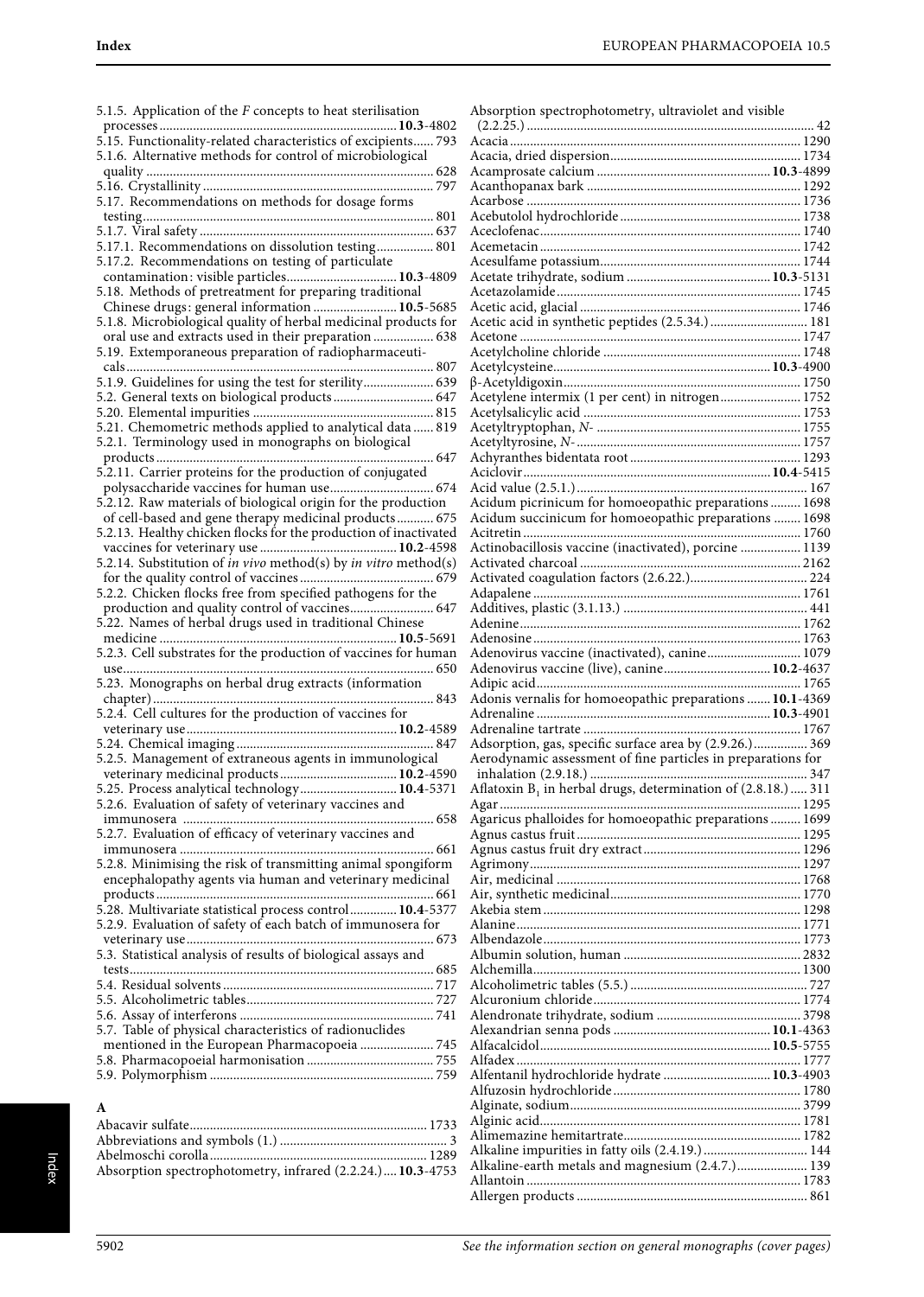5.1.5. Application of the *F* concepts to heat sterilisation processes ........ **10.3**-4802
5.15. Functionality-related characteristics of excipients ...... 793
5.1.6. Alternative methods for control of microbiological quality ........ 628
5.16. Crystallinity ........ 797
5.17. Recommendations on methods for dosage forms testing ........ 801
5.1.7. Viral safety ........ 637
5.17.1. Recommendations on dissolution testing ........ 801
5.17.2. Recommendations on testing of particulate contamination: visible particles ........ **10.3**-4809
5.18. Methods of pretreatment for preparing traditional Chinese drugs: general information ........ **10.5**-5685
5.1.8. Microbiological quality of herbal medicinal products for oral use and extracts used in their preparation ........ 638
5.19. Extemporaneous preparation of radiopharmaceuticals ........ 807
5.1.9. Guidelines for using the test for sterility ........ 639
5.2. General texts on biological products ........ 647
5.20. Elemental impurities ........ 815
5.21. Chemometric methods applied to analytical data ...... 819
5.2.1. Terminology used in monographs on biological products ........ 647
5.2.11. Carrier proteins for the production of conjugated polysaccharide vaccines for human use ........ 674
5.2.12. Raw materials of biological origin for the production of cell-based and gene therapy medicinal products ........ 675
5.2.13. Healthy chicken flocks for the production of inactivated vaccines for veterinary use ........ **10.2**-4598
5.2.14. Substitution of *in vivo* method(s) by *in vitro* method(s) for the quality control of vaccines ........ 679
5.2.2. Chicken flocks free from specified pathogens for the production and quality control of vaccines ........ 647
5.22. Names of herbal drugs used in traditional Chinese medicine ........ **10.5**-5691
5.2.3. Cell substrates for the production of vaccines for human use ........ 650
5.23. Monographs on herbal drug extracts (information chapter) ........ 843
5.2.4. Cell cultures for the production of vaccines for veterinary use ........ **10.2**-4589
5.24. Chemical imaging ........ 847
5.2.5. Management of extraneous agents in immunological veterinary medicinal products ........ **10.2**-4590
5.25. Process analytical technology ........ **10.4**-5371
5.2.6. Evaluation of safety of veterinary vaccines and immunosera ........ 658
5.2.7. Evaluation of efficacy of veterinary vaccines and immunosera ........ 661
5.2.8. Minimising the risk of transmitting animal spongiform encephalopathy agents via human and veterinary medicinal products ........ 661
5.28. Multivariate statistical process control ........ **10.4**-5377
5.2.9. Evaluation of safety of each batch of immunosera for veterinary use ........ 673
5.3. Statistical analysis of results of biological assays and tests ........ 685
5.4. Residual solvents ........ 717
5.5. Alcoholimetric tables ........ 727
5.6. Assay of interferons ........ 741
5.7. Table of physical characteristics of radionuclides mentioned in the European Pharmacopoeia ........ 745
5.8. Pharmacopoeial harmonisation ........ 755
5.9. Polymorphism ........ 759

**A**

Abacavir sulfate ........ 1733
Abbreviations and symbols (1.) ........ 3
Abelmoschi corolla ........ 1289
Absorption spectrophotometry, infrared (2.2.24.) .... **10.3**-4753
Absorption spectrophotometry, ultraviolet and visible (2.2.25.) ........ 42
Acacia ........ 1290
Acacia, dried dispersion ........ 1734
Acamprosate calcium ........ **10.3**-4899
Acanthopanax bark ........ 1292
Acarbose ........ 1736
Acebutolol hydrochloride ........ 1738
Aceclofenac ........ 1740
Acemetacin ........ 1742
Acesulfame potassium ........ 1744
Acetate trihydrate, sodium ........ **10.3**-5131
Acetazolamide ........ 1745
Acetic acid, glacial ........ 1746
Acetic acid in synthetic peptides (2.5.34.) ........ 181
Acetone ........ 1747
Acetylcholine chloride ........ 1748
Acetylcysteine ........ **10.3**-4900
β-Acetyldigoxin ........ 1750
Acetylene intermix (1 per cent) in nitrogen ........ 1752
Acetylsalicylic acid ........ 1753
Acetyltryptophan, *N*- ........ 1755
Acetyltyrosine, *N*- ........ 1757
Achyranthes bidentata root ........ 1293
Aciclovir ........ **10.4**-5415
Acid value (2.5.1.) ........ 167
Acidum picrinicum for homoeopathic preparations ........ 1698
Acidum succinicum for homoeopathic preparations ........ 1698
Acitretin ........ 1760
Actinobacillosis vaccine (inactivated), porcine ........ 1139
Activated charcoal ........ 2162
Activated coagulation factors (2.6.22.) ........ 224
Adapalene ........ 1761
Additives, plastic (3.1.13.) ........ 441
Adenine ........ 1762
Adenosine ........ 1763
Adenovirus vaccine (inactivated), canine ........ 1079
Adenovirus vaccine (live), canine ........ **10.2**-4637
Adipic acid ........ 1765
Adonis vernalis for homoeopathic preparations ........ **10.1**-4369
Adrenaline ........ **10.3**-4901
Adrenaline tartrate ........ 1767
Adsorption, gas, specific surface area by (2.9.26.) ........ 369
Aerodynamic assessment of fine particles in preparations for inhalation (2.9.18.) ........ 347
Aflatoxin $B_1$ in herbal drugs, determination of (2.8.18.) ..... 311
Agar ........ 1295
Agaricus phalloides for homoeopathic preparations ........ 1699
Agnus castus fruit ........ 1295
Agnus castus fruit dry extract ........ 1296
Agrimony ........ 1297
Air, medicinal ........ 1768
Air, synthetic medicinal ........ 1770
Akebia stem ........ 1298
Alanine ........ 1771
Albendazole ........ 1773
Albumin solution, human ........ 2832
Alchemilla ........ 1300
Alcoholimetric tables (5.5.) ........ 727
Alcuronium chloride ........ 1774
Alendronate trihydrate, sodium ........ 3798
Alexandrian senna pods ........ **10.1**-4363
Alfacalcidol ........ **10.5**-5755
Alfadex ........ 1777
Alfentanil hydrochloride hydrate ........ **10.3**-4903
Alfuzosin hydrochloride ........ 1780
Alginate, sodium ........ 3799
Alginic acid ........ 1781
Alimemazine hemitartrate ........ 1782
Alkaline impurities in fatty oils (2.4.19.) ........ 144
Alkaline-earth metals and magnesium (2.4.7.) ........ 139
Allantoin ........ 1783
Allergen products ........ 861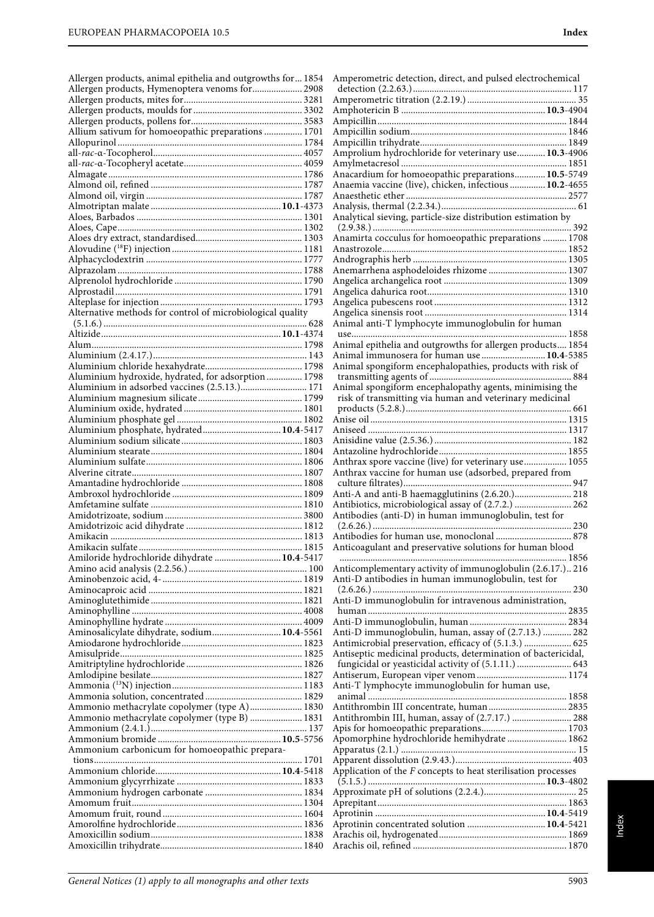Allergen products, animal epithelia and outgrowths for ... 1854
Allergen products, Hymenoptera venoms for ... 2908
Allergen products, mites for ... 3281
Allergen products, moulds for ... 3302
Allergen products, pollens for ... 3583
Allium sativum for homoeopathic preparations ... 1701
Allopurinol ... 1784
all-*rac*-α-Tocopherol ... 4057
all-*rac*-α-Tocopheryl acetate ... 4059
Almagate ... 1786
Almond oil, refined ... 1787
Almond oil, virgin ... 1787
Almotriptan malate ... **10.1**-4373
Aloes, Barbados ... 1301
Aloes, Cape ... 1302
Aloes dry extract, standardised ... 1303
Alovudine ($^{18}F$) injection ... 1181
Alphacyclodextrin ... 1777
Alprazolam ... 1788
Alprenolol hydrochloride ... 1790
Alprostadil ... 1791
Alteplase for injection ... 1793
Alternative methods for control of microbiological quality (5.1.6.) ... 628
Altizide ... **10.1**-4374
Alum ... 1798
Aluminium (2.4.17.) ... 143
Aluminium chloride hexahydrate ... 1798
Aluminium hydroxide, hydrated, for adsorption ... 1798
Aluminium in adsorbed vaccines (2.5.13.) ... 171
Aluminium magnesium silicate ... 1799
Aluminium oxide, hydrated ... 1801
Aluminium phosphate gel ... 1802
Aluminium phosphate, hydrated ... **10.4**-5417
Aluminium sodium silicate ... 1803
Aluminium stearate ... 1804
Aluminium sulfate ... 1806
Alverine citrate ... 1807
Amantadine hydrochloride ... 1808
Ambroxol hydrochloride ... 1809
Amfetamine sulfate ... 1810
Amidotrizoate, sodium ... 3800
Amidotrizoic acid dihydrate ... 1812
Amikacin ... 1813
Amikacin sulfate ... 1815
Amiloride hydrochloride dihydrate ... **10.4**-5417
Amino acid analysis (2.2.56.) ... 100
Aminobenzoic acid, 4- ... 1819
Aminocaproic acid ... 1821
Aminoglutethimide ... 1821
Aminophylline ... 4008
Aminophylline hydrate ... 4009
Aminosalicylate dihydrate, sodium ... **10.4**-5561
Amiodarone hydrochloride ... 1823
Amisulpride ... 1825
Amitriptyline hydrochloride ... 1826
Amlodipine besilate ... 1827
Ammonia ($^{13}N$) injection ... 1183
Ammonia solution, concentrated ... 1829
Ammonio methacrylate copolymer (type A) ... 1830
Ammonio methacrylate copolymer (type B) ... 1831
Ammonium (2.4.1.) ... 137
Ammonium bromide ... **10.5**-5756
Ammonium carbonicum for homoeopathic preparations ... 1701
Ammonium chloride ... **10.4**-5418
Ammonium glycyrrhizate ... 1833
Ammonium hydrogen carbonate ... 1834
Amomum fruit ... 1304
Amomum fruit, round ... 1604
Amorolfine hydrochloride ... 1836
Amoxicillin sodium ... 1838
Amoxicillin trihydrate ... 1840
Amperometric detection, direct, and pulsed electrochemical detection (2.2.63.) ... 117
Amperometric titration (2.2.19.) ... 35
Amphotericin B ... **10.3**-4904
Ampicillin ... 1844
Ampicillin sodium ... 1846
Ampicillin trihydrate ... 1849
Amprolium hydrochloride for veterinary use ... **10.3**-4906
Amylmetacresol ... 1851
Anacardium for homoeopathic preparations ... **10.5**-5749
Anaemia vaccine (live), chicken, infectious ... **10.2**-4655
Anaesthetic ether ... 2577
Analysis, thermal (2.2.34.) ... 61
Analytical sieving, particle-size distribution estimation by (2.9.38.) ... 392
Anamirta cocculus for homoeopathic preparations ... 1708
Anastrozole ... 1852
Andrographis herb ... 1305
Anemarrhena asphodeloides rhizome ... 1307
Angelica archangelica root ... 1309
Angelica dahurica root ... 1310
Angelica pubescens root ... 1312
Angelica sinensis root ... 1314
Animal anti-T lymphocyte immunoglobulin for human use ... 1858
Animal epithelia and outgrowths for allergen products ... 1854
Animal immunosera for human use ... **10.4**-5385
Animal spongiform encephalopathies, products with risk of transmitting agents of ... 884
Animal spongiform encephalopathy agents, minimising the risk of transmitting via human and veterinary medicinal products (5.2.8.) ... 661
Anise oil ... 1315
Aniseed ... 1317
Anisidine value (2.5.36.) ... 182
Antazoline hydrochloride ... 1855
Anthrax spore vaccine (live) for veterinary use ... 1055
Anthrax vaccine for human use (adsorbed, prepared from culture filtrates) ... 947
Anti-A and anti-B haemagglutinins (2.6.20.) ... 218
Antibiotics, microbiological assay of (2.7.2.) ... 262
Antibodies (anti-D) in human immunoglobulin, test for (2.6.26.) ... 230
Antibodies for human use, monoclonal ... 878
Anticoagulant and preservative solutions for human blood ... 1856
Anticomplementary activity of immunoglobulin (2.6.17.) ... 216
Anti-D antibodies in human immunoglobulin, test for (2.6.26.) ... 230
Anti-D immunoglobulin for intravenous administration, human ... 2835
Anti-D immunoglobulin, human ... 2834
Anti-D immunoglobulin, human, assay of (2.7.13.) ... 282
Antimicrobial preservation, efficacy of (5.1.3.) ... 625
Antiseptic medicinal products, determination of bactericidal, fungicidal or yeasticidal activity of (5.1.11.) ... 643
Antiserum, European viper venom ... 1174
Anti-T lymphocyte immunoglobulin for human use, animal ... 1858
Antithrombin III concentrate, human ... 2835
Antithrombin III, human, assay of (2.7.17.) ... 288
Apis for homoeopathic preparations ... 1703
Apomorphine hydrochloride hemihydrate ... 1862
Apparatus (2.1.) ... 15
Apparent dissolution (2.9.43.) ... 403
Application of the *F* concepts to heat sterilisation processes (5.1.5.) ... **10.3**-4802
Approximate pH of solutions (2.2.4.) ... 25
Aprepitant ... 1863
Aprotinin ... **10.4**-5419
Aprotinin concentrated solution ... **10.4**-5421
Arachis oil, hydrogenated ... 1869
Arachis oil, refined ... 1870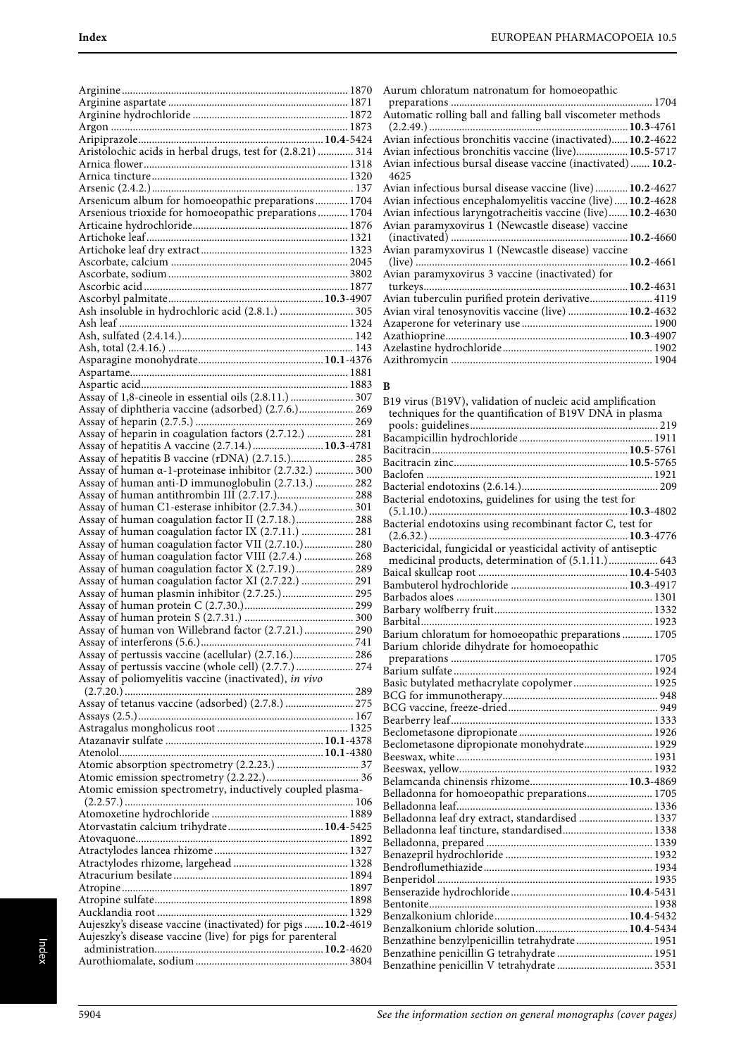Arginine ........ 1870
Arginine aspartate ........ 1871
Arginine hydrochloride ........ 1872
Argon ........ 1873
Aripiprazole ........ **10.4**-5424
Aristolochic acids in herbal drugs, test for (2.8.21) ........ 314
Arnica flower ........ 1318
Arnica tincture ........ 1320
Arsenic (2.4.2.) ........ 137
Arsenicum album for homoeopathic preparations ........ 1704
Arsenious trioxide for homoeopathic preparations ........ 1704
Articaine hydrochloride ........ 1876
Artichoke leaf ........ 1321
Artichoke leaf dry extract ........ 1323
Ascorbate, calcium ........ 2045
Ascorbate, sodium ........ 3802
Ascorbic acid ........ 1877
Ascorbyl palmitate ........ **10.3**-4907
Ash insoluble in hydrochloric acid (2.8.1.) ........ 305
Ash leaf ........ 1324
Ash, sulfated (2.4.14.) ........ 142
Ash, total (2.4.16.) ........ 143
Asparagine monohydrate ........ **10.1**-4376
Aspartame ........ 1881
Aspartic acid ........ 1883
Assay of 1,8-cineole in essential oils (2.8.11.) ........ 307
Assay of diphtheria vaccine (adsorbed) (2.7.6.) ........ 269
Assay of heparin (2.7.5.) ........ 269
Assay of heparin in coagulation factors (2.7.12.) ........ 281
Assay of hepatitis A vaccine (2.7.14.) ........ **10.3**-4781
Assay of hepatitis B vaccine (rDNA) (2.7.15.) ........ 285
Assay of human α-1-proteinase inhibitor (2.7.32.) ........ 300
Assay of human anti-D immunoglobulin (2.7.13.) ........ 282
Assay of human antithrombin III (2.7.17.) ........ 288
Assay of human C1-esterase inhibitor (2.7.34.) ........ 301
Assay of human coagulation factor II (2.7.18.) ........ 288
Assay of human coagulation factor IX (2.7.11.) ........ 281
Assay of human coagulation factor VII (2.7.10.) ........ 280
Assay of human coagulation factor VIII (2.7.4.) ........ 268
Assay of human coagulation factor X (2.7.19.) ........ 289
Assay of human coagulation factor XI (2.7.22.) ........ 291
Assay of human plasmin inhibitor (2.7.25.) ........ 295
Assay of human protein C (2.7.30.) ........ 299
Assay of human protein S (2.7.31.) ........ 300
Assay of human von Willebrand factor (2.7.21.) ........ 290
Assay of interferons (5.6.) ........ 741
Assay of pertussis vaccine (acellular) (2.7.16.) ........ 286
Assay of pertussis vaccine (whole cell) (2.7.7.) ........ 274
Assay of poliomyelitis vaccine (inactivated), *in vivo* (2.7.20.) ........ 289
Assay of tetanus vaccine (adsorbed) (2.7.8.) ........ 275
Assays (2.5.) ........ 167
Astragalus mongholicus root ........ 1325
Atazanavir sulfate ........ **10.1**-4378
Atenolol ........ **10.1**-4380
Atomic absorption spectrometry (2.2.23.) ........ 37
Atomic emission spectrometry (2.2.22.) ........ 36
Atomic emission spectrometry, inductively coupled plasma- (2.2.57.) ........ 106
Atomoxetine hydrochloride ........ 1889
Atorvastatin calcium trihydrate ........ **10.4**-5425
Atovaquone ........ 1892
Atractylodes lancea rhizome ........ 1327
Atractylodes rhizome, largehead ........ 1328
Atracurium besilate ........ 1894
Atropine ........ 1897
Atropine sulfate ........ 1898
Aucklandia root ........ 1329
Aujeszky's disease vaccine (inactivated) for pigs ........ **10.2**-4619
Aujeszky's disease vaccine (live) for pigs for parenteral administration ........ **10.2**-4620
Aurothiomalate, sodium ........ 3804
Aurum chloratum natronatum for homoeopathic preparations ........ 1704
Automatic rolling ball and falling ball viscometer methods (2.2.49.) ........ **10.3**-4761
Avian infectious bronchitis vaccine (inactivated) ........ **10.2**-4622
Avian infectious bronchitis vaccine (live) ........ **10.5**-5717
Avian infectious bursal disease vaccine (inactivated) ........ **10.2**-4625
Avian infectious bursal disease vaccine (live) ........ **10.2**-4627
Avian infectious encephalomyelitis vaccine (live) ........ **10.2**-4628
Avian infectious laryngotracheitis vaccine (live) ........ **10.2**-4630
Avian paramyxovirus 1 (Newcastle disease) vaccine (inactivated) ........ **10.2**-4660
Avian paramyxovirus 1 (Newcastle disease) vaccine (live) ........ **10.2**-4661
Avian paramyxovirus 3 vaccine (inactivated) for turkeys ........ **10.2**-4631
Avian tuberculin purified protein derivative ........ 4119
Avian viral tenosynovitis vaccine (live) ........ **10.2**-4632
Azaperone for veterinary use ........ 1900
Azathioprine ........ **10.3**-4907
Azelastine hydrochloride ........ 1902
Azithromycin ........ 1904

**B**

B19 virus (B19V), validation of nucleic acid amplification techniques for the quantification of B19V DNA in plasma pools: guidelines ........ 219
Bacampicillin hydrochloride ........ 1911
Bacitracin ........ **10.5**-5761
Bacitracin zinc ........ **10.5**-5765
Baclofen ........ 1921
Bacterial endotoxins (2.6.14.) ........ 209
Bacterial endotoxins, guidelines for using the test for (5.1.10.) ........ **10.3**-4802
Bacterial endotoxins using recombinant factor C, test for (2.6.32.) ........ **10.3**-4776
Bactericidal, fungicidal or yeasticidal activity of antiseptic medicinal products, determination of (5.1.11.) ........ 643
Baical skullcap root ........ **10.4**-5403
Bambuterol hydrochloride ........ **10.3**-4917
Barbados aloes ........ 1301
Barbary wolfberry fruit ........ 1332
Barbital ........ 1923
Barium chloratum for homoeopathic preparations ........ 1705
Barium chloride dihydrate for homoeopathic preparations ........ 1705
Barium sulfate ........ 1924
Basic butylated methacrylate copolymer ........ 1925
BCG for immunotherapy ........ 948
BCG vaccine, freeze-dried ........ 949
Bearberry leaf ........ 1333
Beclometasone dipropionate ........ 1926
Beclometasone dipropionate monohydrate ........ 1929
Beeswax, white ........ 1931
Beeswax, yellow ........ 1932
Belamcanda chinensis rhizome ........ **10.3**-4869
Belladonna for homoeopathic preparations ........ 1705
Belladonna leaf ........ 1336
Belladonna leaf dry extract, standardised ........ 1337
Belladonna leaf tincture, standardised ........ 1338
Belladonna, prepared ........ 1339
Benazepril hydrochloride ........ 1932
Bendroflumethiazide ........ 1934
Benperidol ........ 1935
Benserazide hydrochloride ........ **10.4**-5431
Bentonite ........ 1938
Benzalkonium chloride ........ **10.4**-5432
Benzalkonium chloride solution ........ **10.4**-5434
Benzathine benzylpenicillin tetrahydrate ........ 1951
Benzathine penicillin G tetrahydrate ........ 1951
Benzathine penicillin V tetrahydrate ........ 3531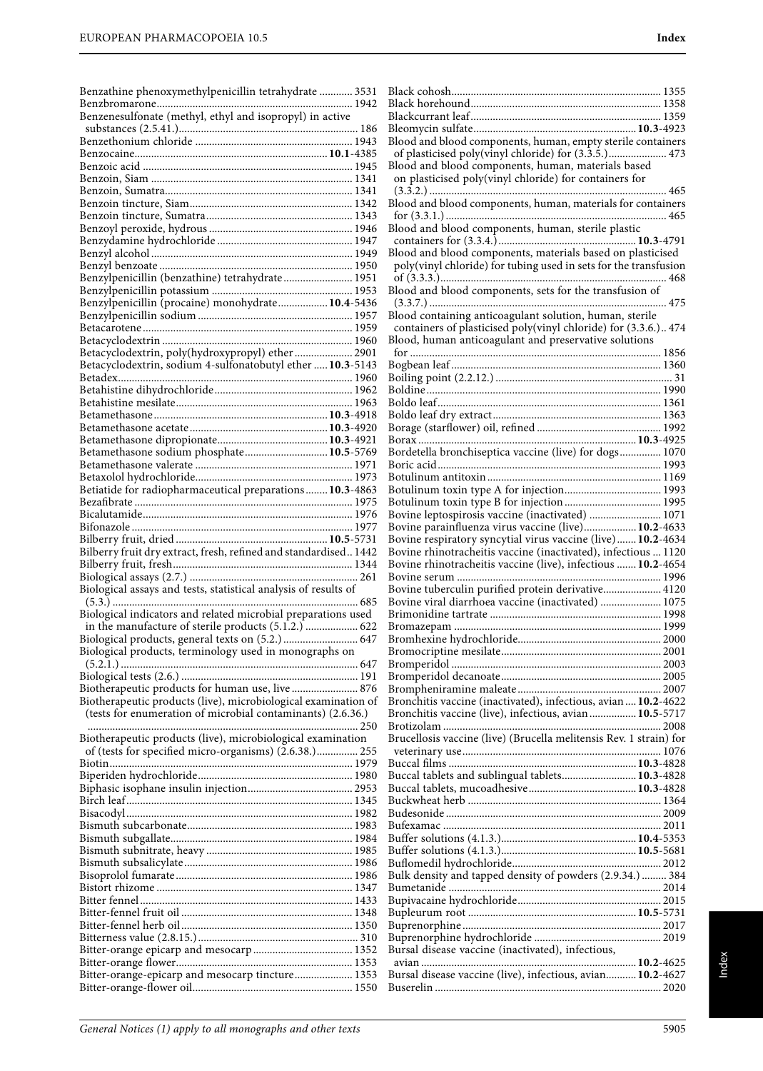Benzathine phenoxymethylpenicillin tetrahydrate ............ 3531
Benzbromarone ...................................................................... 1942
Benzenesulfonate (methyl, ethyl and isopropyl) in active substances (2.5.41.) ................................................................ 186
Benzethonium chloride ........................................................ 1943
Benzocaine ..................................................................... **10.1**-4385
Benzoic acid ........................................................................... 1945
Benzoin, Siam ........................................................................ 1341
Benzoin, Sumatra ................................................................... 1341
Benzoin tincture, Siam .......................................................... 1342
Benzoin tincture, Sumatra .................................................... 1343
Benzoyl peroxide, hydrous ................................................... 1946
Benzydamine hydrochloride ................................................ 1947
Benzyl alcohol ........................................................................ 1949
Benzyl benzoate ..................................................................... 1950
Benzylpenicillin (benzathine) tetrahydrate ......................... 1951
Benzylpenicillin potassium .................................................. 1953
Benzylpenicillin (procaine) monohydrate .................. **10.4**-5436
Benzylpenicillin sodium ....................................................... 1957
Betacarotene ........................................................................... 1959
Betacyclodextrin .................................................................... 1960
Betacyclodextrin, poly(hydroxypropyl) ether ..................... 2901
Betacyclodextrin, sodium 4-sulfonatobutyl ether ..... **10.3**-5143
Betadex .................................................................................... 1960
Betahistine dihydrochloride ................................................. 1962
Betahistine mesilate ............................................................... 1963
Betamethasone .............................................................. **10.3**-4918
Betamethasone acetate ................................................. **10.3**-4920
Betamethasone dipropionate ....................................... **10.3**-4921
Betamethasone sodium phosphate ............................. **10.5**-5769
Betamethasone valerate ......................................................... 1971
Betaxolol hydrochloride ......................................................... 1973
Betiatide for radiopharmaceutical preparations ........ **10.3**-4863
Bezafibrate .............................................................................. 1975
Bicalutamide ........................................................................... 1976
Bifonazole ............................................................................... 1977
Bilberry fruit, dried ....................................................... **10.5**-5731
Bilberry fruit dry extract, fresh, refined and standardised .. 1442
Bilberry fruit, fresh ................................................................. 1344
Biological assays (2.7.) ............................................................ 261
Biological assays and tests, statistical analysis of results of (5.3.) ........................................................................................ 685
Biological indicators and related microbial preparations used in the manufacture of sterile products (5.1.2.) ................... 622
Biological products, general texts on (5.2.) ........................... 647
Biological products, terminology used in monographs on (5.2.1.) ...................................................................................... 647
Biological tests (2.6.) ............................................................... 191
Biotherapeutic products for human use, live ........................ 876
Biotherapeutic products (live), microbiological examination of (tests for enumeration of microbial contaminants) (2.6.36.) ................................................................................................ 250
Biotherapeutic products (live), microbiological examination of (tests for specified micro-organisms) (2.6.38.) ............... 255
Biotin ........................................................................................ 1979
Biperiden hydrochloride ....................................................... 1980
Biphasic isophane insulin injection ...................................... 2953
Birch leaf .................................................................................. 1345
Bisacodyl ................................................................................. 1982
Bismuth subcarbonate ............................................................ 1983
Bismuth subgallate .................................................................. 1984
Bismuth subnitrate, heavy ..................................................... 1985
Bismuth subsalicylate ............................................................. 1986
Bisoprolol fumarate ................................................................ 1986
Bistort rhizome ....................................................................... 1347
Bitter fennel ............................................................................. 1433
Bitter-fennel fruit oil .............................................................. 1348
Bitter-fennel herb oil .............................................................. 1350
Bitterness value (2.8.15.) .......................................................... 310
Bitter-orange epicarp and mesocarp .................................... 1352
Bitter-orange flower ................................................................ 1353
Bitter-orange-epicarp and mesocarp tincture ..................... 1353
Bitter-orange-flower oil .......................................................... 1550
Black cohosh ........................................................................... 1355
Black horehound ..................................................................... 1358
Blackcurrant leaf ..................................................................... 1359
Bleomycin sulfate .......................................................... **10.3**-4923
Blood and blood components, human, empty sterile containers of plasticised poly(vinyl chloride) for (3.3.5.) ..................... 473
Blood and blood components, human, materials based on plasticised poly(vinyl chloride) for containers for (3.3.2.) ...................................................................................... 465
Blood and blood components, human, materials for containers for (3.3.1.) ................................................................................ 465
Blood and blood components, human, sterile plastic containers for (3.3.4.) ................................................. **10.3**-4791
Blood and blood components, materials based on plasticised poly(vinyl chloride) for tubing used in sets for the transfusion of (3.3.3.) ................................................................................. 468
Blood and blood components, sets for the transfusion of (3.3.7.) ...................................................................................... 475
Blood containing anticoagulant solution, human, sterile containers of plasticised poly(vinyl chloride) for (3.3.6.) .. 474
Blood, human anticoagulant and preservative solutions for ........................................................................................... 1856
Bogbean leaf ............................................................................ 1360
Boiling point (2.2.12.) ................................................................ 31
Boldine .................................................................................... 1990
Boldo leaf ................................................................................. 1361
Boldo leaf dry extract ............................................................. 1363
Borage (starflower) oil, refined ............................................. 1992
Borax .............................................................................. **10.3**-4925
Bordetella bronchiseptica vaccine (live) for dogs ................ 1070
Boric acid ................................................................................. 1993
Botulinum antitoxin ............................................................... 1169
Botulinum toxin type A for injection ................................... 1993
Botulinum toxin type B for injection ................................... 1995
Bovine leptospirosis vaccine (inactivated) .......................... 1071
Bovine parainfluenza virus vaccine (live) ................... **10.2**-4633
Bovine respiratory syncytial virus vaccine (live) ....... **10.2**-4634
Bovine rhinotracheitis vaccine (inactivated), infectious ... 1120
Bovine rhinotracheitis vaccine (live), infectious ....... **10.2**-4654
Bovine serum .......................................................................... 1996
Bovine tuberculin purified protein derivative ..................... 4120
Bovine viral diarrhoea vaccine (inactivated) ...................... 1075
Brimonidine tartrate .............................................................. 1998
Bromazepam ........................................................................... 1999
Bromhexine hydrochloride .................................................... 2000
Bromocriptine mesilate .......................................................... 2001
Bromperidol ............................................................................ 2003
Bromperidol decanoate .......................................................... 2005
Brompheniramine maleate .................................................... 2007
Bronchitis vaccine (inactivated), infectious, avian .... **10.2**-4622
Bronchitis vaccine (live), infectious, avian ................. **10.5**-5717
Brotizolam ............................................................................... 2008
Brucellosis vaccine (live) (Brucella melitensis Rev. 1 strain) for veterinary use ........................................................................ 1076
Buccal films ................................................................... **10.3**-4828
Buccal tablets and sublingual tablets .......................... **10.3**-4828
Buccal tablets, mucoadhesive ...................................... **10.3**-4828
Buckwheat herb ...................................................................... 1364
Budesonide .............................................................................. 2009
Bufexamac ............................................................................... 2011
Buffer solutions (4.1.3.) ................................................ **10.4**-5353
Buffer solutions (4.1.3.) ................................................ **10.5**-5681
Buflomedil hydrochloride ...................................................... 2012
Bulk density and tapped density of powders (2.9.34.) ......... 384
Bumetanide ............................................................................. 2014
Bupivacaine hydrochloride .................................................... 2015
Bupleurum root ............................................................ **10.5**-5731
Buprenorphine ........................................................................ 2017
Buprenorphine hydrochloride .............................................. 2019
Bursal disease vaccine (inactivated), infectious, avian .............................................................................. **10.2**-4625
Bursal disease vaccine (live), infectious, avian ........... **10.2**-4627
Buserelin .................................................................................. 2020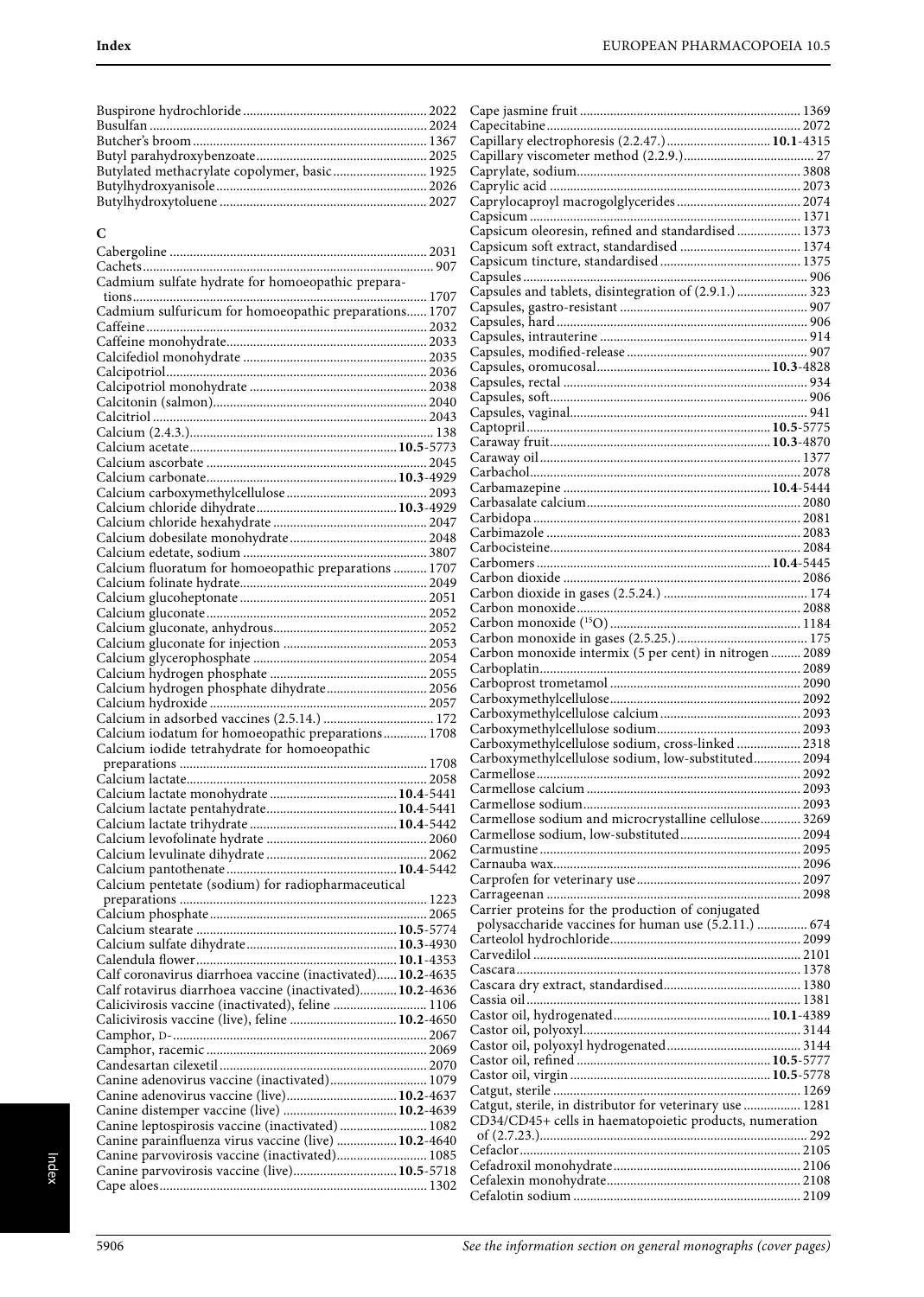Buspirone hydrochloride ........................................................ 2022
Busulfan .................................................................................. 2024
Butcher's broom ..................................................................... 1367
Butyl parahydroxybenzoate .................................................. 2025
Butylated methacrylate copolymer, basic ............................ 1925
Butylhydroxyanisole .............................................................. 2026
Butylhydroxytoluene ............................................................. 2027

**C**

Cabergoline ............................................................................ 2031
Cachets ..................................................................................... 907
Cadmium sulfate hydrate for homoeopathic preparations ......................................................................................... 1707
Cadmium sulfuricum for homoeopathic preparations ...... 1707
Caffeine .................................................................................. 2032
Caffeine monohydrate ........................................................... 2033
Calcifediol monohydrate ...................................................... 2035
Calcipotriol ............................................................................. 2036
Calcipotriol monohydrate .................................................... 2038
Calcitonin (salmon) ............................................................... 2040
Calcitriol ................................................................................. 2043
Calcium (2.4.3.) ........................................................................ 138
Calcium acetate ............................................................ **10.5**-5773
Calcium ascorbate ................................................................. 2045
Calcium carbonate ........................................................ **10.3**-4929
Calcium carboxymethylcellulose .......................................... 2093
Calcium chloride dihydrate ......................................... **10.3**-4929
Calcium chloride hexahydrate ............................................. 2047
Calcium dobesilate monohydrate ......................................... 2048
Calcium edetate, sodium ...................................................... 3807
Calcium fluoratum for homoeopathic preparations .......... 1707
Calcium folinate hydrate ....................................................... 2049
Calcium glucoheptonate ....................................................... 2051
Calcium gluconate ................................................................. 2052
Calcium gluconate, anhydrous ............................................. 2052
Calcium gluconate for injection ........................................... 2053
Calcium glycerophosphate ................................................... 2054
Calcium hydrogen phosphate ............................................... 2055
Calcium hydrogen phosphate dihydrate .............................. 2056
Calcium hydroxide ................................................................ 2057
Calcium in adsorbed vaccines (2.5.14.) ................................. 172
Calcium iodatum for homoeopathic preparations ............. 1708
Calcium iodide tetrahydrate for homoeopathic preparations ......................................................................... 1708
Calcium lactate ....................................................................... 2058
Calcium lactate monohydrate ..................................... **10.4**-5441
Calcium lactate pentahydrate ...................................... **10.4**-5441
Calcium lactate trihydrate ........................................... **10.4**-5442
Calcium levofolinate hydrate ................................................ 2060
Calcium levulinate dihydrate ................................................ 2062
Calcium pantothenate .................................................. **10.4**-5442
Calcium pentetate (sodium) for radiopharmaceutical preparations ......................................................................... 1223
Calcium phosphate ................................................................. 2065
Calcium stearate ........................................................... **10.5**-5774
Calcium sulfate dihydrate ............................................ **10.3**-4930
Calendula flower ........................................................... **10.1**-4353
Calf coronavirus diarrhoea vaccine (inactivated) ...... **10.2**-4635
Calf rotavirus diarrhoea vaccine (inactivated) ........... **10.2**-4636
Calicivirosis vaccine (inactivated), feline ............................ 1106
Calicivirosis vaccine (live), feline ............................... **10.2**-4650
Camphor, D- ........................................................................... 2067
Camphor, racemic .................................................................. 2069
Candesartan cilexetil ............................................................. 2070
Canine adenovirus vaccine (inactivated) ............................. 1079
Canine adenovirus vaccine (live) ................................ **10.2**-4637
Canine distemper vaccine (live) ................................. **10.2**-4639
Canine leptospirosis vaccine (inactivated) .......................... 1082
Canine parainfluenza virus vaccine (live) .................. **10.2**-4640
Canine parvovirosis vaccine (inactivated) ........................... 1085
Canine parvovirosis vaccine (live) ............................. **10.5**-5718
Cape aloes ............................................................................... 1302
Cape jasmine fruit .................................................................. 1369
Capecitabine .......................................................................... 2072
Capillary electrophoresis (2.2.47.) .............................. **10.1**-4315
Capillary viscometer method (2.2.9.) ...................................... 27
Caprylate, sodium .................................................................. 3808
Caprylic acid .......................................................................... 2073
Caprylocaproyl macrogolglycerides ..................................... 2074
Capsicum ................................................................................ 1371
Capsicum oleoresin, refined and standardised ................... 1373
Capsicum soft extract, standardised .................................... 1374
Capsicum tincture, standardised .......................................... 1375
Capsules ................................................................................... 906
Capsules and tablets, disintegration of (2.9.1.) ..................... 323
Capsules, gastro-resistant ....................................................... 907
Capsules, hard ......................................................................... 906
Capsules, intrauterine ............................................................. 914
Capsules, modified-release ..................................................... 907
Capsules, oromucosal .................................................. **10.3**-4828
Capsules, rectal ....................................................................... 934
Capsules, soft ........................................................................... 906
Capsules, vaginal ..................................................................... 941
Captopril ....................................................................... **10.5**-5775
Caraway fruit ................................................................ **10.3**-4870
Caraway oil ............................................................................ 1377
Carbachol ............................................................................... 2078
Carbamazepine ............................................................. **10.4**-5444
Carbasalate calcium ............................................................... 2080
Carbidopa ............................................................................... 2081
Carbimazole ........................................................................... 2083
Carbocisteine .......................................................................... 2084
Carbomers .................................................................... **10.4**-5445
Carbon dioxide ...................................................................... 2086
Carbon dioxide in gases (2.5.24.) ........................................... 174
Carbon monoxide .................................................................. 2088
Carbon monoxide ($^{15}O$) ......................................................... 1184
Carbon monoxide in gases (2.5.25.) ....................................... 175
Carbon monoxide intermix (5 per cent) in nitrogen ......... 2089
Carboplatin ............................................................................. 2089
Carboprost trometamol ........................................................ 2090
Carboxymethylcellulose ........................................................ 2092
Carboxymethylcellulose calcium .......................................... 2093
Carboxymethylcellulose sodium ........................................... 2093
Carboxymethylcellulose sodium, cross-linked ................... 2318
Carboxymethylcellulose sodium, low-substituted .............. 2094
Carmellose ............................................................................. 2092
Carmellose calcium ............................................................... 2093
Carmellose sodium ................................................................ 2093
Carmellose sodium and microcrystalline cellulose ............ 3269
Carmellose sodium, low-substituted .................................... 2094
Carmustine ............................................................................. 2095
Carnauba wax ......................................................................... 2096
Carprofen for veterinary use ................................................ 2097
Carrageenan ........................................................................... 2098
Carrier proteins for the production of conjugated polysaccharide vaccines for human use (5.2.11.) ............... 674
Carteolol hydrochloride ........................................................ 2099
Carvedilol ............................................................................... 2101
Cascara ................................................................................... 1378
Cascara dry extract, standardised ......................................... 1380
Cassia oil ................................................................................. 1381
Castor oil, hydrogenated .............................................. **10.1**-4389
Castor oil, polyoxyl ................................................................ 3144
Castor oil, polyoxyl hydrogenated ........................................ 3144
Castor oil, refined ......................................................... **10.5**-5777
Castor oil, virgin ........................................................... **10.5**-5778
Catgut, sterile ......................................................................... 1269
Catgut, sterile, in distributor for veterinary use ................. 1281
CD34/CD45+ cells in haematopoietic products, numeration of (2.7.23.) ............................................................................... 292
Cefaclor .................................................................................. 2105
Cefadroxil monohydrate ........................................................ 2106
Cefalexin monohydrate .......................................................... 2108
Cefalotin sodium .................................................................... 2109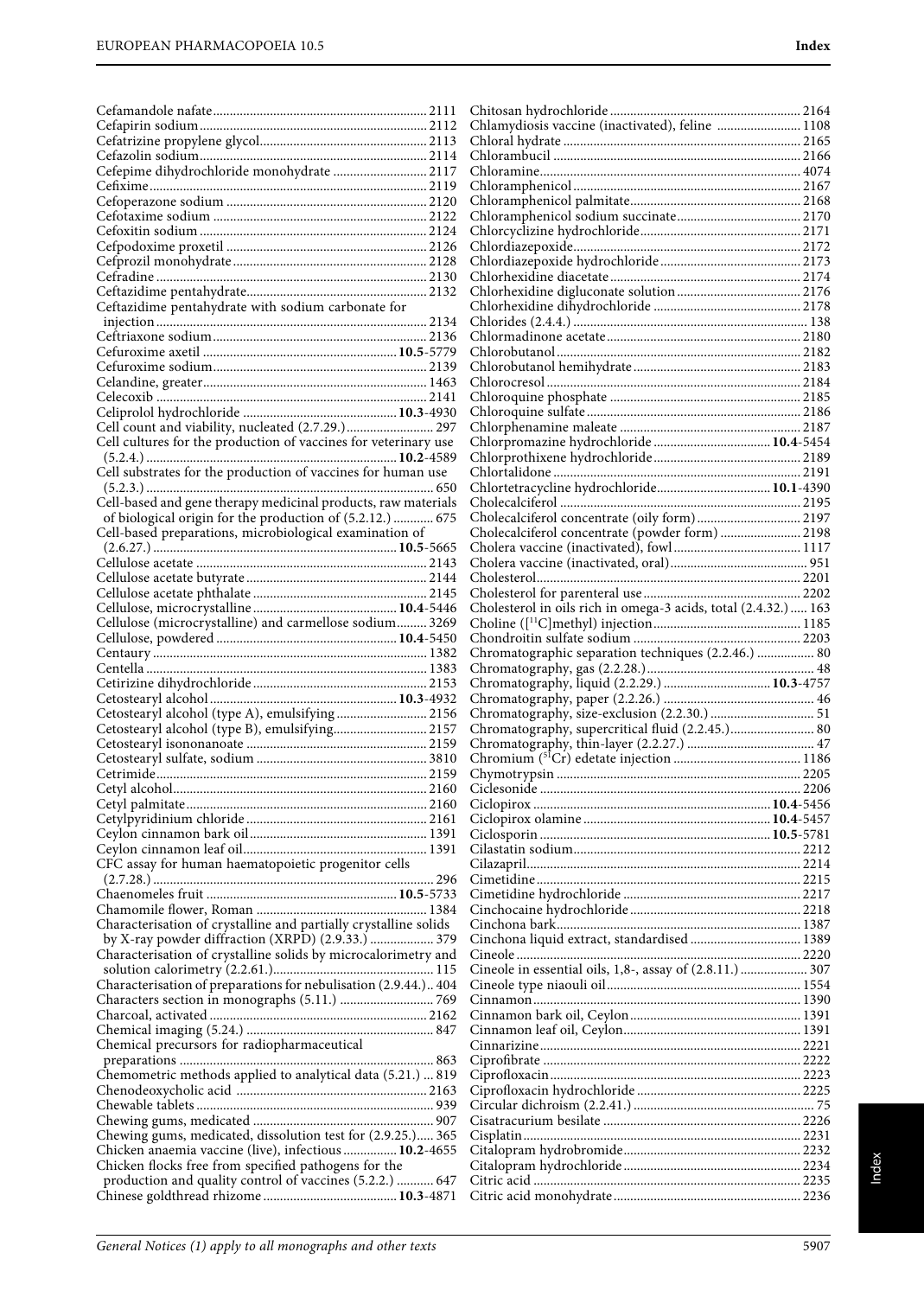Cefamandole nafate ........ 2111
Cefapirin sodium ........ 2112
Cefatrizine propylene glycol ........ 2113
Cefazolin sodium ........ 2114
Cefepime dihydrochloride monohydrate ........ 2117
Cefixime ........ 2119
Cefoperazone sodium ........ 2120
Cefotaxime sodium ........ 2122
Cefoxitin sodium ........ 2124
Cefpodoxime proxetil ........ 2126
Cefprozil monohydrate ........ 2128
Cefradine ........ 2130
Ceftazidime pentahydrate ........ 2132
Ceftazidime pentahydrate with sodium carbonate for injection ........ 2134
Ceftriaxone sodium ........ 2136
Cefuroxime axetil ........ **10.5**-5779
Cefuroxime sodium ........ 2139
Celandine, greater ........ 1463
Celecoxib ........ 2141
Celiprolol hydrochloride ........ **10.3**-4930
Cell count and viability, nucleated (2.7.29.) ........ 297
Cell cultures for the production of vaccines for veterinary use (5.2.4.) ........ **10.2**-4589
Cell substrates for the production of vaccines for human use (5.2.3.) ........ 650
Cell-based and gene therapy medicinal products, raw materials of biological origin for the production of (5.2.12.) ........ 675
Cell-based preparations, microbiological examination of (2.6.27.) ........ **10.5**-5665
Cellulose acetate ........ 2143
Cellulose acetate butyrate ........ 2144
Cellulose acetate phthalate ........ 2145
Cellulose, microcrystalline ........ **10.4**-5446
Cellulose (microcrystalline) and carmellose sodium ........ 3269
Cellulose, powdered ........ **10.4**-5450
Centaury ........ 1382
Centella ........ 1383
Cetirizine dihydrochloride ........ 2153
Cetostearyl alcohol ........ **10.3**-4932
Cetostearyl alcohol (type A), emulsifying ........ 2156
Cetostearyl alcohol (type B), emulsifying ........ 2157
Cetostearyl isononanoate ........ 2159
Cetostearyl sulfate, sodium ........ 3810
Cetrimide ........ 2159
Cetyl alcohol ........ 2160
Cetyl palmitate ........ 2160
Cetylpyridinium chloride ........ 2161
Ceylon cinnamon bark oil ........ 1391
Ceylon cinnamon leaf oil ........ 1391
CFC assay for human haematopoietic progenitor cells (2.7.28.) ........ 296
Chaenomeles fruit ........ **10.5**-5733
Chamomile flower, Roman ........ 1384
Characterisation of crystalline and partially crystalline solids by X-ray powder diffraction (XRPD) (2.9.33.) ........ 379
Characterisation of crystalline solids by microcalorimetry and solution calorimetry (2.2.61.) ........ 115
Characterisation of preparations for nebulisation (2.9.44.) ........ 404
Characters section in monographs (5.11.) ........ 769
Charcoal, activated ........ 2162
Chemical imaging (5.24.) ........ 847
Chemical precursors for radiopharmaceutical preparations ........ 863
Chemometric methods applied to analytical data (5.21.) ........ 819
Chenodeoxycholic acid ........ 2163
Chewable tablets ........ 939
Chewing gums, medicated ........ 907
Chewing gums, medicated, dissolution test for (2.9.25.) ........ 365
Chicken anaemia vaccine (live), infectious ........ **10.2**-4655
Chicken flocks free from specified pathogens for the production and quality control of vaccines (5.2.2.) ........ 647
Chinese goldthread rhizome ........ **10.3**-4871
Chitosan hydrochloride ........ 2164
Chlamydiosis vaccine (inactivated), feline ........ 1108
Chloral hydrate ........ 2165
Chlorambucil ........ 2166
Chloramine ........ 4074
Chloramphenicol ........ 2167
Chloramphenicol palmitate ........ 2168
Chloramphenicol sodium succinate ........ 2170
Chlorcyclizine hydrochloride ........ 2171
Chlordiazepoxide ........ 2172
Chlordiazepoxide hydrochloride ........ 2173
Chlorhexidine diacetate ........ 2174
Chlorhexidine digluconate solution ........ 2176
Chlorhexidine dihydrochloride ........ 2178
Chlorides (2.4.4.) ........ 138
Chlormadinone acetate ........ 2180
Chlorobutanol ........ 2182
Chlorobutanol hemihydrate ........ 2183
Chlorocresol ........ 2184
Chloroquine phosphate ........ 2185
Chloroquine sulfate ........ 2186
Chlorphenamine maleate ........ 2187
Chlorpromazine hydrochloride ........ **10.4**-5454
Chlorprothixene hydrochloride ........ 2189
Chlortalidone ........ 2191
Chlortetracycline hydrochloride ........ **10.1**-4390
Cholecalciferol ........ 2195
Cholecalciferol concentrate (oily form) ........ 2197
Cholecalciferol concentrate (powder form) ........ 2198
Cholera vaccine (inactivated), fowl ........ 1117
Cholera vaccine (inactivated, oral) ........ 951
Cholesterol ........ 2201
Cholesterol for parenteral use ........ 2202
Cholesterol in oils rich in omega-3 acids, total (2.4.32.) ........ 163
Choline ([$^{11}$C]methyl) injection ........ 1185
Chondroitin sulfate sodium ........ 2203
Chromatographic separation techniques (2.2.46.) ........ 80
Chromatography, gas (2.2.28.) ........ 48
Chromatography, liquid (2.2.29.) ........ **10.3**-4757
Chromatography, paper (2.2.26.) ........ 46
Chromatography, size-exclusion (2.2.30.) ........ 51
Chromatography, supercritical fluid (2.2.45.) ........ 80
Chromatography, thin-layer (2.2.27.) ........ 47
Chromium ($^{51}$Cr) edetate injection ........ 1186
Chymotrypsin ........ 2205
Ciclesonide ........ 2206
Ciclopirox ........ **10.4**-5456
Ciclopirox olamine ........ **10.4**-5457
Ciclosporin ........ **10.5**-5781
Cilastatin sodium ........ 2212
Cilazapril ........ 2214
Cimetidine ........ 2215
Cimetidine hydrochloride ........ 2217
Cinchocaine hydrochloride ........ 2218
Cinchona bark ........ 1387
Cinchona liquid extract, standardised ........ 1389
Cineole ........ 2220
Cineole in essential oils, 1,8-, assay of (2.8.11.) ........ 307
Cineole type niaouli oil ........ 1554
Cinnamon ........ 1390
Cinnamon bark oil, Ceylon ........ 1391
Cinnamon leaf oil, Ceylon ........ 1391
Cinnarizine ........ 2221
Ciprofibrate ........ 2222
Ciprofloxacin ........ 2223
Ciprofloxacin hydrochloride ........ 2225
Circular dichroism (2.2.41.) ........ 75
Cisatracurium besilate ........ 2226
Cisplatin ........ 2231
Citalopram hydrobromide ........ 2232
Citalopram hydrochloride ........ 2234
Citric acid ........ 2235
Citric acid monohydrate ........ 2236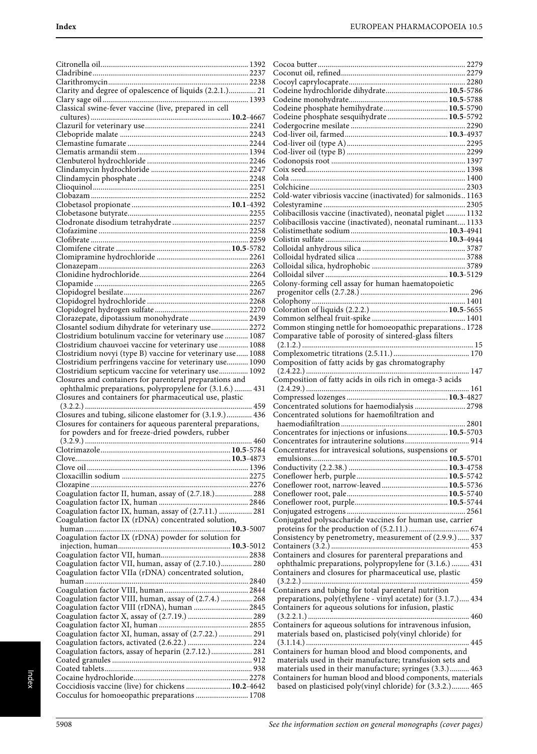Citronella oil........................................................................... 1392
Cladribine................................................................................ 2237
Clarithromycin......................................................................... 2238
Clarity and degree of opalescence of liquids (2.2.1.)............. 21
Clary sage oil........................................................................... 1393
Classical swine-fever vaccine (live, prepared in cell cultures)........................................................................ **10.2**-4667
Clazuril for veterinary use..................................................... 2241
Clebopride malate ................................................................. 2243
Clemastine fumarate ............................................................. 2244
Clematis armandii stem......................................................... 1394
Clenbuterol hydrochloride .................................................... 2246
Clindamycin hydrochloride .................................................. 2247
Clindamycin phosphate ......................................................... 2248
Clioquinol................................................................................ 2251
Clobazam................................................................................. 2252
Clobetasol propionate ..................................................**10.1**-4392
Clobetasone butyrate.............................................................. 2255
Clodronate disodium tetrahydrate ....................................... 2257
Clofazimine ............................................................................. 2258
Clofibrate ................................................................................ 2259
Clomifene citrate ..........................................................**10.5**-5782
Clomipramine hydrochloride ............................................... 2261
Clonazepam............................................................................. 2263
Clonidine hydrochloride........................................................ 2264
Clopamide .............................................................................. 2265
Clopidogrel besilate................................................................ 2267
Clopidogrel hydrochloride .................................................... 2268
Clopidogrel hydrogen sulfate................................................ 2270
Clorazepate, dipotassium monohydrate .............................. 2439
Closantel sodium dihydrate for veterinary use................... 2272
Clostridium botulinum vaccine for veterinary use ............ 1087
Clostridium chauvoei vaccine for veterinary use ............... 1088
Clostridium novyi (type B) vaccine for veterinary use...... 1088
Clostridium perfringens vaccine for veterinary use........... 1090
Clostridium septicum vaccine for veterinary use............... 1092
Closures and containers for parenteral preparations and ophthalmic preparations, polypropylene for (3.1.6.) ......... 431
Closures and containers for pharmaceutical use, plastic (3.2.2.) ..................................................................................... 459
Closures and tubing, silicone elastomer for (3.1.9.)............. 436
Closures for containers for aqueous parenteral preparations, for powders and for freeze-dried powders, rubber (3.2.9.) ..................................................................................... 460
Clotrimazole..................................................................**10.5**-5784
Clove...............................................................................**10.3**-4873
Clove oil.................................................................................. 1396
Cloxacillin sodium ................................................................ 2275
Clozapine ................................................................................ 2276
Coagulation factor II, human, assay of (2.7.18.)................... 288
Coagulation factor IX, human ............................................. 2846
Coagulation factor IX, human, assay of (2.7.11.) ................. 281
Coagulation factor IX (rDNA) concentrated solution, human ..........................................................................**10.3**-5007
Coagulation factor IX (rDNA) powder for solution for injection, human.........................................................**10.3**-5012
Coagulation factor VII, human............................................ 2838
Coagulation factor VII, human, assay of (2.7.10.)................ 280
Coagulation factor VIIa (rDNA) concentrated solution, human .................................................................................... 2840
Coagulation factor VIII, human .......................................... 2844
Coagulation factor VIII, human, assay of (2.7.4.) ................ 268
Coagulation factor VIII (rDNA), human ............................ 2845
Coagulation factor X, assay of (2.7.19.) ................................ 289
Coagulation factor XI, human ............................................. 2855
Coagulation factor XI, human, assay of (2.7.22.) ................. 291
Coagulation factors, activated (2.6.22.) ................................ 224
Coagulation factors, assay of heparin (2.7.12.)..................... 281
Coated granules ....................................................................... 912
Coated tablets........................................................................... 938
Cocaine hydrochloride........................................................... 2278
Coccidiosis vaccine (live) for chickens .......................**10.2**-4642
Cocculus for homoeopathic preparations ........................... 1708
Cocoa butter........................................................................... 2279
Coconut oil, refined............................................................... 2279
Cocoyl caprylocaprate........................................................... 2280
Codeine hydrochloride dihydrate................................**10.5**-5786
Codeine monohydrate..................................................**10.5**-5788
Codeine phosphate hemihydrate .................................**10.5**-5790
Codeine phosphate sesquihydrate ...............................**10.5**-5792
Codergocrine mesilate .......................................................... 2290
Cod-liver oil, farmed....................................................**10.3**-4937
Cod-liver oil (type A)............................................................. 2295
Cod-liver oil (type B) ............................................................ 2299
Codonopsis root .................................................................... 1397
Coix seed................................................................................. 1398
Cola ......................................................................................... 1400
Colchicine............................................................................... 2303
Cold-water vibriosis vaccine (inactivated) for salmonids.. 1163
Colestyramine ........................................................................ 2305
Colibacillosis vaccine (inactivated), neonatal piglet .......... 1132
Colibacillosis vaccine (inactivated), neonatal ruminant.... 1133
Colistimethate sodium.................................................**10.3**-4941
Colistin sulfate ..............................................................**10.3**-4944
Colloidal anhydrous silica .................................................... 3787
Colloidal hydrated silica ....................................................... 3788
Colloidal silica, hydrophobic ............................................... 3789
Colloidal silver ..............................................................**10.3**-5129
Colony-forming cell assay for human haematopoietic progenitor cells (2.7.28.)........................................................ 296
Colophony .............................................................................. 1401
Coloration of liquids (2.2.2.) ........................................**10.5**-5655
Common selfheal fruit-spike ............................................... 1401
Common stinging nettle for homoeopathic preparations.. 1728
Comparative table of porosity of sintered-glass filters (2.1.2.) ....................................................................................... 15
Complexometric titrations (2.5.11.)....................................... 170
Composition of fatty acids by gas chromatography (2.4.22.) ................................................................................... 147
Composition of fatty acids in oils rich in omega-3 acids (2.4.29.) ................................................................................... 161
Compressed lozenges ...................................................**10.3**-4827
Concentrated solutions for haemodialysis .......................... 2798
Concentrated solutions for haemofiltration and haemodiafiltration ............................................................... 2801
Concentrates for injections or infusions.....................**10.5**-5703
Concentrates for intrauterine solutions................................. 914
Concentrates for intravesical solutions, suspensions or emulsions.....................................................................**10.5**-5701
Conductivity (2.2.38.) ..................................................**10.3**-4758
Coneflower herb, purple..............................................**10.5**-5742
Coneflower root, narrow-leaved.................................**10.5**-5736
Coneflower root, pale...................................................**10.5**-5740
Coneflower root, purple...............................................**10.5**-5744
Conjugated estrogens ............................................................ 2561
Conjugated polysaccharide vaccines for human use, carrier proteins for the production of (5.2.11.) .............................. 674
Consistency by penetrometry, measurement of (2.9.9.)...... 337
Containers (3.2.) ...................................................................... 453
Containers and closures for parenteral preparations and ophthalmic preparations, polypropylene for (3.1.6.) ......... 431
Containers and closures for pharmaceutical use, plastic (3.2.2.) ..................................................................................... 459
Containers and tubing for total parenteral nutrition preparations, poly(ethylene - vinyl acetate) for (3.1.7.)..... 434
Containers for aqueous solutions for infusion, plastic (3.2.2.1.) .................................................................................. 460
Containers for aqueous solutions for intravenous infusion, materials based on, plasticised poly(vinyl chloride) for (3.1.14.) ................................................................................... 445
Containers for human blood and blood components, and materials used in their manufacture; transfusion sets and materials used in their manufacture; syringes (3.3.).......... 463
Containers for human blood and blood components, materials based on plasticised poly(vinyl chloride) for (3.3.2.)......... 465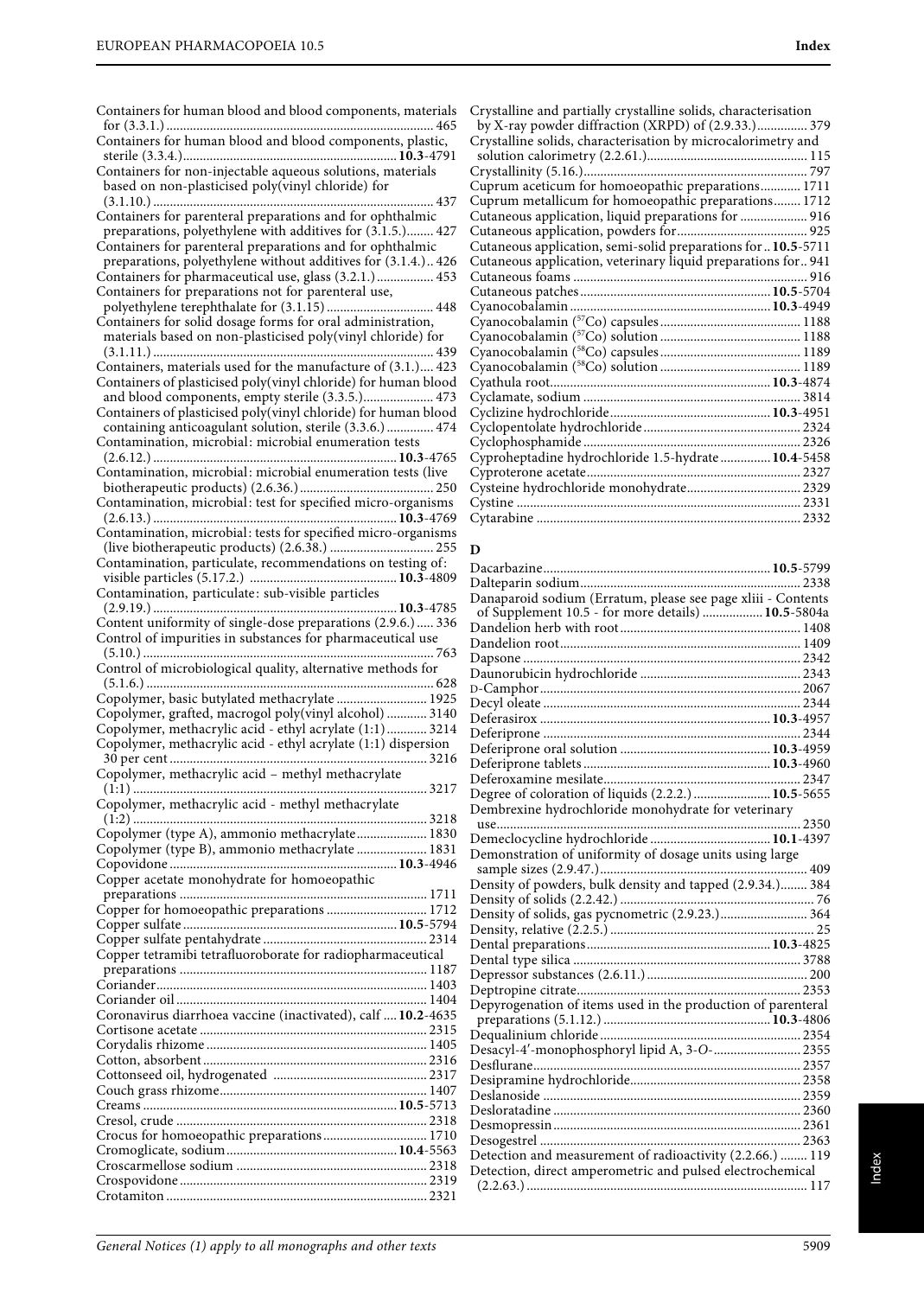Containers for human blood and blood components, materials for (3.3.1.) ... 465
Containers for human blood and blood components, plastic, sterile (3.3.4.) ... **10.3**-4791
Containers for non-injectable aqueous solutions, materials based on non-plasticised poly(vinyl chloride) for (3.1.10.) ... 437
Containers for parenteral preparations and for ophthalmic preparations, polyethylene with additives for (3.1.5.) ... 427
Containers for parenteral preparations and for ophthalmic preparations, polyethylene without additives for (3.1.4.) .. 426
Containers for pharmaceutical use, glass (3.2.1.) ... 453
Containers for preparations not for parenteral use, polyethylene terephthalate for (3.1.15) ... 448
Containers for solid dosage forms for oral administration, materials based on non-plasticised poly(vinyl chloride) for (3.1.11.) ... 439
Containers, materials used for the manufacture of (3.1.) ... 423
Containers of plasticised poly(vinyl chloride) for human blood and blood components, empty sterile (3.3.5.) ... 473
Containers of plasticised poly(vinyl chloride) for human blood containing anticoagulant solution, sterile (3.3.6.) ... 474
Contamination, microbial: microbial enumeration tests (2.6.12.) ... **10.3**-4765
Contamination, microbial: microbial enumeration tests (live biotherapeutic products) (2.6.36.) ... 250
Contamination, microbial: test for specified micro-organisms (2.6.13.) ... **10.3**-4769
Contamination, microbial: tests for specified micro-organisms (live biotherapeutic products) (2.6.38.) ... 255
Contamination, particulate, recommendations on testing of: visible particles (5.17.2.) ... **10.3**-4809
Contamination, particulate: sub-visible particles (2.9.19.) ... **10.3**-4785
Content uniformity of single-dose preparations (2.9.6.) ... 336
Control of impurities in substances for pharmaceutical use (5.10.) ... 763
Control of microbiological quality, alternative methods for (5.1.6.) ... 628
Copolymer, basic butylated methacrylate ... 1925
Copolymer, grafted, macrogol poly(vinyl alcohol) ... 3140
Copolymer, methacrylic acid - ethyl acrylate (1:1) ... 3214
Copolymer, methacrylic acid - ethyl acrylate (1:1) dispersion 30 per cent ... 3216
Copolymer, methacrylic acid – methyl methacrylate (1:1) ... 3217
Copolymer, methacrylic acid - methyl methacrylate (1:2) ... 3218
Copolymer (type A), ammonio methacrylate ... 1830
Copolymer (type B), ammonio methacrylate ... 1831
Copovidone ... **10.3**-4946
Copper acetate monohydrate for homoeopathic preparations ... 1711
Copper for homoeopathic preparations ... 1712
Copper sulfate ... **10.5**-5794
Copper sulfate pentahydrate ... 2314
Copper tetramibi tetrafluoroborate for radiopharmaceutical preparations ... 1187
Coriander ... 1403
Coriander oil ... 1404
Coronavirus diarrhoea vaccine (inactivated), calf ... **10.2**-4635
Cortisone acetate ... 2315
Corydalis rhizome ... 1405
Cotton, absorbent ... 2316
Cottonseed oil, hydrogenated ... 2317
Couch grass rhizome ... 1407
Creams ... **10.5**-5713
Cresol, crude ... 2318
Crocus for homoeopathic preparations ... 1710
Cromoglicate, sodium ... **10.4**-5563
Croscarmellose sodium ... 2318
Crospovidone ... 2319
Crotamiton ... 2321
Crystalline and partially crystalline solids, characterisation by X-ray powder diffraction (XRPD) of (2.9.33.) ... 379
Crystalline solids, characterisation by microcalorimetry and solution calorimetry (2.2.61.) ... 115
Crystallinity (5.16.) ... 797
Cuprum aceticum for homoeopathic preparations ... 1711
Cuprum metallicum for homoeopathic preparations ... 1712
Cutaneous application, liquid preparations for ... 916
Cutaneous application, powders for ... 925
Cutaneous application, semi-solid preparations for .. **10.5**-5711
Cutaneous application, veterinary liquid preparations for .. 941
Cutaneous foams ... 916
Cutaneous patches ... **10.5**-5704
Cyanocobalamin ... **10.3**-4949
Cyanocobalamin ($^{57}$Co) capsules ... 1188
Cyanocobalamin ($^{57}$Co) solution ... 1188
Cyanocobalamin ($^{58}$Co) capsules ... 1189
Cyanocobalamin ($^{58}$Co) solution ... 1189
Cyathula root ... **10.3**-4874
Cyclamate, sodium ... 3814
Cyclizine hydrochloride ... **10.3**-4951
Cyclopentolate hydrochloride ... 2324
Cyclophosphamide ... 2326
Cyproheptadine hydrochloride 1.5-hydrate ... **10.4**-5458
Cyproterone acetate ... 2327
Cysteine hydrochloride monohydrate ... 2329
Cystine ... 2331
Cytarabine ... 2332

## D

Dacarbazine ... **10.5**-5799
Dalteparin sodium ... 2338
Danaparoid sodium (Erratum, please see page xliii - Contents of Supplement 10.5 - for more details) ... **10.5**-5804a
Dandelion herb with root ... 1408
Dandelion root ... 1409
Dapsone ... 2342
Daunorubicin hydrochloride ... 2343
D-Camphor ... 2067
Decyl oleate ... 2344
Deferasirox ... **10.3**-4957
Deferiprone ... 2344
Deferiprone oral solution ... **10.3**-4959
Deferiprone tablets ... **10.3**-4960
Deferoxamine mesilate ... 2347
Degree of coloration of liquids (2.2.2.) ... **10.5**-5655
Dembrexine hydrochloride monohydrate for veterinary use ... 2350
Demeclocycline hydrochloride ... **10.1**-4397
Demonstration of uniformity of dosage units using large sample sizes (2.9.47.) ... 409
Density of powders, bulk density and tapped (2.9.34.) ... 384
Density of solids (2.2.42.) ... 76
Density of solids, gas pycnometric (2.9.23.) ... 364
Density, relative (2.2.5.) ... 25
Dental preparations ... **10.3**-4825
Dental type silica ... 3788
Depressor substances (2.6.11.) ... 200
Deptropine citrate ... 2353
Depyrogenation of items used in the production of parenteral preparations (5.1.12.) ... **10.3**-4806
Dequalinium chloride ... 2354
Desacyl-4′-monophosphoryl lipid A, 3-*O*- ... 2355
Desflurane ... 2357
Desipramine hydrochloride ... 2358
Deslanoside ... 2359
Desloratadine ... 2360
Desmopressin ... 2361
Desogestrel ... 2363
Detection and measurement of radioactivity (2.2.66.) ... 119
Detection, direct amperometric and pulsed electrochemical (2.2.63.) ... 117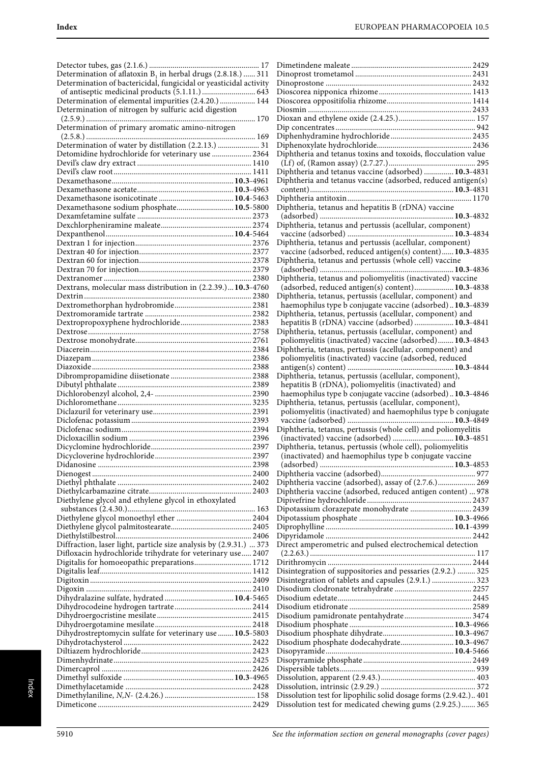Detector tubes, gas (2.1.6.) 17
Determination of aflatoxin $B_1$ in herbal drugs (2.8.18.) 311
Determination of bactericidal, fungicidal or yeasticidal activity of antiseptic medicinal products (5.1.11.) 643
Determination of elemental impurities (2.4.20.) 144
Determination of nitrogen by sulfuric acid digestion (2.5.9.) 170
Determination of primary aromatic amino-nitrogen (2.5.8.) 169
Determination of water by distillation (2.2.13.) 31
Detomidine hydrochloride for veterinary use 2364
Devil's claw dry extract 1410
Devil's claw root 1411
Dexamethasone **10.3**-4961
Dexamethasone acetate **10.3**-4963
Dexamethasone isonicotinate **10.4**-5463
Dexamethasone sodium phosphate **10.5**-5800
Dexamfetamine sulfate 2373
Dexchlorpheniramine maleate 2374
Dexpanthenol **10.4**-5464
Dextran 1 for injection 2376
Dextran 40 for injection 2377
Dextran 60 for injection 2378
Dextran 70 for injection 2379
Dextranomer 2380
Dextrans, molecular mass distribution in (2.2.39.) **10.3**-4760
Dextrin 2380
Dextromethorphan hydrobromide 2381
Dextromoramide tartrate 2382
Dextropropoxyphene hydrochloride 2383
Dextrose 2758
Dextrose monohydrate 2761
Diacerein 2384
Diazepam 2386
Diazoxide 2388
Dibrompropamidine diisetionate 2388
Dibutyl phthalate 2389
Dichlorobenzyl alcohol, 2,4- 2390
Dichloromethane 3235
Diclazuril for veterinary use 2391
Diclofenac potassium 2393
Diclofenac sodium 2394
Dicloxacillin sodium 2396
Dicyclomine hydrochloride 2397
Dicycloverine hydrochloride 2397
Didanosine 2398
Dienogest 2400
Diethyl phthalate 2402
Diethylcarbamazine citrate 2403
Diethylene glycol and ethylene glycol in ethoxylated substances (2.4.30.) 163
Diethylene glycol monoethyl ether 2404
Diethylene glycol palmitostearate 2405
Diethylstilbestrol 2406
Diffraction, laser light, particle size analysis by (2.9.31.) 373
Difloxacin hydrochloride trihydrate for veterinary use 2407
Digitalis for homoeopathic preparations 1712
Digitalis leaf 1412
Digitoxin 2409
Digoxin 2410
Dihydralazine sulfate, hydrated **10.4**-5465
Dihydrocodeine hydrogen tartrate 2414
Dihydroergocristine mesilate 2415
Dihydroergotamine mesilate 2418
Dihydrostreptomycin sulfate for veterinary use **10.5**-5803
Dihydrotachysterol 2422
Diltiazem hydrochloride 2423
Dimenhydrinate 2425
Dimercaprol 2426
Dimethyl sulfoxide **10.3**-4965
Dimethylacetamide 2428
Dimethylaniline, *N,N*- (2.4.26.) 158
Dimeticone 2429
Dimetindene maleate 2429
Dinoprost trometamol 2431
Dinoprostone 2432
Dioscorea nipponica rhizome 1413
Dioscorea oppositifolia rhizome 1414
Diosmin 2433
Dioxan and ethylene oxide (2.4.25.) 157
Dip concentrates 942
Diphenhydramine hydrochloride 2435
Diphenoxylate hydrochloride 2436
Diphtheria and tetanus toxins and toxoids, flocculation value (Lf) of, (Ramon assay) (2.7.27.) 295
Diphtheria and tetanus vaccine (adsorbed) **10.3**-4831
Diphtheria and tetanus vaccine (adsorbed, reduced antigen(s) content) **10.3**-4831
Diphtheria antitoxin 1170
Diphtheria, tetanus and hepatitis B (rDNA) vaccine (adsorbed) **10.3**-4832
Diphtheria, tetanus and pertussis (acellular, component) vaccine (adsorbed) **10.3**-4834
Diphtheria, tetanus and pertussis (acellular, component) vaccine (adsorbed, reduced antigen(s) content) **10.3**-4835
Diphtheria, tetanus and pertussis (whole cell) vaccine (adsorbed) **10.3**-4836
Diphtheria, tetanus and poliomyelitis (inactivated) vaccine (adsorbed, reduced antigen(s) content) **10.3**-4838
Diphtheria, tetanus, pertussis (acellular, component) and haemophilus type b conjugate vaccine (adsorbed) **10.3**-4839
Diphtheria, tetanus, pertussis (acellular, component) and hepatitis B (rDNA) vaccine (adsorbed) **10.3**-4841
Diphtheria, tetanus, pertussis (acellular, component) and poliomyelitis (inactivated) vaccine (adsorbed) **10.3**-4843
Diphtheria, tetanus, pertussis (acellular, component) and poliomyelitis (inactivated) vaccine (adsorbed, reduced antigen(s) content) **10.3**-4844
Diphtheria, tetanus, pertussis (acellular, component), hepatitis B (rDNA), poliomyelitis (inactivated) and haemophilus type b conjugate vaccine (adsorbed) **10.3**-4846
Diphtheria, tetanus, pertussis (acellular, component), poliomyelitis (inactivated) and haemophilus type b conjugate vaccine (adsorbed) **10.3**-4849
Diphtheria, tetanus, pertussis (whole cell) and poliomyelitis (inactivated) vaccine (adsorbed) **10.3**-4851
Diphtheria, tetanus, pertussis (whole cell), poliomyelitis (inactivated) and haemophilus type b conjugate vaccine (adsorbed) **10.3**-4853
Diphtheria vaccine (adsorbed) 977
Diphtheria vaccine (adsorbed), assay of (2.7.6.) 269
Diphtheria vaccine (adsorbed, reduced antigen content) 978
Dipivefrine hydrochloride 2437
Dipotassium clorazepate monohydrate 2439
Dipotassium phosphate **10.3**-4966
Diprophylline **10.1**-4399
Dipyridamole 2442
Direct amperometric and pulsed electrochemical detection (2.2.63.) 117
Dirithromycin 2444
Disintegration of suppositories and pessaries (2.9.2.) 325
Disintegration of tablets and capsules (2.9.1.) 323
Disodium clodronate tetrahydrate 2257
Disodium edetate 2445
Disodium etidronate 2589
Disodium pamidronate pentahydrate 3474
Disodium phosphate **10.3**-4966
Disodium phosphate dihydrate **10.3**-4967
Disodium phosphate dodecahydrate **10.3**-4967
Disopyramide **10.4**-5466
Disopyramide phosphate 2449
Dispersible tablets 939
Dissolution, apparent (2.9.43.) 403
Dissolution, intrinsic (2.9.29.) 372
Dissolution test for lipophilic solid dosage forms (2.9.42.) 401
Dissolution test for medicated chewing gums (2.9.25.) 365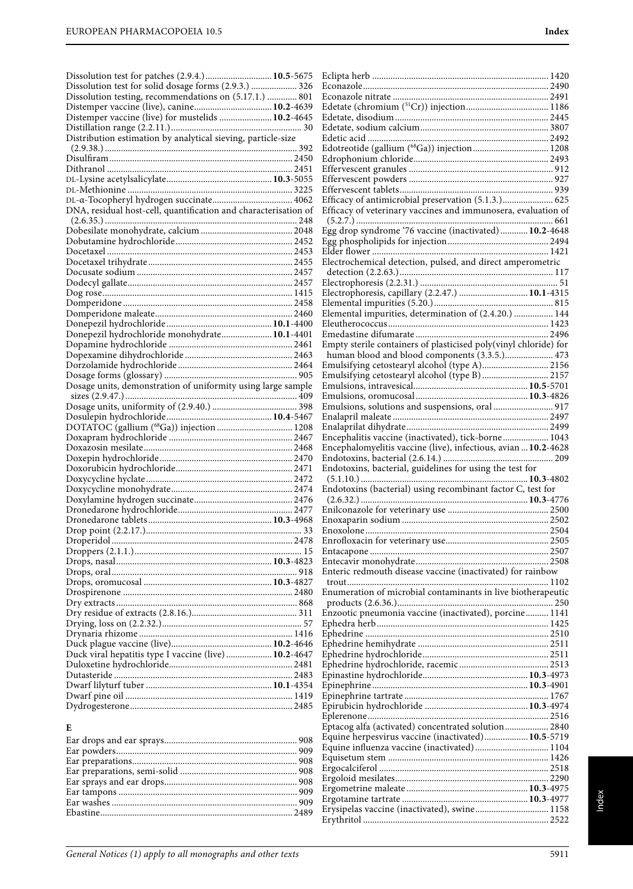Dissolution test for patches (2.9.4.) ............................. **10.5**-5675
Dissolution test for solid dosage forms (2.9.3.) .................... 326
Dissolution testing, recommendations on (5.17.1.) ............. 801
Distemper vaccine (live), canine.................................. **10.2**-4639
Distemper vaccine (live) for mustelids ....................... **10.2**-4645
Distillation range (2.2.11.).......................................................... 30
Distribution estimation by analytical sieving, particle-size (2.9.38.) ................................................................................... 392
Disulfiram................................................................................ 2450
Dithranol ................................................................................. 2451
DL-Lysine acetylsalicylate............................................. **10.3**-5055
DL-Methionine ....................................................................... 3225
DL-α-Tocopheryl hydrogen succinate.................................. 4062
DNA, residual host-cell, quantification and characterisation of (2.6.35.) ................................................................................... 248
Dobesilate monohydrate, calcium ........................................ 2048
Dobutamine hydrochloride................................................... 2452
Docetaxel ................................................................................. 2453
Docetaxel trihydrate............................................................... 2455
Docusate sodium .................................................................... 2457
Dodecyl gallate........................................................................ 2457
Dog rose................................................................................... 1415
Domperidone .......................................................................... 2458
Domperidone maleate............................................................ 2460
Donepezil hydrochloride............................................. **10.1**-4400
Donepezil hydrochloride monohydrate...................... **10.1**-4401
Dopamine hydrochloride ...................................................... 2461
Dopexamine dihydrochloride ............................................... 2463
Dorzolamide hydrochloride.................................................. 2464
Dosage forms (glossary) .......................................................... 905
Dosage units, demonstration of uniformity using large sample sizes (2.9.47.) .......................................................................... 409
Dosage units, uniformity of (2.9.40.) ..................................... 398
Dosulepin hydrochloride.............................................. **10.4**-5467
DOTATOC (gallium ($^{68}$Ga)) injection ................................. 1208
Doxapram hydrochloride ...................................................... 2467
Doxazosin mesilate................................................................. 2468
Doxepin hydrochloride.......................................................... 2470
Doxorubicin hydrochloride................................................... 2471
Doxycycline hyclate................................................................ 2472
Doxycycline monohydrate..................................................... 2474
Doxylamine hydrogen succinate........................................... 2476
Dronedarone hydrochloride.................................................. 2477
Dronedarone tablets...................................................... **10.3**-4968
Drop point (2.2.17.)................................................................... 33
Droperidol ............................................................................... 2478
Droppers (2.1.1.)........................................................................ 15
Drops, nasal.................................................................... **10.3**-4823
Drops, oral................................................................................. 918
Drops, oromucosal ....................................................... **10.3**-4827
Drospirenone .......................................................................... 2480
Dry extracts ............................................................................... 868
Dry residue of extracts (2.8.16.).............................................. 311
Drying, loss on (2.2.32.)............................................................ 57
Drynaria rhizome ................................................................... 1416
Duck plague vaccine (live)............................................ **10.2**-4646
Duck viral hepatitis type I vaccine (live) ..................... **10.2**-4647
Duloxetine hydrochloride...................................................... 2481
Dutasteride .............................................................................. 2483
Dwarf lilyturf tuber ....................................................... **10.1**-4354
Dwarf pine oil ......................................................................... 1419
Dydrogesterone....................................................................... 2485

## E

Ear drops and ear sprays.......................................................... 908
Ear powders.............................................................................. 909
Ear preparations....................................................................... 908
Ear preparations, semi-solid .................................................. 908
Ear sprays and ear drops.......................................................... 908
Ear tampons ............................................................................. 909
Ear washes ................................................................................ 909
Ebastine................................................................................... 2489
Eclipta herb ............................................................................. 1420
Econazole................................................................................ 2490
Econazole nitrate ................................................................... 2491
Edetate (chromium ($^{51}$Cr)) injection.................................... 1186
Edetate, disodium .................................................................. 2445
Edetate, sodium calcium....................................................... 3807
Edetic acid .............................................................................. 2492
Edotreotide (gallium ($^{68}$Ga)) injection................................. 1208
Edrophonium chloride........................................................... 2493
Effervescent granules .............................................................. 912
Effervescent powders .............................................................. 927
Effervescent tablets.................................................................. 939
Efficacy of antimicrobial preservation (5.1.3.)...................... 625
Efficacy of veterinary vaccines and immunosera, evaluation of (5.2.7.) ..................................................................................... 661
Egg drop syndrome '76 vaccine (inactivated) ............ **10.2**-4648
Egg phospholipids for injection........................................... 2494
Elder flower ............................................................................ 1421
Electrochemical detection, pulsed, and direct amperometric detection (2.2.63.) .................................................................. 117
Electrophoresis (2.2.31.) ........................................................... 51
Electrophoresis, capillary (2.2.47.) ............................. **10.1**-4315
Elemental impurities (5.20.).................................................... 815
Elemental impurities, determination of (2.4.20.) ................. 144
Eleutherococcus..................................................................... 1423
Emedastine difumarate ......................................................... 2496
Empty sterile containers of plasticised poly(vinyl chloride) for human blood and blood components (3.3.5.)..................... 473
Emulsifying cetostearyl alcohol (type A)............................. 2156
Emulsifying cetostearyl alcohol (type B)............................. 2157
Emulsions, intravesical................................................. **10.5**-5701
Emulsions, oromucosal ................................................ **10.3**-4826
Emulsions, solutions and suspensions, oral .......................... 917
Enalapril maleate ................................................................... 2497
Enalaprilat dihydrate............................................................. 2499
Encephalitis vaccine (inactivated), tick-borne.................... 1043
Encephalomyelitis vaccine (live), infectious, avian ... **10.2**-4628
Endotoxins, bacterial (2.6.14.) ............................................... 209
Endotoxins, bacterial, guidelines for using the test for (5.1.10.) ....................................................................... **10.3**-4802
Endotoxins (bacterial) using recombinant factor C, test for (2.6.32.) ....................................................................... **10.3**-4776
Enilconazole for veterinary use ........................................... 2500
Enoxaparin sodium ............................................................... 2502
Enoxolone............................................................................... 2504
Enrofloxacin for veterinary use............................................ 2505
Entacapone ............................................................................. 2507
Entecavir monohydrate......................................................... 2508
Enteric redmouth disease vaccine (inactivated) for rainbow trout....................................................................................... 1102
Enumeration of microbial contaminants in live biotherapeutic products (2.6.36.)................................................................... 250
Enzootic pneumonia vaccine (inactivated), porcine.......... 1141
Ephedra herb.......................................................................... 1425
Ephedrine ............................................................................... 2510
Ephedrine hemihydrate ........................................................ 2511
Ephedrine hydrochloride...................................................... 2511
Ephedrine hydrochloride, racemic....................................... 2513
Epinastine hydrochloride............................................. **10.3**-4973
Epinephrine................................................................... **10.3**-4901
Epinephrine tartrate .............................................................. 1767
Epirubicin hydrochloride ............................................ **10.3**-4974
Eplerenone.............................................................................. 2516
Eptacog alfa (activated) concentrated solution................... 2840
Equine herpesvirus vaccine (inactivated)................... **10.5**-5719
Equine influenza vaccine (inactivated)................................ 1104
Equisetum stem ..................................................................... 1426
Ergocalciferol ......................................................................... 2518
Ergoloid mesilates.................................................................. 2290
Ergometrine maleate .................................................... **10.3**-4975
Ergotamine tartrate ...................................................... **10.3**-4977
Erysipelas vaccine (inactivated), swine............................... 1158
Erythritol ................................................................................ 2522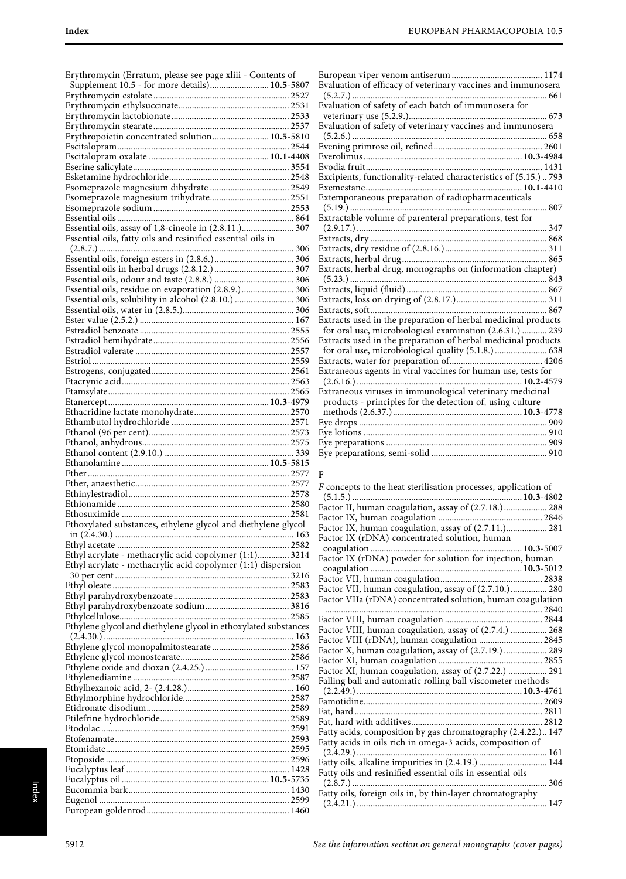Erythromycin (Erratum, please see page xliii - Contents of Supplement 10.5 - for more details) **10.5**-5807
Erythromycin estolate 2527
Erythromycin ethylsuccinate 2531
Erythromycin lactobionate 2533
Erythromycin stearate 2537
Erythropoietin concentrated solution **10.5**-5810
Escitalopram 2544
Escitalopram oxalate **10.1**-4408
Eserine salicylate 3554
Esketamine hydrochloride 2548
Esomeprazole magnesium dihydrate 2549
Esomeprazole magnesium trihydrate 2551
Esomeprazole sodium 2553
Essential oils 864
Essential oils, assay of 1,8-cineole in (2.8.11.) 307
Essential oils, fatty oils and resinified essential oils in (2.8.7.) 306
Essential oils, foreign esters in (2.8.6.) 306
Essential oils in herbal drugs (2.8.12.) 307
Essential oils, odour and taste (2.8.8.) 306
Essential oils, residue on evaporation (2.8.9.) 306
Essential oils, solubility in alcohol (2.8.10.) 306
Essential oils, water in (2.8.5.) 306
Ester value (2.5.2.) 167
Estradiol benzoate 2555
Estradiol hemihydrate 2556
Estradiol valerate 2557
Estriol 2559
Estrogens, conjugated 2561
Etacrynic acid 2563
Etamsylate 2565
Etanercept **10.3**-4979
Ethacridine lactate monohydrate 2570
Ethambutol hydrochloride 2571
Ethanol (96 per cent) 2573
Ethanol, anhydrous 2575
Ethanol content (2.9.10.) 339
Ethanolamine **10.5**-5815
Ether 2577
Ether, anaesthetic 2577
Ethinylestradiol 2578
Ethionamide 2580
Ethosuximide 2581
Ethoxylated substances, ethylene glycol and diethylene glycol in (2.4.30.) 163
Ethyl acetate 2582
Ethyl acrylate - methacrylic acid copolymer (1:1) 3214
Ethyl acrylate - methacrylic acid copolymer (1:1) dispersion 30 per cent 3216
Ethyl oleate 2583
Ethyl parahydroxybenzoate 2583
Ethyl parahydroxybenzoate sodium 3816
Ethylcellulose 2585
Ethylene glycol and diethylene glycol in ethoxylated substances (2.4.30.) 163
Ethylene glycol monopalmitostearate 2586
Ethylene glycol monostearate 2586
Ethylene oxide and dioxan (2.4.25.) 157
Ethylenediamine 2587
Ethylhexanoic acid, 2- (2.4.28.) 160
Ethylmorphine hydrochloride 2587
Etidronate disodium 2589
Etilefrine hydrochloride 2589
Etodolac 2591
Etofenamate 2593
Etomidate 2595
Etoposide 2596
Eucalyptus leaf 1428
Eucalyptus oil **10.5**-5735
Eucommia bark 1430
Eugenol 2599
European goldenrod 1460
European viper venom antiserum 1174
Evaluation of efficacy of veterinary vaccines and immunosera (5.2.7.) 661
Evaluation of safety of each batch of immunosera for veterinary use (5.2.9.) 673
Evaluation of safety of veterinary vaccines and immunosera (5.2.6.) 658
Evening primrose oil, refined 2601
Everolimus **10.3**-4984
Evodia fruit 1431
Excipients, functionality-related characteristics of (5.15.) 793
Exemestane **10.1**-4410
Extemporaneous preparation of radiopharmaceuticals (5.19.) 807
Extractable volume of parenteral preparations, test for (2.9.17.) 347
Extracts, dry 868
Extracts, dry residue of (2.8.16.) 311
Extracts, herbal drug 865
Extracts, herbal drug, monographs on (information chapter) (5.23.) 843
Extracts, liquid (fluid) 867
Extracts, loss on drying of (2.8.17.) 311
Extracts, soft 867
Extracts used in the preparation of herbal medicinal products for oral use, microbiological examination (2.6.31.) 239
Extracts used in the preparation of herbal medicinal products for oral use, microbiological quality (5.1.8.) 638
Extracts, water for preparation of 4206
Extraneous agents in viral vaccines for human use, tests for (2.6.16.) **10.2**-4579
Extraneous viruses in immunological veterinary medicinal products - principles for the detection of, using culture methods (2.6.37.) **10.3**-4778
Eye drops 909
Eye lotions 910
Eye preparations 909
Eye preparations, semi-solid 910

## F

*F* concepts to the heat sterilisation processes, application of (5.1.5.) **10.3**-4802
Factor II, human coagulation, assay of (2.7.18.) 288
Factor IX, human coagulation 2846
Factor IX, human coagulation, assay of (2.7.11.) 281
Factor IX (rDNA) concentrated solution, human coagulation **10.3**-5007
Factor IX (rDNA) powder for solution for injection, human coagulation **10.3**-5012
Factor VII, human coagulation 2838
Factor VII, human coagulation, assay of (2.7.10.) 280
Factor VIIa (rDNA) concentrated solution, human coagulation 2840
Factor VIII, human coagulation 2844
Factor VIII, human coagulation, assay of (2.7.4.) 268
Factor VIII (rDNA), human coagulation 2845
Factor X, human coagulation, assay of (2.7.19.) 289
Factor XI, human coagulation 2855
Factor XI, human coagulation, assay of (2.7.22.) 291
Falling ball and automatic rolling ball viscometer methods (2.2.49.) **10.3**-4761
Famotidine 2609
Fat, hard 2811
Fat, hard with additives 2812
Fatty acids, composition by gas chromatography (2.4.22.) 147
Fatty acids in oils rich in omega-3 acids, composition of (2.4.29.) 161
Fatty oils, alkaline impurities in (2.4.19.) 144
Fatty oils and resinified essential oils in essential oils (2.8.7.) 306
Fatty oils, foreign oils in, by thin-layer chromatography (2.4.21.) 147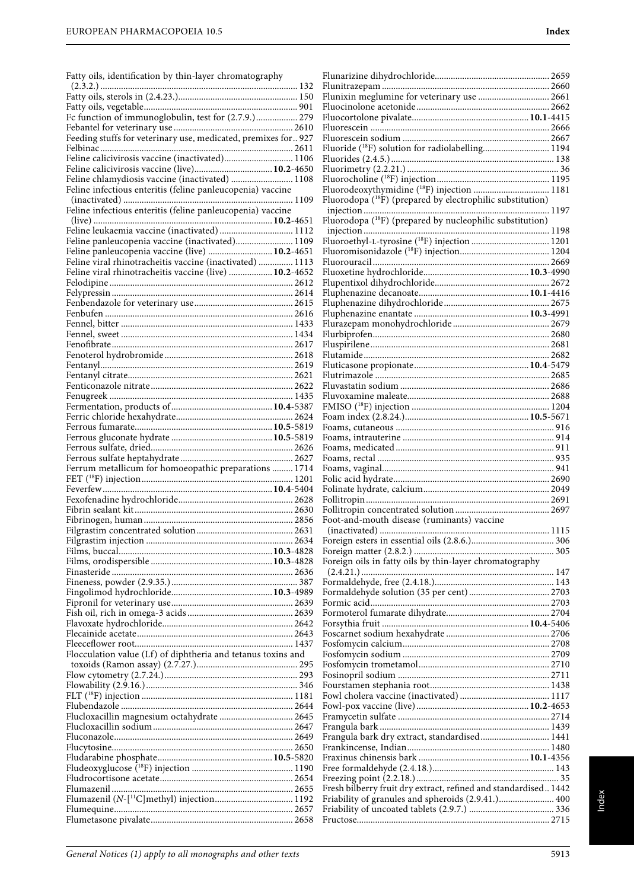Fatty oils, identification by thin-layer chromatography (2.3.2.) ... 132
Fatty oils, sterols in (2.4.23.) ... 150
Fatty oils, vegetable ... 901
Fc function of immunoglobulin, test for (2.7.9.) ... 279
Febantel for veterinary use ... 2610
Feeding stuffs for veterinary use, medicated, premixes for ... 927
Felbinac ... 2611
Feline calicivirosis vaccine (inactivated) ... 1106
Feline calicivirosis vaccine (live) ... **10.2**-4650
Feline chlamydiosis vaccine (inactivated) ... 1108
Feline infectious enteritis (feline panleucopenia) vaccine (inactivated) ... 1109
Feline infectious enteritis (feline panleucopenia) vaccine (live) ... **10.2**-4651
Feline leukaemia vaccine (inactivated) ... 1112
Feline panleucopenia vaccine (inactivated) ... 1109
Feline panleucopenia vaccine (live) ... **10.2**-4651
Feline viral rhinotracheitis vaccine (inactivated) ... 1113
Feline viral rhinotracheitis vaccine (live) ... **10.2**-4652
Felodipine ... 2612
Felypressin ... 2614
Fenbendazole for veterinary use ... 2615
Fenbufen ... 2616
Fennel, bitter ... 1433
Fennel, sweet ... 1434
Fenofibrate ... 2617
Fenoterol hydrobromide ... 2618
Fentanyl ... 2619
Fentanyl citrate ... 2621
Fenticonazole nitrate ... 2622
Fenugreek ... 1435
Fermentation, products of ... **10.4**-5387
Ferric chloride hexahydrate ... 2624
Ferrous fumarate ... **10.5**-5819
Ferrous gluconate hydrate ... **10.5**-5819
Ferrous sulfate, dried ... 2626
Ferrous sulfate heptahydrate ... 2627
Ferrum metallicum for homoeopathic preparations ... 1714
FET ($^{18}$F) injection ... 1201
Feverfew ... **10.4**-5404
Fexofenadine hydrochloride ... 2628
Fibrin sealant kit ... 2630
Fibrinogen, human ... 2856
Filgrastim concentrated solution ... 2631
Filgrastim injection ... 2634
Films, buccal ... **10.3**-4828
Films, orodispersible ... **10.3**-4828
Finasteride ... 2636
Fineness, powder (2.9.35.) ... 387
Fingolimod hydrochloride ... **10.3**-4989
Fipronil for veterinary use ... 2639
Fish oil, rich in omega-3 acids ... 2639
Flavoxate hydrochloride ... 2642
Flecainide acetate ... 2643
Fleeceflower root ... 1437
Flocculation value (Lf) of diphtheria and tetanus toxins and toxoids (Ramon assay) (2.7.27.) ... 295
Flow cytometry (2.7.24.) ... 293
Flowability (2.9.16.) ... 346
FLT ($^{18}$F) injection ... 1181
Flubendazole ... 2644
Flucloxacillin magnesium octahydrate ... 2645
Flucloxacillin sodium ... 2647
Fluconazole ... 2649
Flucytosine ... 2650
Fludarabine phosphate ... **10.5**-5820
Fludeoxyglucose ($^{18}$F) injection ... 1190
Fludrocortisone acetate ... 2654
Flumazenil ... 2655
Flumazenil (*N*-[$^{11}$C]methyl) injection ... 1192
Flumequine ... 2657
Flumetasone pivalate ... 2658
Flunarizine dihydrochloride ... 2659
Flunitrazepam ... 2660
Flunixin meglumine for veterinary use ... 2661
Fluocinolone acetonide ... 2662
Fluocortolone pivalate ... **10.1**-4415
Fluorescein ... 2666
Fluorescein sodium ... 2667
Fluoride ($^{18}$F) solution for radiolabelling ... 1194
Fluorides (2.4.5.) ... 138
Fluorimetry (2.2.21.) ... 36
Fluorocholine ($^{18}$F) injection ... 1195
Fluorodeoxythymidine ($^{18}$F) injection ... 1181
Fluorodopa ($^{18}$F) (prepared by electrophilic substitution) injection ... 1197
Fluorodopa ($^{18}$F) (prepared by nucleophilic substitution) injection ... 1198
Fluoroethyl-L-tyrosine ($^{18}$F) injection ... 1201
Fluoromisonidazole ($^{18}$F) injection ... 1204
Fluorouracil ... 2669
Fluoxetine hydrochloride ... **10.3**-4990
Flupentixol dihydrochloride ... 2672
Fluphenazine decanoate ... **10.1**-4416
Fluphenazine dihydrochloride ... 2675
Fluphenazine enantate ... **10.3**-4991
Flurazepam monohydrochloride ... 2679
Flurbiprofen ... 2680
Fluspirilene ... 2681
Flutamide ... 2682
Fluticasone propionate ... **10.4**-5479
Flutrimazole ... 2685
Fluvastatin sodium ... 2686
Fluvoxamine maleate ... 2688
FMISO ($^{18}$F) injection ... 1204
Foam index (2.8.24.) ... **10.5**-5671
Foams, cutaneous ... 916
Foams, intrauterine ... 914
Foams, medicated ... 911
Foams, rectal ... 935
Foams, vaginal ... 941
Folic acid hydrate ... 2690
Folinate hydrate, calcium ... 2049
Follitropin ... 2691
Follitropin concentrated solution ... 2697
Foot-and-mouth disease (ruminants) vaccine (inactivated) ... 1115
Foreign esters in essential oils (2.8.6.) ... 306
Foreign matter (2.8.2.) ... 305
Foreign oils in fatty oils by thin-layer chromatography (2.4.21.) ... 147
Formaldehyde, free (2.4.18.) ... 143
Formaldehyde solution (35 per cent) ... 2703
Formic acid ... 2703
Formoterol fumarate dihydrate ... 2704
Forsythia fruit ... **10.4**-5406
Foscarnet sodium hexahydrate ... 2706
Fosfomycin calcium ... 2708
Fosfomycin sodium ... 2709
Fosfomycin trometamol ... 2710
Fosinopril sodium ... 2711
Fourstamen stephania root ... 1438
Fowl cholera vaccine (inactivated) ... 1117
Fowl-pox vaccine (live) ... **10.2**-4653
Framycetin sulfate ... 2714
Frangula bark ... 1439
Frangula bark dry extract, standardised ... 1441
Frankincense, Indian ... 1480
Fraxinus chinensis bark ... **10.1**-4356
Free formaldehyde (2.4.18.) ... 143
Freezing point (2.2.18.) ... 35
Fresh bilberry fruit dry extract, refined and standardised ... 1442
Friability of granules and spheroids (2.9.41.) ... 400
Friability of uncoated tablets (2.9.7.) ... 336
Fructose ... 2715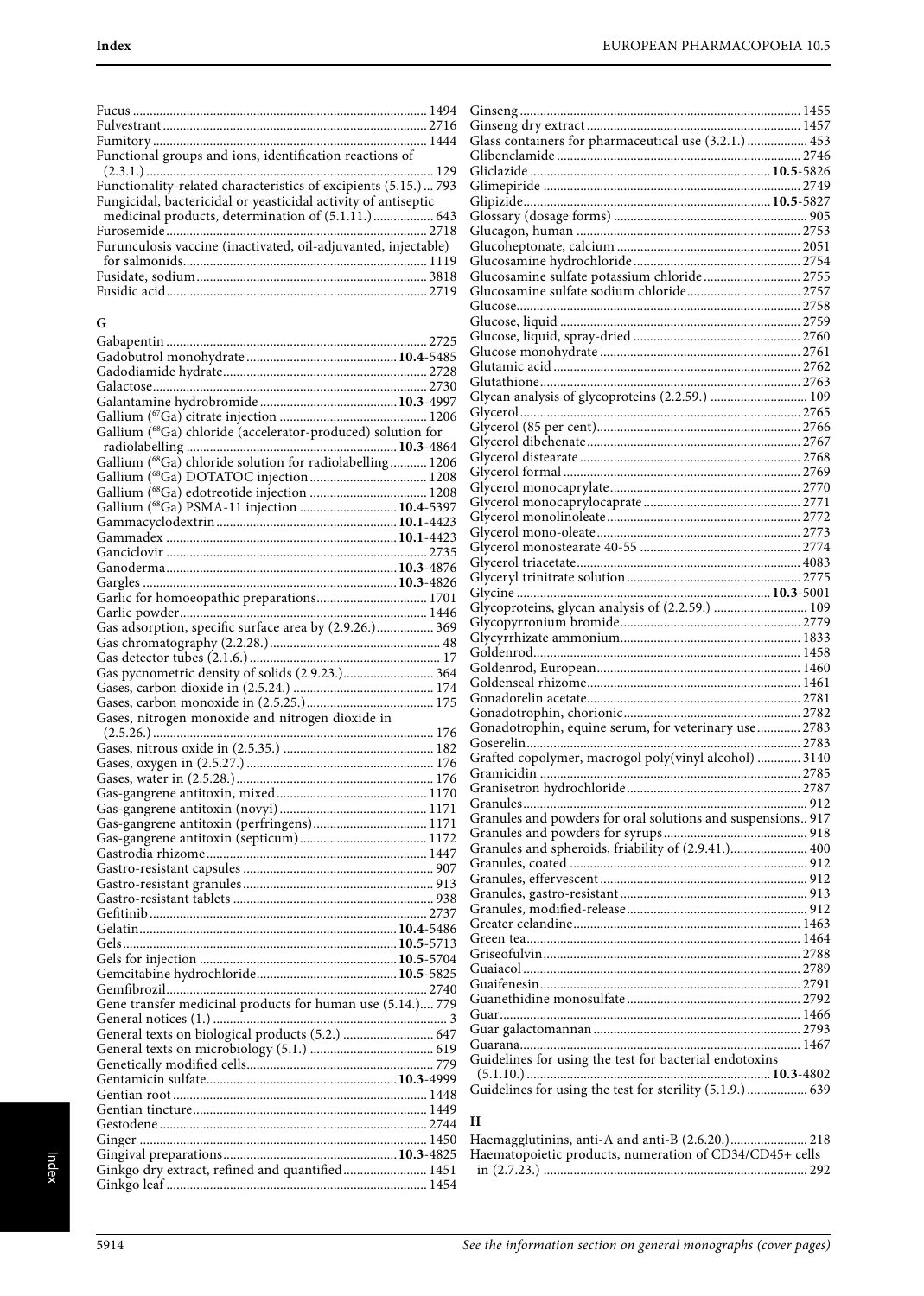Fucus ....................................................................................... 1494
Fulvestrant ............................................................................... 2716
Fumitory .................................................................................. 1444
Functional groups and ions, identification reactions of (2.3.1.) ..................................................................................... 129
Functionality-related characteristics of excipients (5.15.) ... 793
Fungicidal, bactericidal or yeasticidal activity of antiseptic medicinal products, determination of (5.1.11.) .................. 643
Furosemide ............................................................................. 2718
Furunculosis vaccine (inactivated, oil-adjuvanted, injectable) for salmonids......................................................................... 1119
Fusidate, sodium ..................................................................... 3818
Fusidic acid ............................................................................. 2719

## G

Gabapentin ............................................................................. 2725
Gadobutrol monohydrate ............................................ **10.4**-5485
Gadodiamide hydrate ............................................................. 2728
Galactose ................................................................................. 2730
Galantamine hydrobromide ........................................ **10.3**-4997
Gallium ($^{67}$Ga) citrate injection ........................................... 1206
Gallium ($^{68}$Ga) chloride (accelerator-produced) solution for radiolabelling .............................................................. **10.3**-4864
Gallium ($^{68}$Ga) chloride solution for radiolabelling ........... 1206
Gallium ($^{68}$Ga) DOTATOC injection .................................. 1208
Gallium ($^{68}$Ga) edotreotide injection .................................. 1208
Gallium ($^{68}$Ga) PSMA-11 injection ............................ **10.4**-5397
Gammacyclodextrin ..................................................... **10.1**-4423
Gammadex ................................................................... **10.1**-4423
Ganciclovir ............................................................................. 2735
Ganoderma ................................................................... **10.3**-4876
Gargles ......................................................................... **10.3**-4826
Garlic for homoeopathic preparations ................................. 1701
Garlic powder ......................................................................... 1446
Gas adsorption, specific surface area by (2.9.26.) ................. 369
Gas chromatography (2.2.28.) .................................................. 48
Gas detector tubes (2.1.6.) ........................................................ 17
Gas pycnometric density of solids (2.9.23.) ........................... 364
Gases, carbon dioxide in (2.5.24.) .......................................... 174
Gases, carbon monoxide in (2.5.25.) ...................................... 175
Gases, nitrogen monoxide and nitrogen dioxide in (2.5.26.) ................................................................................... 176
Gases, nitrous oxide in (2.5.35.) ............................................ 182
Gases, oxygen in (2.5.27.) ....................................................... 176
Gases, water in (2.5.28.) .......................................................... 176
Gas-gangrene antitoxin, mixed ............................................ 1170
Gas-gangrene antitoxin (novyi) ............................................ 1171
Gas-gangrene antitoxin (perfringens) .................................. 1171
Gas-gangrene antitoxin (septicum) ...................................... 1172
Gastrodia rhizome ................................................................. 1447
Gastro-resistant capsules ........................................................ 907
Gastro-resistant granules ........................................................ 913
Gastro-resistant tablets ........................................................... 938
Gefitinib .................................................................................. 2737
Gelatin ........................................................................... **10.4**-5486
Gels ............................................................................... **10.5**-5713
Gels for injection .......................................................... **10.5**-5704
Gemcitabine hydrochloride .......................................... **10.5**-5825
Gemfibrozil ............................................................................. 2740
Gene transfer medicinal products for human use (5.14.) .... 779
General notices (1.) ..................................................................... 3
General texts on biological products (5.2.) ........................... 647
General texts on microbiology (5.1.) ..................................... 619
Genetically modified cells ....................................................... 779
Gentamicin sulfate ........................................................ **10.3**-4999
Gentian root ........................................................................... 1448
Gentian tincture ..................................................................... 1449
Gestodene ............................................................................... 2744
Ginger .................................................................................... 1450
Gingival preparations ................................................... **10.3**-4825
Ginkgo dry extract, refined and quantified ......................... 1451
Ginkgo leaf ............................................................................. 1454
Ginseng .................................................................................. 1455
Ginseng dry extract ............................................................... 1457
Glass containers for pharmaceutical use (3.2.1.) .................. 453
Glibenclamide ........................................................................ 2746
Gliclazide ..................................................................... **10.5**-5826
Glimepiride ............................................................................ 2749
Glipizide ....................................................................... **10.5**-5827
Glossary (dosage forms) .......................................................... 905
Glucagon, human .................................................................. 2753
Glucoheptonate, calcium ....................................................... 2051
Glucosamine hydrochloride .................................................. 2754
Glucosamine sulfate potassium chloride ............................. 2755
Glucosamine sulfate sodium chloride .................................. 2757
Glucose ................................................................................... 2758
Glucose, liquid ....................................................................... 2759
Glucose, liquid, spray-dried .................................................. 2760
Glucose monohydrate ........................................................... 2761
Glutamic acid ......................................................................... 2762
Glutathione ............................................................................ 2763
Glycan analysis of glycoproteins (2.2.59.) ............................. 109
Glycerol .................................................................................. 2765
Glycerol (85 per cent) ............................................................ 2766
Glycerol dibehenate ............................................................... 2767
Glycerol distearate ................................................................. 2768
Glycerol formal ...................................................................... 2769
Glycerol monocaprylate ........................................................ 2770
Glycerol monocaprylocaprate ............................................... 2771
Glycerol monolinoleate ......................................................... 2772
Glycerol mono-oleate ............................................................ 2773
Glycerol monostearate 40-55 ............................................... 2774
Glycerol triacetate ................................................................. 4083
Glyceryl trinitrate solution .................................................... 2775
Glycine ......................................................................... **10.3**-5001
Glycoproteins, glycan analysis of (2.2.59.) ............................ 109
Glycopyrronium bromide ..................................................... 2779
Glycyrrhizate ammonium ..................................................... 1833
Goldenrod .............................................................................. 1458
Goldenrod, European ............................................................ 1460
Goldenseal rhizome ............................................................... 1461
Gonadorelin acetate ............................................................... 2781
Gonadotrophin, chorionic .................................................... 2782
Gonadotrophin, equine serum, for veterinary use ............. 2783
Goserelin ................................................................................ 2783
Grafted copolymer, macrogol poly(vinyl alcohol) ............. 3140
Gramicidin ............................................................................. 2785
Granisetron hydrochloride ................................................... 2787
Granules .................................................................................... 912
Granules and powders for oral solutions and suspensions .. 917
Granules and powders for syrups ........................................... 918
Granules and spheroids, friability of (2.9.41.) ....................... 400
Granules, coated ...................................................................... 912
Granules, effervescent ............................................................. 912
Granules, gastro-resistant ....................................................... 913
Granules, modified-release ..................................................... 912
Greater celandine .................................................................. 1463
Green tea ................................................................................ 1464
Griseofulvin ........................................................................... 2788
Guaiacol ................................................................................. 2789
Guaifenesin ............................................................................ 2791
Guanethidine monosulfate .................................................... 2792
Guar ....................................................................................... 1466
Guar galactomannan ............................................................. 2793
Guarana .................................................................................. 1467
Guidelines for using the test for bacterial endotoxins (5.1.10.) ........................................................................ **10.3**-4802
Guidelines for using the test for sterility (5.1.9.) .................. 639

## H

Haemagglutinins, anti-A and anti-B (2.6.20.) ....................... 218
Haematopoietic products, numeration of CD34/CD45+ cells in (2.7.23.) ............................................................................. 292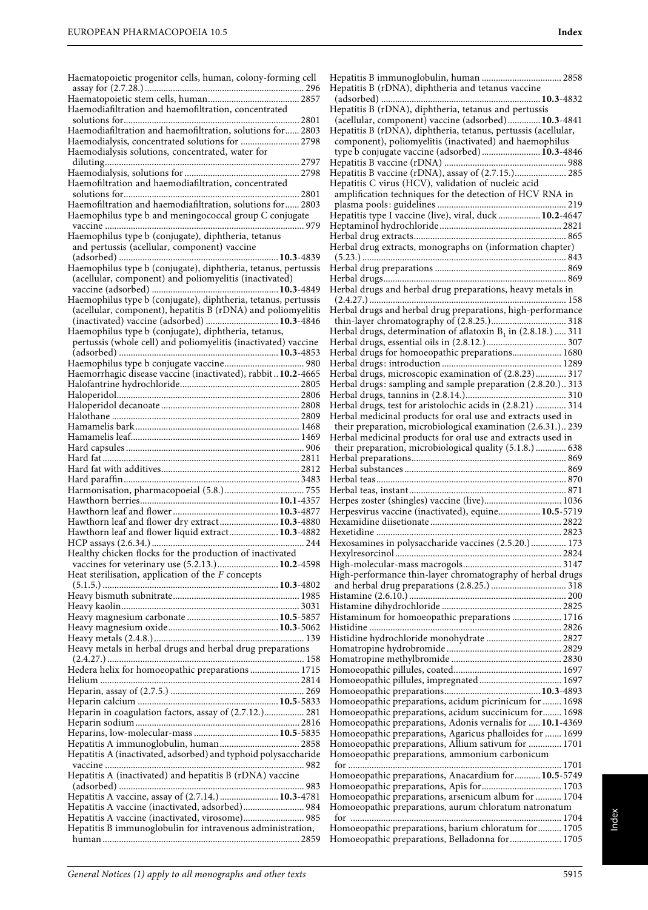Haematopoietic progenitor cells, human, colony-forming cell assay for (2.7.28.) ..... 296
Haematopoietic stem cells, human ..... 2857
Haemodiafiltration and haemofiltration, concentrated solutions for ..... 2801
Haemodiafiltration and haemofiltration, solutions for ..... 2803
Haemodialysis, concentrated solutions for ..... 2798
Haemodialysis solutions, concentrated, water for diluting ..... 2797
Haemodialysis, solutions for ..... 2798
Haemofiltration and haemodiafiltration, concentrated solutions for ..... 2801
Haemofiltration and haemodiafiltration, solutions for ..... 2803
Haemophilus type b and meningococcal group C conjugate vaccine ..... 979
Haemophilus type b (conjugate), diphtheria, tetanus and pertussis (acellular, component) vaccine (adsorbed) ..... **10.3**-4839
Haemophilus type b (conjugate), diphtheria, tetanus, pertussis (acellular, component) and poliomyelitis (inactivated) vaccine (adsorbed) ..... **10.3**-4849
Haemophilus type b (conjugate), diphtheria, tetanus, pertussis (acellular, component), hepatitis B (rDNA) and poliomyelitis (inactivated) vaccine (adsorbed) ..... **10.3**-4846
Haemophilus type b (conjugate), diphtheria, tetanus, pertussis (whole cell) and poliomyelitis (inactivated) vaccine (adsorbed) ..... **10.3**-4853
Haemophilus type b conjugate vaccine ..... 980
Haemorrhagic disease vaccine (inactivated), rabbit ..**10.2**-4665
Halofantrine hydrochloride ..... 2805
Haloperidol ..... 2806
Haloperidol decanoate ..... 2808
Halothane ..... 2809
Hamamelis bark ..... 1468
Hamamelis leaf ..... 1469
Hard capsules ..... 906
Hard fat ..... 2811
Hard fat with additives ..... 2812
Hard paraffin ..... 3483
Harmonisation, pharmacopoeial (5.8.) ..... 755
Hawthorn berries ..... **10.1**-4357
Hawthorn leaf and flower ..... **10.3**-4877
Hawthorn leaf and flower dry extract ..... **10.3**-4880
Hawthorn leaf and flower liquid extract ..... **10.3**-4882
HCP assays (2.6.34.) ..... 244
Healthy chicken flocks for the production of inactivated vaccines for veterinary use (5.2.13.) ..... **10.2**-4598
Heat sterilisation, application of the *F* concepts (5.1.5.) ..... **10.3**-4802
Heavy bismuth subnitrate ..... 1985
Heavy kaolin ..... 3031
Heavy magnesium carbonate ..... **10.5**-5857
Heavy magnesium oxide ..... **10.3**-5062
Heavy metals (2.4.8.) ..... 139
Heavy metals in herbal drugs and herbal drug preparations (2.4.27.) ..... 158
Hedera helix for homoeopathic preparations ..... 1715
Helium ..... 2814
Heparin, assay of (2.7.5.) ..... 269
Heparin calcium ..... **10.5**-5833
Heparin in coagulation factors, assay of (2.7.12.) ..... 281
Heparin sodium ..... 2816
Heparins, low-molecular-mass ..... **10.5**-5835
Hepatitis A immunoglobulin, human ..... 2858
Hepatitis A (inactivated, adsorbed) and typhoid polysaccharide vaccine ..... 982
Hepatitis A (inactivated) and hepatitis B (rDNA) vaccine (adsorbed) ..... 983
Hepatitis A vaccine, assay of (2.7.14.) ..... **10.3**-4781
Hepatitis A vaccine (inactivated, adsorbed) ..... 984
Hepatitis A vaccine (inactivated, virosome) ..... 985
Hepatitis B immunoglobulin for intravenous administration, human ..... 2859
Hepatitis B immunoglobulin, human ..... 2858
Hepatitis B (rDNA), diphtheria and tetanus vaccine (adsorbed) ..... **10.3**-4832
Hepatitis B (rDNA), diphtheria, tetanus and pertussis (acellular, component) vaccine (adsorbed) ..... **10.3**-4841
Hepatitis B (rDNA), diphtheria, tetanus, pertussis (acellular, component), poliomyelitis (inactivated) and haemophilus type b conjugate vaccine (adsorbed) ..... **10.3**-4846
Hepatitis B vaccine (rDNA) ..... 988
Hepatitis B vaccine (rDNA), assay of (2.7.15.) ..... 285
Hepatitis C virus (HCV), validation of nucleic acid amplification techniques for the detection of HCV RNA in plasma pools: guidelines ..... 219
Hepatitis type I vaccine (live), viral, duck ..... **10.2**-4647
Heptaminol hydrochloride ..... 2821
Herbal drug extracts ..... 865
Herbal drug extracts, monographs on (information chapter) (5.23.) ..... 843
Herbal drug preparations ..... 869
Herbal drugs ..... 869
Herbal drugs and herbal drug preparations, heavy metals in (2.4.27.) ..... 158
Herbal drugs and herbal drug preparations, high-performance thin-layer chromatography of (2.8.25.) ..... 318
Herbal drugs, determination of aflatoxin $B_1$ in (2.8.18.) ..... 311
Herbal drugs, essential oils in (2.8.12.) ..... 307
Herbal drugs for homoeopathic preparations ..... 1680
Herbal drugs: introduction ..... 1289
Herbal drugs, microscopic examination of (2.8.23) ..... 317
Herbal drugs: sampling and sample preparation (2.8.20.) .. 313
Herbal drugs, tannins in (2.8.14.) ..... 310
Herbal drugs, test for aristolochic acids in (2.8.21) ..... 314
Herbal medicinal products for oral use and extracts used in their preparation, microbiological examination (2.6.31.) .. 239
Herbal medicinal products for oral use and extracts used in their preparation, microbiological quality (5.1.8.) ..... 638
Herbal preparations ..... 869
Herbal substances ..... 869
Herbal teas ..... 870
Herbal teas, instant ..... 871
Herpes zoster (shingles) vaccine (live) ..... 1036
Herpesvirus vaccine (inactivated), equine ..... **10.5**-5719
Hexamidine diisetionate ..... 2822
Hexetidine ..... 2823
Hexosamines in polysaccharide vaccines (2.5.20.) ..... 173
Hexylresorcinol ..... 2824
High-molecular-mass macrogols ..... 3147
High-performance thin-layer chromatography of herbal drugs and herbal drug preparations (2.8.25.) ..... 318
Histamine (2.6.10.) ..... 200
Histamine dihydrochloride ..... 2825
Histaminum for homoeopathic preparations ..... 1716
Histidine ..... 2826
Histidine hydrochloride monohydrate ..... 2827
Homatropine hydrobromide ..... 2829
Homatropine methylbromide ..... 2830
Homoeopathic pillules, coated ..... 1697
Homoeopathic pillules, impregnated ..... 1697
Homoeopathic preparations ..... **10.3**-4893
Homoeopathic preparations, acidum picrinicum for ..... 1698
Homoeopathic preparations, acidum succinicum for ..... 1698
Homoeopathic preparations, Adonis vernalis for ..... **10.1**-4369
Homoeopathic preparations, Agaricus phalloides for ..... 1699
Homoeopathic preparations, Allium sativum for ..... 1701
Homoeopathic preparations, ammonium carbonicum for ..... 1701
Homoeopathic preparations, Anacardium for ..... **10.5**-5749
Homoeopathic preparations, Apis for ..... 1703
Homoeopathic preparations, arsenicum album for ..... 1704
Homoeopathic preparations, aurum chloratum natronatum for ..... 1704
Homoeopathic preparations, barium chloratum for ..... 1705
Homoeopathic preparations, Belladonna for ..... 1705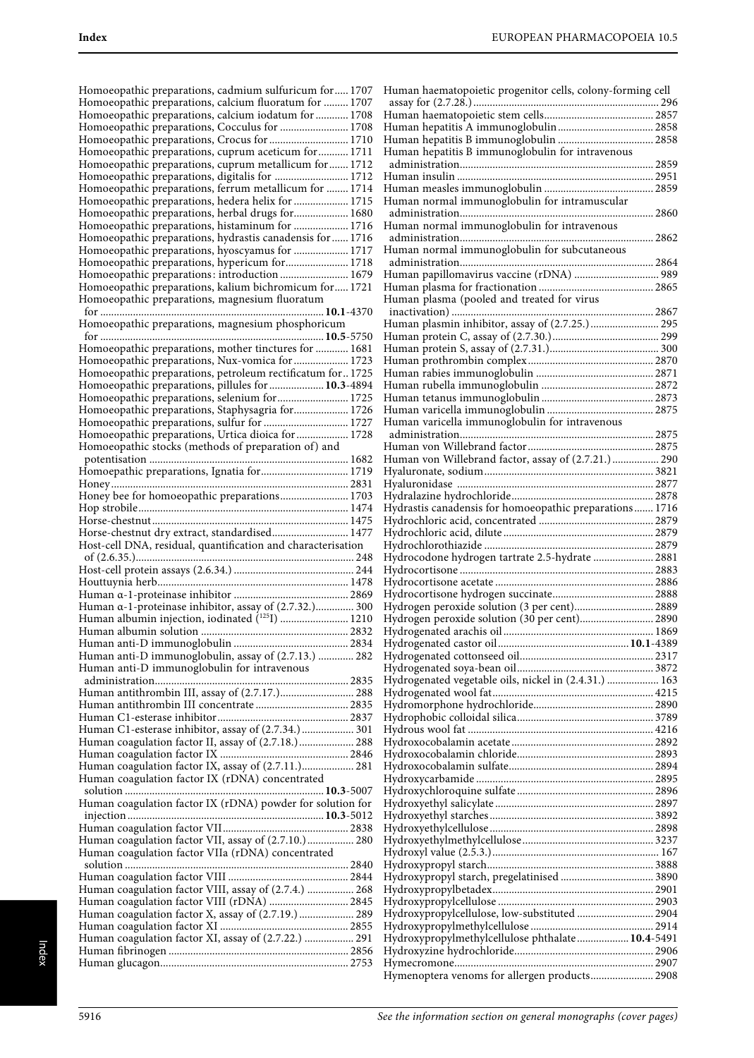Homoeopathic preparations, cadmium sulfuricum for ..... 1707
Homoeopathic preparations, calcium fluoratum for ......... 1707
Homoeopathic preparations, calcium iodatum for ............ 1708
Homoeopathic preparations, Cocculus for ......................... 1708
Homoeopathic preparations, Crocus for ............................. 1710
Homoeopathic preparations, cuprum aceticum for ........... 1711
Homoeopathic preparations, cuprum metallicum for ....... 1712
Homoeopathic preparations, digitalis for ........................... 1712
Homoeopathic preparations, ferrum metallicum for ........ 1714
Homoeopathic preparations, hedera helix for .................... 1715
Homoeopathic preparations, herbal drugs for .................... 1680
Homoeopathic preparations, histaminum for .................... 1716
Homoeopathic preparations, hydrastis canadensis for ...... 1716
Homoeopathic preparations, hyoscyamus for .................... 1717
Homoeopathic preparations, hypericum for ....................... 1718
Homoeopathic preparations: introduction ......................... 1679
Homoeopathic preparations, kalium bichromicum for ..... 1721
Homoeopathic preparations, magnesium fluoratum for ................................................................................ **10.1**-4370
Homoeopathic preparations, magnesium phosphoricum for ................................................................................ **10.5**-5750
Homoeopathic preparations, mother tinctures for ............ 1681
Homoeopathic preparations, Nux-vomica for .................... 1723
Homoeopathic preparations, petroleum rectificatum for .. 1725
Homoeopathic preparations, pillules for .................... **10.3**-4894
Homoeopathic preparations, selenium for .......................... 1725
Homoeopathic preparations, Staphysagria for .................... 1726
Homoeopathic preparations, sulfur for ............................... 1727
Homoeopathic preparations, Urtica dioica for ................... 1728
Homoeopathic stocks (methods of preparation of) and potentisation ........................................................................ 1682
Homoeopathic preparations, Ignatia for ................................ 1719
Honey ....................................................................................... 2831
Honey bee for homoeopathic preparations ......................... 1703
Hop strobile ............................................................................. 1474
Horse-chestnut ........................................................................ 1475
Horse-chestnut dry extract, standardised ............................ 1477
Host-cell DNA, residual, quantification and characterisation of (2.6.35.) ............................................................................... 248
Host-cell protein assays (2.6.34.) ............................................ 244
Houttuynia herb ...................................................................... 1478
Human α-1-proteinase inhibitor ........................................... 2869
Human α-1-proteinase inhibitor, assay of (2.7.32.) .............. 300
Human albumin injection, iodinated ($^{125}$I) ......................... 1210
Human albumin solution ....................................................... 2832
Human anti-D immunoglobulin ........................................... 2834
Human anti-D immunoglobulin, assay of (2.7.13.) ............. 282
Human anti-D immunoglobulin for intravenous administration ....................................................................... 2835
Human antithrombin III, assay of (2.7.17.) ........................... 288
Human antithrombin III concentrate .................................. 2835
Human C1-esterase inhibitor ................................................ 2837
Human C1-esterase inhibitor, assay of (2.7.34.) ................... 301
Human coagulation factor II, assay of (2.7.18.) .................... 288
Human coagulation factor IX ............................................... 2846
Human coagulation factor IX, assay of (2.7.11.) ................... 281
Human coagulation factor IX (rDNA) concentrated solution ................................................................................ **10.3**-5007
Human coagulation factor IX (rDNA) powder for solution for injection ............................................................................... **10.3**-5012
Human coagulation factor VII ............................................... 2838
Human coagulation factor VII, assay of (2.7.10.) ................. 280
Human coagulation factor VIIa (rDNA) concentrated solution .................................................................................. 2840
Human coagulation factor VIII ............................................ 2844
Human coagulation factor VIII, assay of (2.7.4.) ................. 268
Human coagulation factor VIII (rDNA) ............................. 2845
Human coagulation factor X, assay of (2.7.19.) .................... 289
Human coagulation factor XI ............................................... 2855
Human coagulation factor XI, assay of (2.7.22.) .................. 291
Human fibrinogen .................................................................. 2856
Human glucagon .................................................................... 2753
Human haematopoietic progenitor cells, colony-forming cell assay for (2.7.28.) .................................................................... 296
Human haematopoietic stem cells ........................................ 2857
Human hepatitis A immunoglobulin ................................... 2858
Human hepatitis B immunoglobulin ................................... 2858
Human hepatitis B immunoglobulin for intravenous administration ....................................................................... 2859
Human insulin ....................................................................... 2951
Human measles immunoglobulin ........................................ 2859
Human normal immunoglobulin for intramuscular administration ....................................................................... 2860
Human normal immunoglobulin for intravenous administration ....................................................................... 2862
Human normal immunoglobulin for subcutaneous administration ....................................................................... 2864
Human papillomavirus vaccine (rDNA) ............................... 989
Human plasma for fractionation .......................................... 2865
Human plasma (pooled and treated for virus inactivation) .......................................................................... 2867
Human plasmin inhibitor, assay of (2.7.25.) ......................... 295
Human protein C, assay of (2.7.30.) ...................................... 299
Human protein S, assay of (2.7.31.) ....................................... 300
Human prothrombin complex .............................................. 2870
Human rabies immunoglobulin ........................................... 2871
Human rubella immunoglobulin ......................................... 2872
Human tetanus immunoglobulin ......................................... 2873
Human varicella immunoglobulin ....................................... 2875
Human varicella immunoglobulin for intravenous administration ....................................................................... 2875
Human von Willebrand factor ............................................. 2875
Human von Willebrand factor, assay of (2.7.21.) ................. 290
Hyaluronate, sodium ............................................................. 3821
Hyaluronidase ....................................................................... 2877
Hydralazine hydrochloride ................................................... 2878
Hydrastis canadensis for homoeopathic preparations ....... 1716
Hydrochloric acid, concentrated .......................................... 2879
Hydrochloric acid, dilute ...................................................... 2879
Hydrochlorothiazide ............................................................. 2879
Hydrocodone hydrogen tartrate 2.5-hydrate ...................... 2881
Hydrocortisone ...................................................................... 2883
Hydrocortisone acetate ......................................................... 2886
Hydrocortisone hydrogen succinate .................................... 2888
Hydrogen peroxide solution (3 per cent) ............................ 2889
Hydrogen peroxide solution (30 per cent) .......................... 2890
Hydrogenated arachis oil ...................................................... 1869
Hydrogenated castor oil ............................................... **10.1**-4389
Hydrogenated cottonseed oil ................................................ 2317
Hydrogenated soya-bean oil ................................................. 3872
Hydrogenated vegetable oils, nickel in (2.4.31.) ................... 163
Hydrogenated wool fat .......................................................... 4215
Hydromorphone hydrochloride ........................................... 2890
Hydrophobic colloidal silica ................................................. 3789
Hydrous wool fat ................................................................... 4216
Hydroxocobalamin acetate ................................................... 2892
Hydroxocobalamin chloride ................................................. 2893
Hydroxocobalamin sulfate .................................................... 2894
Hydroxycarbamide ................................................................ 2895
Hydroxychloroquine sulfate ................................................. 2896
Hydroxyethyl salicylate ......................................................... 2897
Hydroxyethyl starches ........................................................... 3892
Hydroxyethylcellulose ........................................................... 2898
Hydroxyethylmethylcellulose ............................................... 3237
Hydroxyl value (2.5.3.) ............................................................ 167
Hydroxypropyl starch ............................................................ 3888
Hydroxypropyl starch, pregelatinised ................................. 3890
Hydroxypropylbetadex .......................................................... 2901
Hydroxypropylcellulose ........................................................ 2903
Hydroxypropylcellulose, low-substituted ............................ 2904
Hydroxypropylmethylcellulose ............................................ 2914
Hydroxypropylmethylcellulose phthalate ................... **10.4**-5491
Hydroxyzine hydrochloride .................................................. 2906
Hymecromone ........................................................................ 2907
Hymenoptera venoms for allergen products ....................... 2908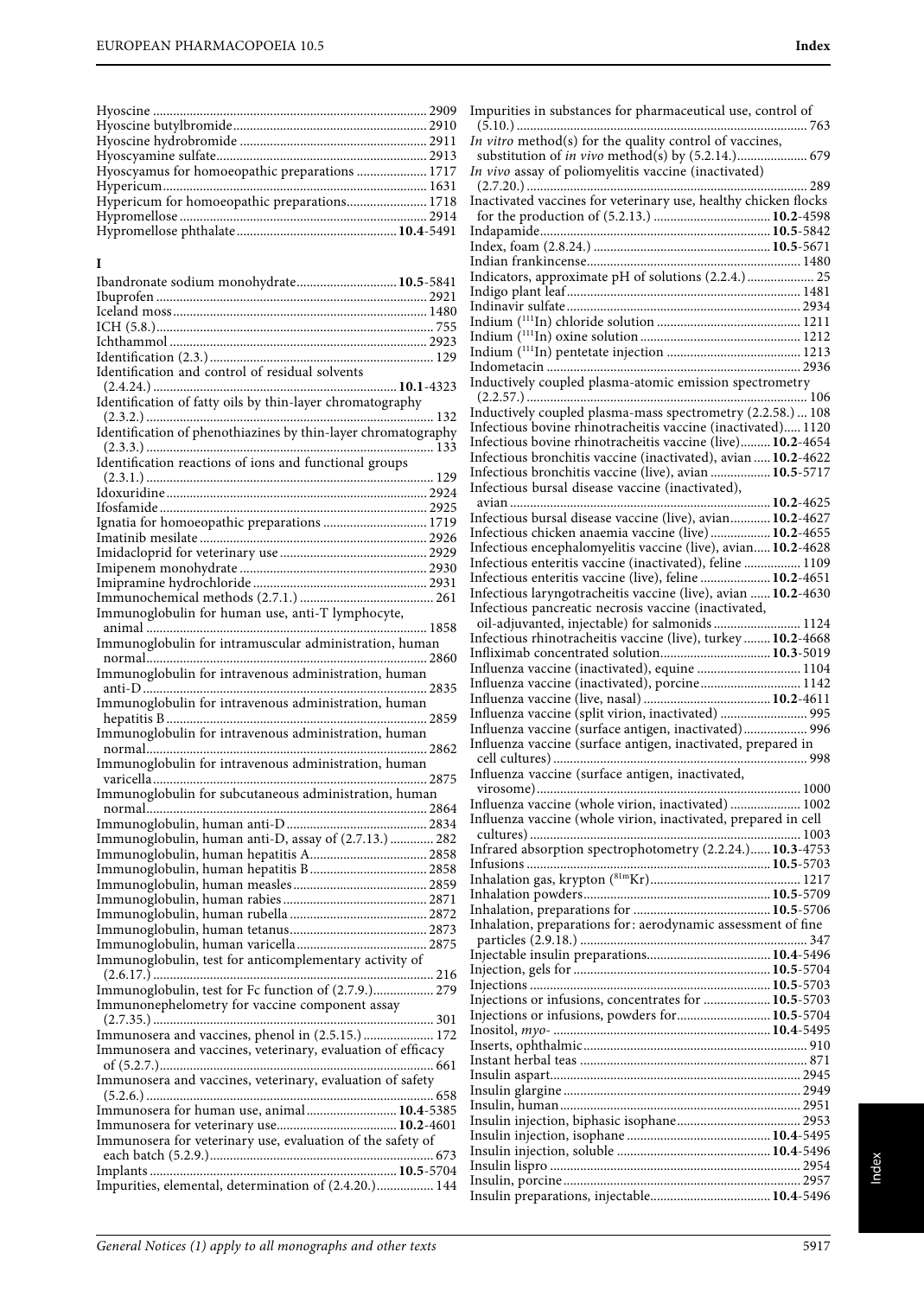Hyoscine ... 2909
Hyoscine butylbromide ... 2910
Hyoscine hydrobromide ... 2911
Hyoscyamine sulfate ... 2913
Hyoscyamus for homoeopathic preparations ... 1717
Hypericum ... 1631
Hypericum for homoeopathic preparations ... 1718
Hypromellose ... 2914
Hypromellose phthalate ... **10.4**-5491

## I

Ibandronate sodium monohydrate ... **10.5**-5841
Ibuprofen ... 2921
Iceland moss ... 1480
ICH (5.8.) ... 755
Ichthammol ... 2923
Identification (2.3.) ... 129
Identification and control of residual solvents (2.4.24.) ... **10.1**-4323
Identification of fatty oils by thin-layer chromatography (2.3.2.) ... 132
Identification of phenothiazines by thin-layer chromatography (2.3.3.) ... 133
Identification reactions of ions and functional groups (2.3.1.) ... 129
Idoxuridine ... 2924
Ifosfamide ... 2925
Ignatia for homoeopathic preparations ... 1719
Imatinib mesilate ... 2926
Imidacloprid for veterinary use ... 2929
Imipenem monohydrate ... 2930
Imipramine hydrochloride ... 2931
Immunochemical methods (2.7.1.) ... 261
Immunoglobulin for human use, anti-T lymphocyte, animal ... 1858
Immunoglobulin for intramuscular administration, human normal ... 2860
Immunoglobulin for intravenous administration, human anti-D ... 2835
Immunoglobulin for intravenous administration, human hepatitis B ... 2859
Immunoglobulin for intravenous administration, human normal ... 2862
Immunoglobulin for intravenous administration, human varicella ... 2875
Immunoglobulin for subcutaneous administration, human normal ... 2864
Immunoglobulin, human anti-D ... 2834
Immunoglobulin, human anti-D, assay of (2.7.13.) ... 282
Immunoglobulin, human hepatitis A ... 2858
Immunoglobulin, human hepatitis B ... 2858
Immunoglobulin, human measles ... 2859
Immunoglobulin, human rabies ... 2871
Immunoglobulin, human rubella ... 2872
Immunoglobulin, human tetanus ... 2873
Immunoglobulin, human varicella ... 2875
Immunoglobulin, test for anticomplementary activity of (2.6.17.) ... 216
Immunoglobulin, test for Fc function of (2.7.9.) ... 279
Immunonephelometry for vaccine component assay (2.7.35.) ... 301
Immunosera and vaccines, phenol in (2.5.15.) ... 172
Immunosera and vaccines, veterinary, evaluation of efficacy of (5.2.7.) ... 661
Immunosera and vaccines, veterinary, evaluation of safety (5.2.6.) ... 658
Immunosera for human use, animal ... **10.4**-5385
Immunosera for veterinary use ... **10.2**-4601
Immunosera for veterinary use, evaluation of the safety of each batch (5.2.9.) ... 673
Implants ... **10.5**-5704
Impurities, elemental, determination of (2.4.20.) ... 144
Impurities in substances for pharmaceutical use, control of (5.10.) ... 763
*In vitro* method(s) for the quality control of vaccines, substitution of *in vivo* method(s) by (5.2.14.) ... 679
*In vivo* assay of poliomyelitis vaccine (inactivated) (2.7.20.) ... 289
Inactivated vaccines for veterinary use, healthy chicken flocks for the production of (5.2.13.) ... **10.2**-4598
Indapamide ... **10.5**-5842
Index, foam (2.8.24.) ... **10.5**-5671
Indian frankincense ... 1480
Indicators, approximate pH of solutions (2.2.4.) ... 25
Indigo plant leaf ... 1481
Indinavir sulfate ... 2934
Indium ($^{111}$In) chloride solution ... 1211
Indium ($^{111}$In) oxine solution ... 1212
Indium ($^{111}$In) pentetate injection ... 1213
Indometacin ... 2936
Inductively coupled plasma-atomic emission spectrometry (2.2.57.) ... 106
Inductively coupled plasma-mass spectrometry (2.2.58.) ... 108
Infectious bovine rhinotracheitis vaccine (inactivated) ... 1120
Infectious bovine rhinotracheitis vaccine (live) ... **10.2**-4654
Infectious bronchitis vaccine (inactivated), avian ... **10.2**-4622
Infectious bronchitis vaccine (live), avian ... **10.5**-5717
Infectious bursal disease vaccine (inactivated), avian ... **10.2**-4625
Infectious bursal disease vaccine (live), avian ... **10.2**-4627
Infectious chicken anaemia vaccine (live) ... **10.2**-4655
Infectious encephalomyelitis vaccine (live), avian ... **10.2**-4628
Infectious enteritis vaccine (inactivated), feline ... 1109
Infectious enteritis vaccine (live), feline ... **10.2**-4651
Infectious laryngotracheitis vaccine (live), avian ... **10.2**-4630
Infectious pancreatic necrosis vaccine (inactivated, oil-adjuvanted, injectable) for salmonids ... 1124
Infectious rhinotracheitis vaccine (live), turkey ... **10.2**-4668
Infliximab concentrated solution ... **10.3**-5019
Influenza vaccine (inactivated), equine ... 1104
Influenza vaccine (inactivated), porcine ... 1142
Influenza vaccine (live, nasal) ... **10.2**-4611
Influenza vaccine (split virion, inactivated) ... 995
Influenza vaccine (surface antigen, inactivated) ... 996
Influenza vaccine (surface antigen, inactivated, prepared in cell cultures) ... 998
Influenza vaccine (surface antigen, inactivated, virosome) ... 1000
Influenza vaccine (whole virion, inactivated) ... 1002
Influenza vaccine (whole virion, inactivated, prepared in cell cultures) ... 1003
Infrared absorption spectrophotometry (2.2.24.) ... **10.3**-4753
Infusions ... **10.5**-5703
Inhalation gas, krypton ($^{81m}$Kr) ... 1217
Inhalation powders ... **10.5**-5709
Inhalation, preparations for ... **10.5**-5706
Inhalation, preparations for: aerodynamic assessment of fine particles (2.9.18.) ... 347
Injectable insulin preparations ... **10.4**-5496
Injection, gels for ... **10.5**-5704
Injections ... **10.5**-5703
Injections or infusions, concentrates for ... **10.5**-5703
Injections or infusions, powders for ... **10.5**-5704
Inositol, *myo-* ... **10.4**-5495
Inserts, ophthalmic ... 910
Instant herbal teas ... 871
Insulin aspart ... 2945
Insulin glargine ... 2949
Insulin, human ... 2951
Insulin injection, biphasic isophane ... 2953
Insulin injection, isophane ... **10.4**-5495
Insulin injection, soluble ... **10.4**-5496
Insulin lispro ... 2954
Insulin, porcine ... 2957
Insulin preparations, injectable ... **10.4**-5496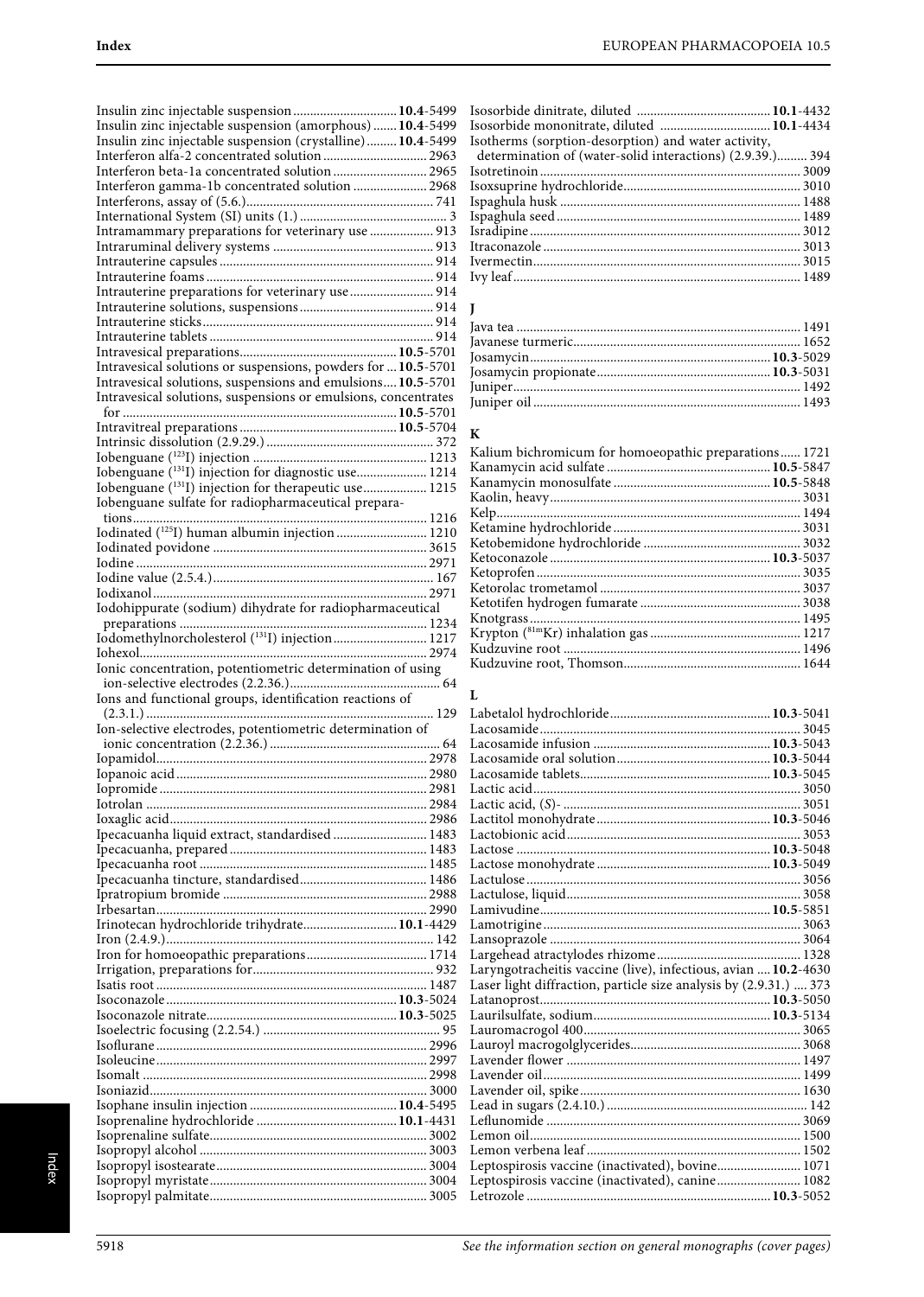Insulin zinc injectable suspension .............................. **10.4**-5499
Insulin zinc injectable suspension (amorphous) ....... **10.4**-5499
Insulin zinc injectable suspension (crystalline) ......... **10.4**-5499
Interferon alfa-2 concentrated solution .............................. 2963
Interferon beta-1a concentrated solution ........................... 2965
Interferon gamma-1b concentrated solution ...................... 2968
Interferons, assay of (5.6.) ........................................................ 741
International System (SI) units (1.) ........................................... 3
Intramammary preparations for veterinary use ................... 913
Intraruminal delivery systems ............................................... 913
Intrauterine capsules ............................................................... 914
Intrauterine foams ................................................................... 914
Intrauterine preparations for veterinary use ......................... 914
Intrauterine solutions, suspensions ....................................... 914
Intrauterine sticks ..................................................................... 914
Intrauterine tablets ................................................................... 914
Intravesical preparations .............................................. **10.5**-5701
Intravesical solutions or suspensions, powders for ... **10.5**-5701
Intravesical solutions, suspensions and emulsions .... **10.5**-5701
Intravesical solutions, suspensions or emulsions, concentrates for ................................................................................ **10.5**-5701
Intravitreal preparations .............................................. **10.5**-5704
Intrinsic dissolution (2.9.29.) ................................................. 372
Iobenguane ($^{123}$I) injection ................................................... 1213
Iobenguane ($^{131}$I) injection for diagnostic use ..................... 1214
Iobenguane ($^{131}$I) injection for therapeutic use ................... 1215
Iobenguane sulfate for radiopharmaceutical preparations ....................................................................................... 1216
Iodinated ($^{125}$I) human albumin injection .......................... 1210
Iodinated povidone ............................................................... 3615
Iodine ...................................................................................... 2971
Iodine value (2.5.4.) ................................................................. 167
Iodixanol ................................................................................ 2971
Iodohippurate (sodium) dihydrate for radiopharmaceutical preparations ......................................................................... 1234
Iodomethylnorcholesterol ($^{131}$I) injection ............................ 1217
Iohexol .................................................................................... 2974
Ionic concentration, potentiometric determination of using ion-selective electrodes (2.2.36.) ............................................ 64
Ions and functional groups, identification reactions of (2.3.1.) ..................................................................................... 129
Ion-selective electrodes, potentiometric determination of ionic concentration (2.2.36.) .................................................. 64
Iopamidol ............................................................................... 2978
Iopanoic acid .......................................................................... 2980
Iopromide ............................................................................... 2981
Iotrolan ................................................................................... 2984
Ioxaglic acid ........................................................................... 2986
Ipecacuanha liquid extract, standardised ............................ 1483
Ipecacuanha, prepared .......................................................... 1483
Ipecacuanha root ................................................................... 1485
Ipecacuanha tincture, standardised ...................................... 1486
Ipratropium bromide ............................................................ 2988
Irbesartan ............................................................................... 2990
Irinotecan hydrochloride trihydrate ........................... **10.1**-4429
Iron (2.4.9.) ............................................................................... 142
Iron for homoeopathic preparations .................................... 1714
Irrigation, preparations for ..................................................... 932
Isatis root ............................................................................... 1487
Isoconazole .................................................................. **10.3**-5024
Isoconazole nitrate ....................................................... **10.3**-5025
Isoelectric focusing (2.2.54.) .................................................... 95
Isoflurane ............................................................................... 2996
Isoleucine ............................................................................... 2997
Isomalt ................................................................................... 2998
Isoniazid ................................................................................. 3000
Isophane insulin injection ........................................... **10.4**-5495
Isoprenaline hydrochloride ......................................... **10.1**-4431
Isoprenaline sulfate ............................................................... 3002
Isopropyl alcohol ................................................................... 3003
Isopropyl isostearate ............................................................. 3004
Isopropyl myristate ................................................................ 3004
Isopropyl palmitate ................................................................ 3005
Isosorbide dinitrate, diluted ........................................ **10.1**-4432
Isosorbide mononitrate, diluted ................................. **10.1**-4434
Isotherms (sorption-desorption) and water activity, determination of (water-solid interactions) (2.9.39.) ......... 394
Isotretinoin ............................................................................ 3009
Isoxsuprine hydrochloride .................................................... 3010
Ispaghula husk ...................................................................... 1488
Ispaghula seed ....................................................................... 1489
Isradipine ............................................................................... 3012
Itraconazole ........................................................................... 3013
Ivermectin .............................................................................. 3015
Ivy leaf .................................................................................... 1489

## J

Java tea ................................................................................... 1491
Javanese turmeric .................................................................. 1652
Josamycin ..................................................................... **10.3**-5029
Josamycin propionate .................................................. **10.3**-5031
Juniper .................................................................................... 1492
Juniper oil .............................................................................. 1493

## K

Kalium bichromicum for homoeopathic preparations ...... 1721
Kanamycin acid sulfate ................................................ **10.5**-5847
Kanamycin monosulfate .............................................. **10.5**-5848
Kaolin, heavy ......................................................................... 3031
Kelp ........................................................................................ 1494
Ketamine hydrochloride ....................................................... 3031
Ketobemidone hydrochloride .............................................. 3032
Ketoconazole ................................................................ **10.3**-5037
Ketoprofen ............................................................................. 3035
Ketorolac trometamol ........................................................... 3037
Ketotifen hydrogen fumarate ............................................... 3038
Knotgrass ............................................................................... 1495
Krypton ($^{81m}$Kr) inhalation gas ............................................ 1217
Kudzuvine root ..................................................................... 1496
Kudzuvine root, Thomson .................................................... 1644

## L

Labetalol hydrochloride ............................................... **10.3**-5041
Lacosamide ............................................................................ 3045
Lacosamide infusion .................................................... **10.3**-5043
Lacosamide oral solution ............................................. **10.3**-5044
Lacosamide tablets ....................................................... **10.3**-5045
Lactic acid .............................................................................. 3050
Lactic acid, (*S*)- ....................................................................... 3051
Lactitol monohydrate ................................................... **10.3**-5046
Lactobionic acid .................................................................... 3053
Lactose ......................................................................... **10.3**-5048
Lactose monohydrate ................................................... **10.3**-5049
Lactulose ............................................................................... 3056
Lactulose, liquid .................................................................... 3058
Lamivudine .................................................................. **10.5**-5851
Lamotrigine ........................................................................... 3063
Lansoprazole ......................................................................... 3064
Largehead atractylodes rhizome .......................................... 1328
Laryngotracheitis vaccine (live), infectious, avian .... **10.2**-4630
Laser light diffraction, particle size analysis by (2.9.31.) .... 373
Latanoprost .................................................................. **10.3**-5050
Laurilsulfate, sodium ................................................... **10.3**-5134
Lauromacrogol 400 ............................................................... 3065
Lauroyl macrogolglycerides .................................................. 3068
Lavender flower .................................................................... 1497
Lavender oil ........................................................................... 1499
Lavender oil, spike ................................................................ 1630
Lead in sugars (2.4.10.) .......................................................... 142
Leflunomide .......................................................................... 3069
Lemon oil ............................................................................... 1500
Lemon verbena leaf .............................................................. 1502
Leptospirosis vaccine (inactivated), bovine ......................... 1071
Leptospirosis vaccine (inactivated), canine ......................... 1082
Letrozole ...................................................................... **10.3**-5052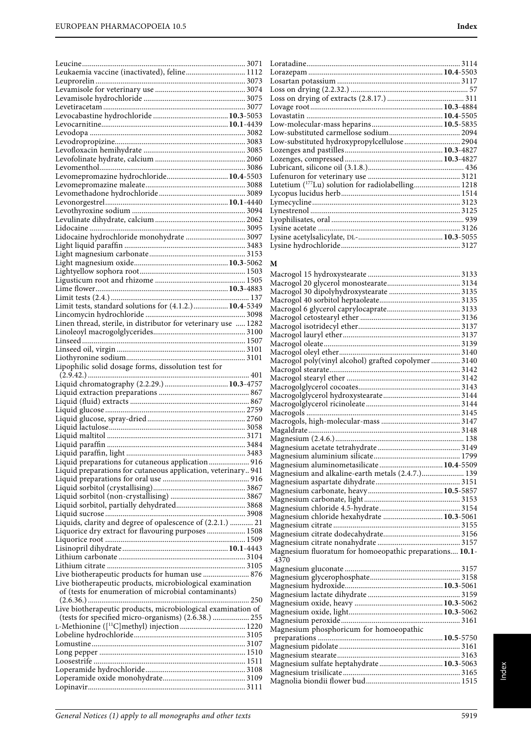Leucine 3071
Leukaemia vaccine (inactivated), feline 1112
Leuprorelin 3073
Levamisole for veterinary use 3074
Levamisole hydrochloride 3075
Levetiracetam 3077
Levocabastine hydrochloride **10.3**-5053
Levocarnitine **10.1**-4439
Levodopa 3082
Levodropropizine 3083
Levofloxacin hemihydrate 3085
Levofolinate hydrate, calcium 2060
Levomenthol 3086
Levomepromazine hydrochloride **10.4**-5503
Levomepromazine maleate 3088
Levomethadone hydrochloride 3089
Levonorgestrel **10.1**-4440
Levothyroxine sodium 3094
Levulinate dihydrate, calcium 2062
Lidocaine 3095
Lidocaine hydrochloride monohydrate 3097
Light liquid paraffin 3483
Light magnesium carbonate 3153
Light magnesium oxide **10.3**-5062
Lightyellow sophora root 1503
Ligusticum root and rhizome 1505
Lime flower **10.3**-4883
Limit tests (2.4.) 137
Limit tests, standard solutions for (4.1.2.) **10.4**-5349
Lincomycin hydrochloride 3098
Linen thread, sterile, in distributor for veterinary use 1282
Linoleoyl macrogolglycerides 3100
Linseed 1507
Linseed oil, virgin 3101
Liothyronine sodium 3101
Lipophilic solid dosage forms, dissolution test for (2.9.42.) 401
Liquid chromatography (2.2.29.) **10.3**-4757
Liquid extraction preparations 867
Liquid (fluid) extracts 867
Liquid glucose 2759
Liquid glucose, spray-dried 2760
Liquid lactulose 3058
Liquid maltitol 3171
Liquid paraffin 3484
Liquid paraffin, light 3483
Liquid preparations for cutaneous application 916
Liquid preparations for cutaneous application, veterinary 941
Liquid preparations for oral use 916
Liquid sorbitol (crystallising) 3867
Liquid sorbitol (non-crystallising) 3867
Liquid sorbitol, partially dehydrated 3868
Liquid sucrose 3908
Liquids, clarity and degree of opalescence of (2.2.1.) 21
Liquorice dry extract for flavouring purposes 1508
Liquorice root 1509
Lisinopril dihydrate **10.1**-4443
Lithium carbonate 3104
Lithium citrate 3105
Live biotherapeutic products for human use 876
Live biotherapeutic products, microbiological examination of (tests for enumeration of microbial contaminants) (2.6.36.) 250
Live biotherapeutic products, microbiological examination of (tests for specified micro-organisms) (2.6.38.) 255
L-Methionine ([$^{11}$C]methyl) injection 1220
Lobeline hydrochloride 3105
Lomustine 3107
Long pepper 1510
Loosestrife 1511
Loperamide hydrochloride 3108
Loperamide oxide monohydrate 3109
Lopinavir 3111
Loratadine 3114
Lorazepam **10.4**-5503
Losartan potassium 3117
Loss on drying (2.2.32.) 57
Loss on drying of extracts (2.8.17.) 311
Lovage root **10.3**-4884
Lovastatin **10.4**-5505
Low-molecular-mass heparins **10.5**-5835
Low-substituted carmellose sodium 2094
Low-substituted hydroxypropylcellulose 2904
Lozenges and pastilles **10.3**-4827
Lozenges, compressed **10.3**-4827
Lubricant, silicone oil (3.1.8.) 436
Lufenuron for veterinary use 3121
Lutetium ($^{177}$Lu) solution for radiolabelling 1218
Lycopus lucidus herb 1514
Lymecycline 3123
Lynestrenol 3125
Lyophilisates, oral 939
Lysine acetate 3126
Lysine acetylsalicylate, DL- **10.3**-5055
Lysine hydrochloride 3127

## M

Macrogol 15 hydroxystearate 3133
Macrogol 20 glycerol monostearate 3134
Macrogol 30 dipolyhydroxystearate 3135
Macrogol 40 sorbitol heptaoleate 3135
Macrogol 6 glycerol caprylocaprate 3133
Macrogol cetostearyl ether 3136
Macrogol isotridecyl ether 3137
Macrogol lauryl ether 3137
Macrogol oleate 3139
Macrogol oleyl ether 3140
Macrogol poly(vinyl alcohol) grafted copolymer 3140
Macrogol stearate 3142
Macrogol stearyl ether 3142
Macrogolglycerol cocoates 3143
Macrogolglycerol hydroxystearate 3144
Macrogolglycerol ricinoleate 3144
Macrogols 3145
Macrogols, high-molecular-mass 3147
Magaldrate 3148
Magnesium (2.4.6.) 138
Magnesium acetate tetrahydrate 3149
Magnesium aluminium silicate 1799
Magnesium aluminometasilicate **10.4**-5509
Magnesium and alkaline-earth metals (2.4.7.) 139
Magnesium aspartate dihydrate 3151
Magnesium carbonate, heavy **10.5**-5857
Magnesium carbonate, light 3153
Magnesium chloride 4.5-hydrate 3154
Magnesium chloride hexahydrate **10.3**-5061
Magnesium citrate 3155
Magnesium citrate dodecahydrate 3156
Magnesium citrate nonahydrate 3157
Magnesium fluoratum for homoeopathic preparations **10.1**-4370
Magnesium gluconate 3157
Magnesium glycerophosphate 3158
Magnesium hydroxide **10.3**-5061
Magnesium lactate dihydrate 3159
Magnesium oxide, heavy **10.3**-5062
Magnesium oxide, light **10.3**-5062
Magnesium peroxide 3161
Magnesium phosphoricum for homoeopathic preparations **10.5**-5750
Magnesium pidolate 3161
Magnesium stearate 3163
Magnesium sulfate heptahydrate **10.3**-5063
Magnesium trisilicate 3165
Magnolia biondii flower bud 1515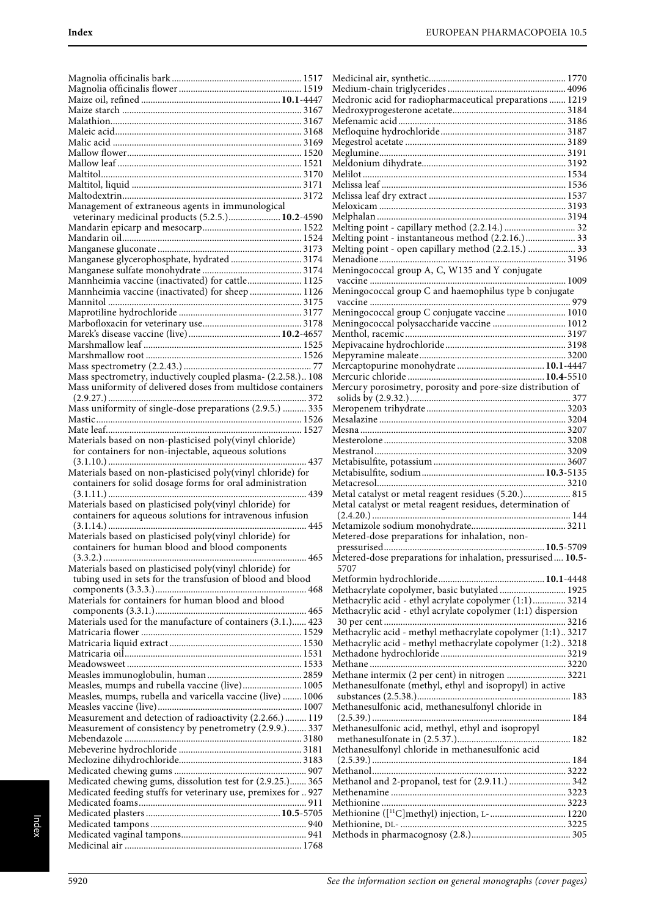Magnolia officinalis bark ........ 1517
Magnolia officinalis flower ........ 1519
Maize oil, refined ........ **10.1**-4447
Maize starch ........ 3167
Malathion ........ 3167
Maleic acid ........ 3168
Malic acid ........ 3169
Mallow flower ........ 1520
Mallow leaf ........ 1521
Maltitol ........ 3170
Maltitol, liquid ........ 3171
Maltodextrin ........ 3172
Management of extraneous agents in immunological veterinary medicinal products (5.2.5.) ........ **10.2**-4590
Mandarin epicarp and mesocarp ........ 1522
Mandarin oil ........ 1524
Manganese gluconate ........ 3173
Manganese glycerophosphate, hydrated ........ 3174
Manganese sulfate monohydrate ........ 3174
Mannheimia vaccine (inactivated) for cattle ........ 1125
Mannheimia vaccine (inactivated) for sheep ........ 1126
Mannitol ........ 3175
Maprotiline hydrochloride ........ 3177
Marbofloxacin for veterinary use ........ 3178
Marek's disease vaccine (live) ........ **10.2**-4657
Marshmallow leaf ........ 1525
Marshmallow root ........ 1526
Mass spectrometry (2.2.43.) ........ 77
Mass spectrometry, inductively coupled plasma- (2.2.58.) .. 108
Mass uniformity of delivered doses from multidose containers (2.9.27.) ........ 372
Mass uniformity of single-dose preparations (2.9.5.) ........ 335
Mastic ........ 1526
Mate leaf ........ 1527
Materials based on non-plasticised poly(vinyl chloride) for containers for non-injectable, aqueous solutions (3.1.10.) ........ 437
Materials based on non-plasticised poly(vinyl chloride) for containers for solid dosage forms for oral administration (3.1.11.) ........ 439
Materials based on plasticised poly(vinyl chloride) for containers for aqueous solutions for intravenous infusion (3.1.14.) ........ 445
Materials based on plasticised poly(vinyl chloride) for containers for human blood and blood components (3.3.2.) ........ 465
Materials based on plasticised poly(vinyl chloride) for tubing used in sets for the transfusion of blood and blood components (3.3.3.) ........ 468
Materials for containers for human blood and blood components (3.3.1.) ........ 465
Materials used for the manufacture of containers (3.1.) ...... 423
Matricaria flower ........ 1529
Matricaria liquid extract ........ 1530
Matricaria oil ........ 1531
Meadowsweet ........ 1533
Measles immunoglobulin, human ........ 2859
Measles, mumps and rubella vaccine (live) ........ 1005
Measles, mumps, rubella and varicella vaccine (live) ........ 1006
Measles vaccine (live) ........ 1007
Measurement and detection of radioactivity (2.2.66.) ........ 119
Measurement of consistency by penetrometry (2.9.9.) ........ 337
Mebendazole ........ 3180
Mebeverine hydrochloride ........ 3181
Meclozine dihydrochloride ........ 3183
Medicated chewing gums ........ 907
Medicated chewing gums, dissolution test for (2.9.25.) ........ 365
Medicated feeding stuffs for veterinary use, premixes for .. 927
Medicated foams ........ 911
Medicated plasters ........ **10.5**-5705
Medicated tampons ........ 940
Medicated vaginal tampons ........ 941
Medicinal air ........ 1768
Medicinal air, synthetic ........ 1770
Medium-chain triglycerides ........ 4096
Medronic acid for radiopharmaceutical preparations ........ 1219
Medroxyprogesterone acetate ........ 3184
Mefenamic acid ........ 3186
Mefloquine hydrochloride ........ 3187
Megestrol acetate ........ 3189
Meglumine ........ 3191
Meldonium dihydrate ........ 3192
Melilot ........ 1534
Melissa leaf ........ 1536
Melissa leaf dry extract ........ 1537
Meloxicam ........ 3193
Melphalan ........ 3194
Melting point - capillary method (2.2.14.) ........ 32
Melting point - instantaneous method (2.2.16.) ........ 33
Melting point - open capillary method (2.2.15.) ........ 33
Menadione ........ 3196
Meningococcal group A, C, W135 and Y conjugate vaccine ........ 1009
Meningococcal group C and haemophilus type b conjugate vaccine ........ 979
Meningococcal group C conjugate vaccine ........ 1010
Meningococcal polysaccharide vaccine ........ 1012
Menthol, racemic ........ 3197
Mepivacaine hydrochloride ........ 3198
Mepyramine maleate ........ 3200
Mercaptopurine monohydrate ........ **10.1**-4447
Mercuric chloride ........ **10.4**-5510
Mercury porosimetry, porosity and pore-size distribution of solids by (2.9.32.) ........ 377
Meropenem trihydrate ........ 3203
Mesalazine ........ 3204
Mesna ........ 3207
Mesterolone ........ 3208
Mestranol ........ 3209
Metabisulfite, potassium ........ 3607
Metabisulfite, sodium ........ **10.3**-5135
Metacresol ........ 3210
Metal catalyst or metal reagent residues (5.20.) ........ 815
Metal catalyst or metal reagent residues, determination of (2.4.20.) ........ 144
Metamizole sodium monohydrate ........ 3211
Metered-dose preparations for inhalation, non-pressurised ........ **10.5**-5709
Metered-dose preparations for inhalation, pressurised .... **10.5**-5707
Metformin hydrochloride ........ **10.1**-4448
Methacrylate copolymer, basic butylated ........ 1925
Methacrylic acid - ethyl acrylate copolymer (1:1) ........ 3214
Methacrylic acid - ethyl acrylate copolymer (1:1) dispersion 30 per cent ........ 3216
Methacrylic acid - methyl methacrylate copolymer (1:1) .. 3217
Methacrylic acid - methyl methacrylate copolymer (1:2) .. 3218
Methadone hydrochloride ........ 3219
Methane ........ 3220
Methane intermix (2 per cent) in nitrogen ........ 3221
Methanesulfonate (methyl, ethyl and isopropyl) in active substances (2.5.38.) ........ 183
Methanesulfonic acid, methanesulfonyl chloride in (2.5.39.) ........ 184
Methanesulfonic acid, methyl, ethyl and isopropyl methanesulfonate in (2.5.37.) ........ 182
Methanesulfonyl chloride in methanesulfonic acid (2.5.39.) ........ 184
Methanol ........ 3222
Methanol and 2-propanol, test for (2.9.11.) ........ 342
Methenamine ........ 3223
Methionine ........ 3223
Methionine ([$^{11}$C]methyl) injection, L- ........ 1220
Methionine, DL- ........ 3225
Methods in pharmacognosy (2.8.) ........ 305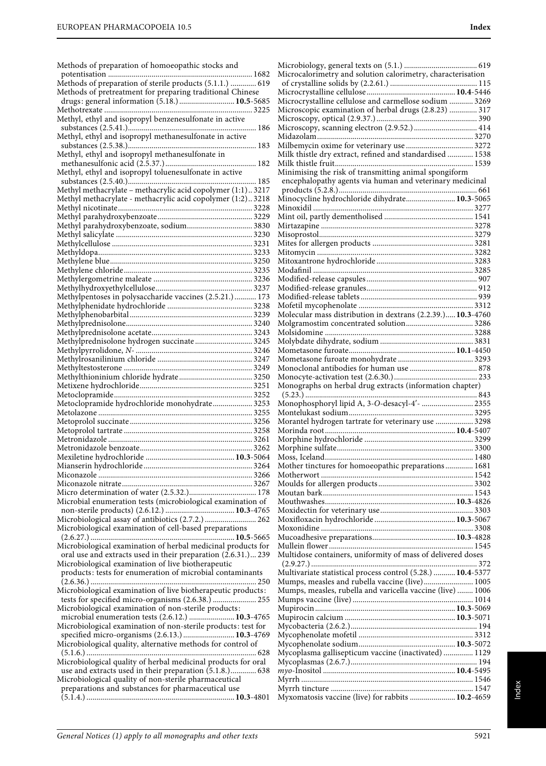Methods of preparation of homoeopathic stocks and potentisation ........................................................................ 1682
Methods of preparation of sterile products (5.1.1.) ............. 619
Methods of pretreatment for preparing traditional Chinese drugs: general information (5.18.) ............................**10.5**-5685
Methotrexate ........................................................................ 3225
Methyl, ethyl and isopropyl benzenesulfonate in active substances (2.5.41.)................................................................ 186
Methyl, ethyl and isopropyl methanesulfonate in active substances (2.5.38.)................................................................ 183
Methyl, ethyl and isopropyl methanesulfonate in methanesulfonic acid (2.5.37.)............................................. 182
Methyl, ethyl and isopropyl toluenesulfonate in active substances (2.5.40.)................................................................ 185
Methyl methacrylate – methacrylic acid copolymer (1:1).. 3217
Methyl methacrylate - methacrylic acid copolymer (1:2).. 3218
Methyl nicotinate.................................................................. 3228
Methyl parahydroxybenzoate............................................... 3229
Methyl parahydroxybenzoate, sodium................................ 3830
Methyl salicylate ................................................................... 3230
Methylcellulose ..................................................................... 3231
Methyldopa............................................................................ 3233
Methylene blue...................................................................... 3250
Methylene chloride............................................................... 3235
Methylergometrine maleate ................................................ 3236
Methylhydroxyethylcellulose............................................... 3237
Methylpentoses in polysaccharide vaccines (2.5.21.) ........... 173
Methylphenidate hydrochloride .......................................... 3238
Methylphenobarbital............................................................. 3239
Methylprednisolone.............................................................. 3240
Methylprednisolone acetate................................................. 3243
Methylprednisolone hydrogen succinate............................ 3245
Methylpyrrolidone, *N*- ......................................................... 3246
Methylrosanilinium chloride ............................................... 3247
Methyltestosterone ............................................................... 3249
Methylthioninium chloride hydrate.................................... 3250
Metixene hydrochloride....................................................... 3251
Metoclopramide.................................................................... 3252
Metoclopramide hydrochloride monohydrate................... 3253
Metolazone ............................................................................ 3255
Metoprolol succinate............................................................ 3256
Metoprolol tartrate ............................................................... 3258
Metronidazole ....................................................................... 3261
Metronidazole benzoate....................................................... 3262
Mexiletine hydrochloride ............................................**10.3**-5064
Mianserin hydrochloride...................................................... 3264
Miconazole ............................................................................ 3266
Miconazole nitrate................................................................. 3267
Micro determination of water (2.5.32.)................................. 178
Microbial enumeration tests (microbiological examination of non-sterile products) (2.6.12.) ...................................**10.3**-4765
Microbiological assay of antibiotics (2.7.2.) .......................... 262
Microbiological examination of cell-based preparations (2.6.27.) .......................................................................**10.5**-5665
Microbiological examination of herbal medicinal products for oral use and extracts used in their preparation (2.6.31.)... 239
Microbiological examination of live biotherapeutic products: tests for enumeration of microbial contaminants (2.6.36.) .................................................................................. 250
Microbiological examination of live biotherapeutic products: tests for specified micro-organisms (2.6.38.) ...................... 255
Microbiological examination of non-sterile products: microbial enumeration tests (2.6.12.) .......................**10.3**-4765
Microbiological examination of non-sterile products: test for specified micro-organisms (2.6.13.) ..........................**10.3**-4769
Microbiological quality, alternative methods for control of (5.1.6.) ..................................................................................... 628
Microbiological quality of herbal medicinal products for oral use and extracts used in their preparation (5.1.8.)............. 638
Microbiological quality of non-sterile pharmaceutical preparations and substances for pharmaceutical use (5.1.4.) .........................................................................**10.3**-4801
Microbiology, general texts on (5.1.) .................................... 619
Microcalorimetry and solution calorimetry, characterisation of crystalline solids by (2.2.61.) ........................................... 115
Microcrystalline cellulose............................................**10.4**-5446
Microcrystalline cellulose and carmellose sodium ............ 3269
Microscopic examination of herbal drugs (2.8.23) .............. 317
Microscopy, optical (2.9.37.)................................................... 390
Microscopy, scanning electron (2.9.52.)................................ 414
Midazolam............................................................................. 3270
Milbemycin oxime for veterinary use .................................. 3272
Milk thistle dry extract, refined and standardised ............. 1538
Milk thistle fruit..................................................................... 1539
Minimising the risk of transmitting animal spongiform encephalopathy agents via human and veterinary medicinal products (5.2.8.)...................................................................... 661
Minocycline hydrochloride dihydrate.........................**10.3**-5065
Minoxidil ............................................................................... 3277
Mint oil, partly dementholised ............................................ 1541
Mirtazapine ........................................................................... 3278
Misoprostol............................................................................ 3279
Mites for allergen products .................................................. 3281
Mitomycin ............................................................................. 3282
Mitoxantrone hydrochloride................................................ 3283
Modafinil ............................................................................... 3285
Modified-release capsules....................................................... 907
Modified-release granules....................................................... 912
Modified-release tablets.......................................................... 939
Mofetil mycophenolate ......................................................... 3312
Molecular mass distribution in dextrans (2.2.39.).....**10.3**-4760
Molgramostim concentrated solution................................. 3286
Molsidomine .......................................................................... 3288
Molybdate dihydrate, sodium .............................................. 3831
Mometasone furoate.....................................................**10.1**-4450
Mometasone furoate monohydrate ..................................... 3293
Monoclonal antibodies for human use ................................. 878
Monocyte-activation test (2.6.30.).......................................... 233
Monographs on herbal drug extracts (information chapter) (5.23.) ..................................................................................... 843
Monophosphoryl lipid A, 3-*O*-desacyl-4′- .......................... 2355
Montelukast sodium.............................................................. 3295
Morantel hydrogen tartrate for veterinary use ................... 3298
Morinda root.................................................................**10.4**-5407
Morphine hydrochloride ...................................................... 3299
Morphine sulfate................................................................... 3300
Moss, Iceland.......................................................................... 1480
Mother tinctures for homoeopathic preparations.............. 1681
Motherwort ........................................................................... 1542
Moulds for allergen products............................................... 3302
Moutan bark.......................................................................... 1543
Mouthwashes................................................................**10.3**-4826
Moxidectin for veterinary use.............................................. 3303
Moxifloxacin hydrochloride........................................**10.3**-5067
Moxonidine ........................................................................... 3308
Mucoadhesive preparations.........................................**10.3**-4828
Mullein flower ....................................................................... 1545
Multidose containers, uniformity of mass of delivered doses (2.9.27.) .................................................................................. 372
Multivariate statistical process control (5.28.) ...........**10.4**-5377
Mumps, measles and rubella vaccine (live)......................... 1005
Mumps, measles, rubella and varicella vaccine (live) ........ 1006
Mumps vaccine (live) ........................................................... 1014
Mupirocin.....................................................................**10.3**-5069
Mupirocin calcium .......................................................**10.3**-5071
Mycobacteria (2.6.2.)............................................................... 194
Mycophenolate mofetil ......................................................... 3312
Mycophenolate sodium................................................**10.3**-5072
Mycoplasma gallisepticum vaccine (inactivated) ............... 1129
Mycoplasmas (2.6.7.)............................................................... 194
*myo*-Inositol .................................................................**10.4**-5495
Myrrh ..................................................................................... 1546
Myrrh tincture ....................................................................... 1547
Myxomatosis vaccine (live) for rabbits .......................**10.2**-4659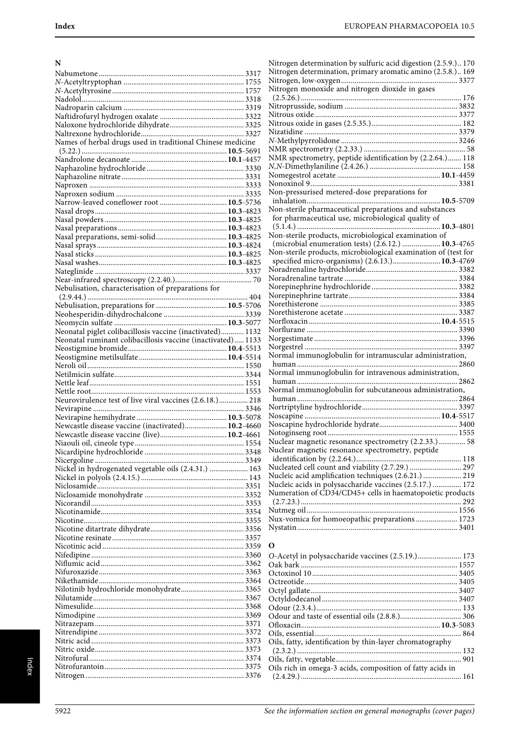## N

Nabumetone ... 3317
*N*-Acetyltryptophan ... 1755
*N*-Acetyltyrosine ... 1757
Nadolol ... 3318
Nadroparin calcium ... 3319
Naftidrofuryl hydrogen oxalate ... 3322
Naloxone hydrochloride dihydrate ... 3325
Naltrexone hydrochloride ... 3327
Names of herbal drugs used in traditional Chinese medicine (5.22.) ... **10.5**-5691
Nandrolone decanoate ... **10.1**-4457
Naphazoline hydrochloride ... 3330
Naphazoline nitrate ... 3331
Naproxen ... 3333
Naproxen sodium ... 3335
Narrow-leaved coneflower root ... **10.5**-5736
Nasal drops ... **10.3**-4823
Nasal powders ... **10.3**-4825
Nasal preparations ... **10.3**-4823
Nasal preparations, semi-solid ... **10.3**-4825
Nasal sprays ... **10.3**-4824
Nasal sticks ... **10.3**-4825
Nasal washes ... **10.3**-4825
Nateglinide ... 3337
Near-infrared spectroscopy (2.2.40.) ... 70
Nebulisation, characterisation of preparations for (2.9.44.) ... 404
Nebulisation, preparations for ... **10.5**-5706
Neohesperidin-dihydrochalcone ... 3339
Neomycin sulfate ... **10.3**-5077
Neonatal piglet colibacillosis vaccine (inactivated) ... 1132
Neonatal ruminant colibacillosis vaccine (inactivated) ... 1133
Neostigmine bromide ... **10.4**-5513
Neostigmine metilsulfate ... **10.4**-5514
Neroli oil ... 1550
Netilmicin sulfate ... 3344
Nettle leaf ... 1551
Nettle root ... 1553
Neurovirulence test of live viral vaccines (2.6.18.) ... 218
Nevirapine ... 3346
Nevirapine hemihydrate ... **10.3**-5078
Newcastle disease vaccine (inactivated) ... **10.2**-4660
Newcastle disease vaccine (live) ... **10.2**-4661
Niaouli oil, cineole type ... 1554
Nicardipine hydrochloride ... 3348
Nicergoline ... 3349
Nickel in hydrogenated vegetable oils (2.4.31.) ... 163
Nickel in polyols (2.4.15.) ... 143
Niclosamide ... 3351
Niclosamide monohydrate ... 3352
Nicorandil ... 3353
Nicotinamide ... 3354
Nicotine ... 3355
Nicotine ditartrate dihydrate ... 3356
Nicotine resinate ... 3357
Nicotinic acid ... 3359
Nifedipine ... 3360
Niflumic acid ... 3362
Nifuroxazide ... 3363
Nikethamide ... 3364
Nilotinib hydrochloride monohydrate ... 3365
Nilutamide ... 3367
Nimesulide ... 3368
Nimodipine ... 3369
Nitrazepam ... 3371
Nitrendipine ... 3372
Nitric acid ... 3373
Nitric oxide ... 3373
Nitrofural ... 3374
Nitrofurantoin ... 3375
Nitrogen ... 3376
Nitrogen determination by sulfuric acid digestion (2.5.9.) ... 170
Nitrogen determination, primary aromatic amino (2.5.8.) ... 169
Nitrogen, low-oxygen ... 3377
Nitrogen monoxide and nitrogen dioxide in gases (2.5.26.) ... 176
Nitroprusside, sodium ... 3832
Nitrous oxide ... 3377
Nitrous oxide in gases (2.5.35.) ... 182
Nizatidine ... 3379
*N*-Methylpyrrolidone ... 3246
NMR spectrometry (2.2.33.) ... 58
NMR spectrometry, peptide identification by (2.2.64.) ... 118
*N,N*-Dimethylaniline (2.4.26.) ... 158
Nomegestrol acetate ... **10.1**-4459
Nonoxinol 9 ... 3381
Non-pressurised metered-dose preparations for inhalation ... **10.5**-5709
Non-sterile pharmaceutical preparations and substances for pharmaceutical use, microbiological quality of (5.1.4.) ... **10.3**-4801
Non-sterile products, microbiological examination of (microbial enumeration tests) (2.6.12.) ... **10.3**-4765
Non-sterile products, microbiological examination of (test for specified micro-organisms) (2.6.13.) ... **10.3**-4769
Noradrenaline hydrochloride ... 3382
Noradrenaline tartrate ... 3384
Norepinephrine hydrochloride ... 3382
Norepinephrine tartrate ... 3384
Norethisterone ... 3385
Norethisterone acetate ... 3387
Norfloxacin ... **10.4**-5515
Norflurane ... 3390
Norgestimate ... 3396
Norgestrel ... 3397
Normal immunoglobulin for intramuscular administration, human ... 2860
Normal immunoglobulin for intravenous administration, human ... 2862
Normal immunoglobulin for subcutaneous administration, human ... 2864
Nortriptyline hydrochloride ... 3397
Noscapine ... **10.4**-5517
Noscapine hydrochloride hydrate ... 3400
Notoginseng root ... 1555
Nuclear magnetic resonance spectrometry (2.2.33.) ... 58
Nuclear magnetic resonance spectrometry, peptide identification by (2.2.64.) ... 118
Nucleated cell count and viability (2.7.29.) ... 297
Nucleic acid amplification techniques (2.6.21.) ... 219
Nucleic acids in polysaccharide vaccines (2.5.17.) ... 172
Numeration of CD34/CD45+ cells in haematopoietic products (2.7.23.) ... 292
Nutmeg oil ... 1556
Nux-vomica for homoeopathic preparations ... 1723
Nystatin ... 3401

## O

*O*-Acetyl in polysaccharide vaccines (2.5.19.) ... 173
Oak bark ... 1557
Octoxinol 10 ... 3405
Octreotide ... 3405
Octyl gallate ... 3407
Octyldodecanol ... 3407
Odour (2.3.4.) ... 133
Odour and taste of essential oils (2.8.8.) ... 306
Ofloxacin ... **10.3**-5083
Oils, essential ... 864
Oils, fatty, identification by thin-layer chromatography (2.3.2.) ... 132
Oils, fatty, vegetable ... 901
Oils rich in omega-3 acids, composition of fatty acids in (2.4.29.) ... 161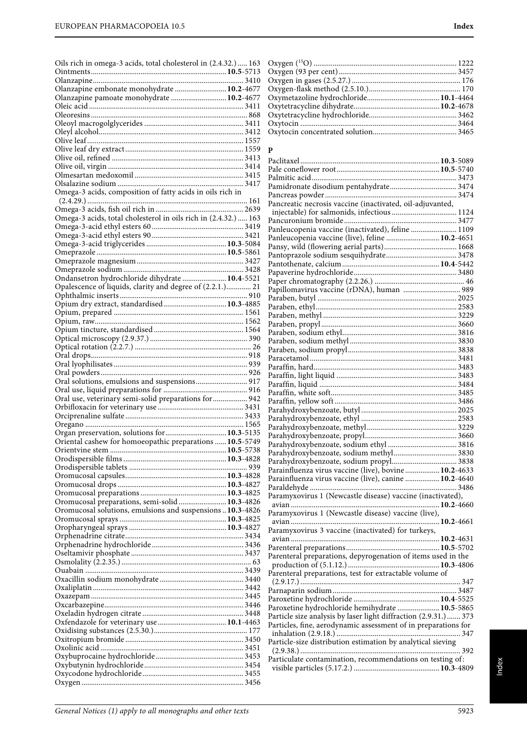Oils rich in omega-3 acids, total cholesterol in (2.4.32.) ..... 163
Ointments ..... **10.5**-5713
Olanzapine ..... 3410
Olanzapine embonate monohydrate ..... **10.2**-4677
Olanzapine pamoate monohydrate ..... **10.2**-4677
Oleic acid ..... 3411
Oleoresins ..... 868
Oleoyl macrogolglycerides ..... 3411
Oleyl alcohol ..... 3412
Olive leaf ..... 1557
Olive leaf dry extract ..... 1559
Olive oil, refined ..... 3413
Olive oil, virgin ..... 3414
Olmesartan medoxomil ..... 3415
Olsalazine sodium ..... 3417
Omega-3 acids, composition of fatty acids in oils rich in (2.4.29.) ..... 161
Omega-3 acids, fish oil rich in ..... 2639
Omega-3 acids, total cholesterol in oils rich in (2.4.32.) ..... 163
Omega-3-acid ethyl esters 60 ..... 3419
Omega-3-acid ethyl esters 90 ..... 3421
Omega-3-acid triglycerides ..... **10.3**-5084
Omeprazole ..... **10.5**-5861
Omeprazole magnesium ..... 3427
Omeprazole sodium ..... 3428
Ondansetron hydrochloride dihydrate ..... **10.4**-5521
Opalescence of liquids, clarity and degree of (2.2.1.) ..... 21
Ophthalmic inserts ..... 910
Opium dry extract, standardised ..... **10.3**-4885
Opium, prepared ..... 1561
Opium, raw ..... 1562
Opium tincture, standardised ..... 1564
Optical microscopy (2.9.37.) ..... 390
Optical rotation (2.2.7.) ..... 26
Oral drops ..... 918
Oral lyophilisates ..... 939
Oral powders ..... 926
Oral solutions, emulsions and suspensions ..... 917
Oral use, liquid preparations for ..... 916
Oral use, veterinary semi-solid preparations for ..... 942
Orbifloxacin for veterinary use ..... 3431
Orciprenaline sulfate ..... 3433
Oregano ..... 1565
Organ preservation, solutions for ..... **10.3**-5135
Oriental cashew for homoeopathic preparations ..... **10.5**-5749
Orientvine stem ..... **10.5**-5738
Orodispersible films ..... **10.3**-4828
Orodispersible tablets ..... 939
Oromucosal capsules ..... **10.3**-4828
Oromucosal drops ..... **10.3**-4827
Oromucosal preparations ..... **10.3**-4825
Oromucosal preparations, semi-solid ..... **10.3**-4826
Oromucosal solutions, emulsions and suspensions .. **10.3**-4826
Oromucosal sprays ..... **10.3**-4825
Oropharyngeal sprays ..... **10.3**-4827
Orphenadrine citrate ..... 3434
Orphenadrine hydrochloride ..... 3436
Oseltamivir phosphate ..... 3437
Osmolality (2.2.35.) ..... 63
Ouabain ..... 3439
Oxacillin sodium monohydrate ..... 3440
Oxaliplatin ..... 3442
Oxazepam ..... 3445
Oxcarbazepine ..... 3446
Oxeladin hydrogen citrate ..... 3448
Oxfendazole for veterinary use ..... **10.1**-4463
Oxidising substances (2.5.30.) ..... 177
Oxitropium bromide ..... 3450
Oxolinic acid ..... 3451
Oxybuprocaine hydrochloride ..... 3453
Oxybutynin hydrochloride ..... 3454
Oxycodone hydrochloride ..... 3455
Oxygen ..... 3456
Oxygen ($^{15}$O) ..... 1222
Oxygen (93 per cent) ..... 3457
Oxygen in gases (2.5.27.) ..... 176
Oxygen-flask method (2.5.10.) ..... 170
Oxymetazoline hydrochloride ..... **10.1**-4464
Oxytetracycline dihydrate ..... **10.2**-4678
Oxytetracycline hydrochloride ..... 3462
Oxytocin ..... 3464
Oxytocin concentrated solution ..... 3465

## P

Paclitaxel ..... **10.3**-5089
Pale coneflower root ..... **10.5**-5740
Palmitic acid ..... 3473
Pamidronate disodium pentahydrate ..... 3474
Pancreas powder ..... 3474
Pancreatic necrosis vaccine (inactivated, oil-adjuvanted, injectable) for salmonids, infectious ..... 1124
Pancuronium bromide ..... 3477
Panleucopenia vaccine (inactivated), feline ..... 1109
Panleucopenia vaccine (live), feline ..... **10.2**-4651
Pansy, wild (flowering aerial parts) ..... 1668
Pantoprazole sodium sesquihydrate ..... 3478
Pantothenate, calcium ..... **10.4**-5442
Papaverine hydrochloride ..... 3480
Paper chromatography (2.2.26.) ..... 46
Papillomavirus vaccine (rDNA), human ..... 989
Paraben, butyl ..... 2025
Paraben, ethyl ..... 2583
Paraben, methyl ..... 3229
Paraben, propyl ..... 3660
Paraben, sodium ethyl ..... 3816
Paraben, sodium methyl ..... 3830
Paraben, sodium propyl ..... 3838
Paracetamol ..... 3481
Paraffin, hard ..... 3483
Paraffin, light liquid ..... 3483
Paraffin, liquid ..... 3484
Paraffin, white soft ..... 3485
Paraffin, yellow soft ..... 3486
Parahydroxybenzoate, butyl ..... 2025
Parahydroxybenzoate, ethyl ..... 2583
Parahydroxybenzoate, methyl ..... 3229
Parahydroxybenzoate, propyl ..... 3660
Parahydroxybenzoate, sodium ethyl ..... 3816
Parahydroxybenzoate, sodium methyl ..... 3830
Parahydroxybenzoate, sodium propyl ..... 3838
Parainfluenza virus vaccine (live), bovine ..... **10.2**-4633
Parainfluenza virus vaccine (live), canine ..... **10.2**-4640
Paraldehyde ..... 3486
Paramyxovirus 1 (Newcastle disease) vaccine (inactivated), avian ..... **10.2**-4660
Paramyxovirus 1 (Newcastle disease) vaccine (live), avian ..... **10.2**-4661
Paramyxovirus 3 vaccine (inactivated) for turkeys, avian ..... **10.2**-4631
Parenteral preparations ..... **10.5**-5702
Parenteral preparations, depyrogenation of items used in the production of (5.1.12.) ..... **10.3**-4806
Parenteral preparations, test for extractable volume of (2.9.17.) ..... 347
Parnaparin sodium ..... 3487
Paroxetine hydrochloride ..... **10.4**-5525
Paroxetine hydrochloride hemihydrate ..... **10.5**-5865
Particle size analysis by laser light diffraction (2.9.31.) ..... 373
Particles, fine, aerodynamic assessment of in preparations for inhalation (2.9.18.) ..... 347
Particle-size distribution estimation by analytical sieving (2.9.38.) ..... 392
Particulate contamination, recommendations on testing of: visible particles (5.17.2.) ..... **10.3**-4809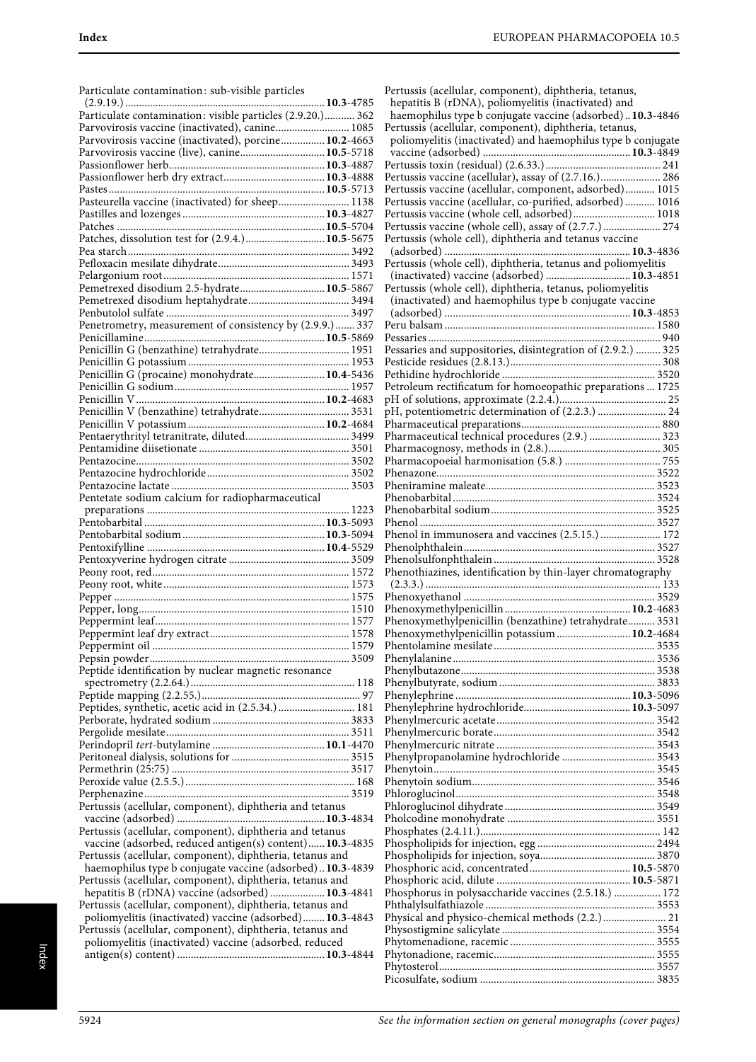Particulate contamination: sub-visible particles (2.9.19.) ... **10.3**-4785
Particulate contamination: visible particles (2.9.20.) ... 362
Parvovirosis vaccine (inactivated), canine ... 1085
Parvovirosis vaccine (inactivated), porcine ... **10.2**-4663
Parvovirosis vaccine (live), canine ... **10.5**-5718
Passionflower herb ... **10.3**-4887
Passionflower herb dry extract ... **10.3**-4888
Pastes ... **10.5**-5713
Pasteurella vaccine (inactivated) for sheep ... 1138
Pastilles and lozenges ... **10.3**-4827
Patches ... **10.5**-5704
Patches, dissolution test for (2.9.4.) ... **10.5**-5675
Pea starch ... 3492
Pefloxacin mesilate dihydrate ... 3493
Pelargonium root ... 1571
Pemetrexed disodium 2.5-hydrate ... **10.5**-5867
Pemetrexed disodium heptahydrate ... 3494
Penbutolol sulfate ... 3497
Penetrometry, measurement of consistency by (2.9.9.) ... 337
Penicillamine ... **10.5**-5869
Penicillin G (benzathine) tetrahydrate ... 1951
Penicillin G potassium ... 1953
Penicillin G (procaine) monohydrate ... **10.4**-5436
Penicillin G sodium ... 1957
Penicillin V ... **10.2**-4683
Penicillin V (benzathine) tetrahydrate ... 3531
Penicillin V potassium ... **10.2**-4684
Pentaerythrityl tetranitrate, diluted ... 3499
Pentamidine diisetionate ... 3501
Pentazocine ... 3502
Pentazocine hydrochloride ... 3502
Pentazocine lactate ... 3503
Pentetate sodium calcium for radiopharmaceutical preparations ... 1223
Pentobarbital ... **10.3**-5093
Pentobarbital sodium ... **10.3**-5094
Pentoxifylline ... **10.4**-5529
Pentoxyverine hydrogen citrate ... 3509
Peony root, red ... 1572
Peony root, white ... 1573
Pepper ... 1575
Pepper, long ... 1510
Peppermint leaf ... 1577
Peppermint leaf dry extract ... 1578
Peppermint oil ... 1579
Pepsin powder ... 3509
Peptide identification by nuclear magnetic resonance spectrometry (2.2.64.) ... 118
Peptide mapping (2.2.55.) ... 97
Peptides, synthetic, acetic acid in (2.5.34.) ... 181
Perborate, hydrated sodium ... 3833
Pergolide mesilate ... 3511
Perindopril *tert*-butylamine ... **10.1**-4470
Peritoneal dialysis, solutions for ... 3515
Permethrin (25:75) ... 3517
Peroxide value (2.5.5.) ... 168
Perphenazine ... 3519
Pertussis (acellular, component), diphtheria and tetanus vaccine (adsorbed) ... **10.3**-4834
Pertussis (acellular, component), diphtheria and tetanus vaccine (adsorbed, reduced antigen(s) content) ... **10.3**-4835
Pertussis (acellular, component), diphtheria, tetanus and haemophilus type b conjugate vaccine (adsorbed) .. **10.3**-4839
Pertussis (acellular, component), diphtheria, tetanus and hepatitis B (rDNA) vaccine (adsorbed) ... **10.3**-4841
Pertussis (acellular, component), diphtheria, tetanus and poliomyelitis (inactivated) vaccine (adsorbed) ... **10.3**-4843
Pertussis (acellular, component), diphtheria, tetanus and poliomyelitis (inactivated) vaccine (adsorbed, reduced antigen(s) content) ... **10.3**-4844
Pertussis (acellular, component), diphtheria, tetanus, hepatitis B (rDNA), poliomyelitis (inactivated) and haemophilus type b conjugate vaccine (adsorbed) .. **10.3**-4846
Pertussis (acellular, component), diphtheria, tetanus, poliomyelitis (inactivated) and haemophilus type b conjugate vaccine (adsorbed) ... **10.3**-4849
Pertussis toxin (residual) (2.6.33.) ... 241
Pertussis vaccine (acellular), assay of (2.7.16.) ... 286
Pertussis vaccine (acellular, component, adsorbed) ... 1015
Pertussis vaccine (acellular, co-purified, adsorbed) ... 1016
Pertussis vaccine (whole cell, adsorbed) ... 1018
Pertussis vaccine (whole cell), assay of (2.7.7.) ... 274
Pertussis (whole cell), diphtheria and tetanus vaccine (adsorbed) ... **10.3**-4836
Pertussis (whole cell), diphtheria, tetanus and poliomyelitis (inactivated) vaccine (adsorbed) ... **10.3**-4851
Pertussis (whole cell), diphtheria, tetanus, poliomyelitis (inactivated) and haemophilus type b conjugate vaccine (adsorbed) ... **10.3**-4853
Peru balsam ... 1580
Pessaries ... 940
Pessaries and suppositories, disintegration of (2.9.2.) ... 325
Pesticide residues (2.8.13.) ... 308
Pethidine hydrochloride ... 3520
Petroleum rectificatum for homoeopathic preparations ... 1725
pH of solutions, approximate (2.2.4.) ... 25
pH, potentiometric determination of (2.2.3.) ... 24
Pharmaceutical preparations ... 880
Pharmaceutical technical procedures (2.9.) ... 323
Pharmacognosy, methods in (2.8.) ... 305
Pharmacopoeial harmonisation (5.8.) ... 755
Phenazone ... 3522
Pheniramine maleate ... 3523
Phenobarbital ... 3524
Phenobarbital sodium ... 3525
Phenol ... 3527
Phenol in immunosera and vaccines (2.5.15.) ... 172
Phenolphthalein ... 3527
Phenolsulfonphthalein ... 3528
Phenothiazines, identification by thin-layer chromatography (2.3.3.) ... 133
Phenoxyethanol ... 3529
Phenoxymethylpenicillin ... **10.2**-4683
Phenoxymethylpenicillin (benzathine) tetrahydrate ... 3531
Phenoxymethylpenicillin potassium ... **10.2**-4684
Phentolamine mesilate ... 3535
Phenylalanine ... 3536
Phenylbutazone ... 3538
Phenylbutyrate, sodium ... 3833
Phenylephrine ... **10.3**-5096
Phenylephrine hydrochloride ... **10.3**-5097
Phenylmercuric acetate ... 3542
Phenylmercuric borate ... 3542
Phenylmercuric nitrate ... 3543
Phenylpropanolamine hydrochloride ... 3543
Phenytoin ... 3545
Phenytoin sodium ... 3546
Phloroglucinol ... 3548
Phloroglucinol dihydrate ... 3549
Pholcodine monohydrate ... 3551
Phosphates (2.4.11.) ... 142
Phospholipids for injection, egg ... 2494
Phospholipids for injection, soya ... 3870
Phosphoric acid, concentrated ... **10.5**-5870
Phosphoric acid, dilute ... **10.5**-5871
Phosphorus in polysaccharide vaccines (2.5.18.) ... 172
Phthalylsulfathiazole ... 3553
Physical and physico-chemical methods (2.2.) ... 21
Physostigmine salicylate ... 3554
Phytomenadione, racemic ... 3555
Phytonadione, racemic ... 3555
Phytosterol ... 3557
Picosulfate, sodium ... 3835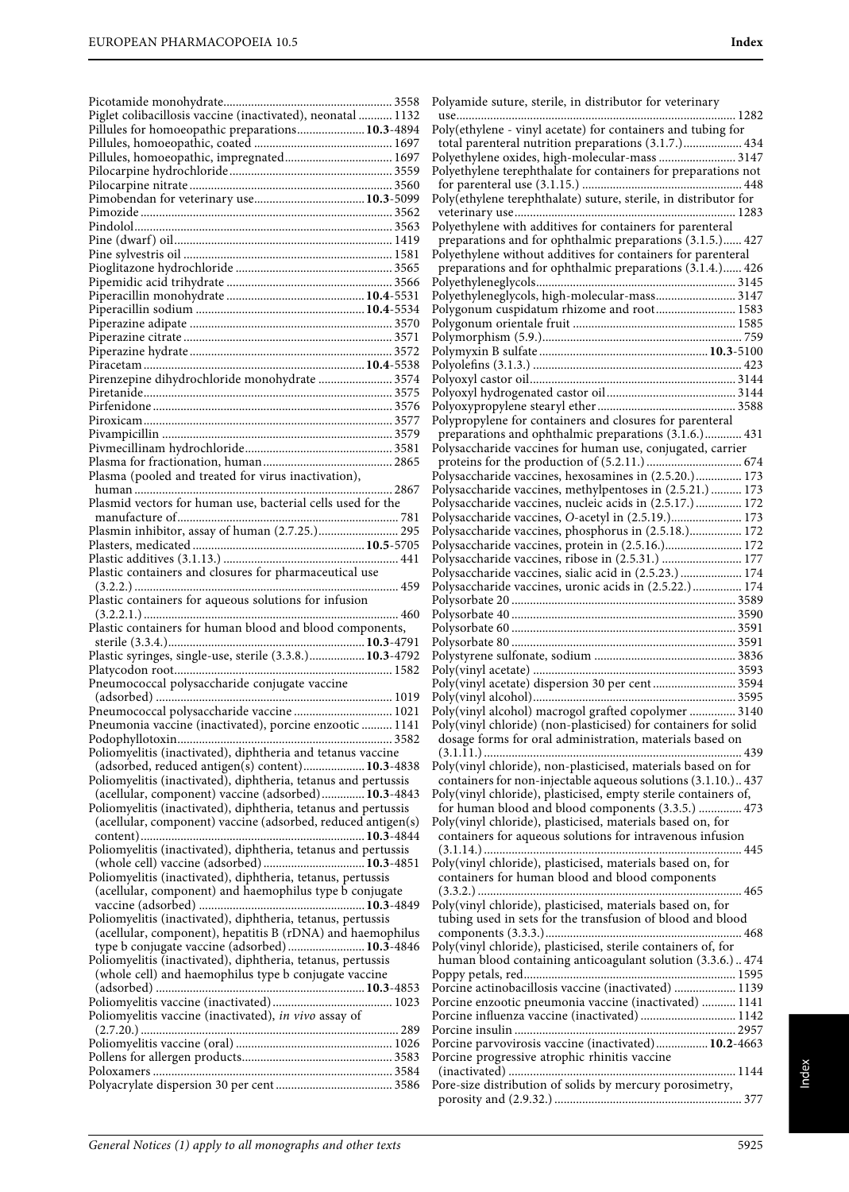Picotamide monohydrate ........ 3558
Piglet colibacillosis vaccine (inactivated), neonatal ........ 1132
Pillules for homoeopathic preparations ........ **10.3**-4894
Pillules, homoeopathic, coated ........ 1697
Pillules, homoeopathic, impregnated ........ 1697
Pilocarpine hydrochloride ........ 3559
Pilocarpine nitrate ........ 3560
Pimobendan for veterinary use ........ **10.3**-5099
Pimozide ........ 3562
Pindolol ........ 3563
Pine (dwarf) oil ........ 1419
Pine sylvestris oil ........ 1581
Pioglitazone hydrochloride ........ 3565
Pipemidic acid trihydrate ........ 3566
Piperacillin monohydrate ........ **10.4**-5531
Piperacillin sodium ........ **10.4**-5534
Piperazine adipate ........ 3570
Piperazine citrate ........ 3571
Piperazine hydrate ........ 3572
Piracetam ........ **10.4**-5538
Pirenzepine dihydrochloride monohydrate ........ 3574
Piretanide ........ 3575
Pirfenidone ........ 3576
Piroxicam ........ 3577
Pivampicillin ........ 3579
Pivmecillinam hydrochloride ........ 3581
Plasma for fractionation, human ........ 2865
Plasma (pooled and treated for virus inactivation), human ........ 2867
Plasmid vectors for human use, bacterial cells used for the manufacture of ........ 781
Plasmin inhibitor, assay of human (2.7.25.) ........ 295
Plasters, medicated ........ **10.5**-5705
Plastic additives (3.1.13.) ........ 441
Plastic containers and closures for pharmaceutical use (3.2.2.) ........ 459
Plastic containers for aqueous solutions for infusion (3.2.2.1.) ........ 460
Plastic containers for human blood and blood components, sterile (3.3.4.) ........ **10.3**-4791
Plastic syringes, single-use, sterile (3.3.8.) ........ **10.3**-4792
Platycodon root ........ 1582
Pneumococcal polysaccharide conjugate vaccine (adsorbed) ........ 1019
Pneumococcal polysaccharide vaccine ........ 1021
Pneumonia vaccine (inactivated), porcine enzootic ........ 1141
Podophyllotoxin ........ 3582
Poliomyelitis (inactivated), diphtheria and tetanus vaccine (adsorbed, reduced antigen(s) content) ........ **10.3**-4838
Poliomyelitis (inactivated), diphtheria, tetanus and pertussis (acellular, component) vaccine (adsorbed) ........ **10.3**-4843
Poliomyelitis (inactivated), diphtheria, tetanus and pertussis (acellular, component) vaccine (adsorbed, reduced antigen(s) content) ........ **10.3**-4844
Poliomyelitis (inactivated), diphtheria, tetanus and pertussis (whole cell) vaccine (adsorbed) ........ **10.3**-4851
Poliomyelitis (inactivated), diphtheria, tetanus, pertussis (acellular, component) and haemophilus type b conjugate vaccine (adsorbed) ........ **10.3**-4849
Poliomyelitis (inactivated), diphtheria, tetanus, pertussis (acellular, component), hepatitis B (rDNA) and haemophilus type b conjugate vaccine (adsorbed) ........ **10.3**-4846
Poliomyelitis (inactivated), diphtheria, tetanus, pertussis (whole cell) and haemophilus type b conjugate vaccine (adsorbed) ........ **10.3**-4853
Poliomyelitis vaccine (inactivated) ........ 1023
Poliomyelitis vaccine (inactivated), *in vivo* assay of (2.7.20.) ........ 289
Poliomyelitis vaccine (oral) ........ 1026
Pollens for allergen products ........ 3583
Poloxamers ........ 3584
Polyacrylate dispersion 30 per cent ........ 3586
Polyamide suture, sterile, in distributor for veterinary use ........ 1282
Poly(ethylene - vinyl acetate) for containers and tubing for total parenteral nutrition preparations (3.1.7.) ........ 434
Polyethylene oxides, high-molecular-mass ........ 3147
Polyethylene terephthalate for containers for preparations not for parenteral use (3.1.15.) ........ 448
Poly(ethylene terephthalate) suture, sterile, in distributor for veterinary use ........ 1283
Polyethylene with additives for containers for parenteral preparations and for ophthalmic preparations (3.1.5.) ........ 427
Polyethylene without additives for containers for parenteral preparations and for ophthalmic preparations (3.1.4.) ........ 426
Polyethyleneglycols ........ 3145
Polyethyleneglycols, high-molecular-mass ........ 3147
Polygonum cuspidatum rhizome and root ........ 1583
Polygonum orientale fruit ........ 1585
Polymorphism (5.9.) ........ 759
Polymyxin B sulfate ........ **10.3**-5100
Polyolefins (3.1.3.) ........ 423
Polyoxyl castor oil ........ 3144
Polyoxyl hydrogenated castor oil ........ 3144
Polyoxypropylene stearyl ether ........ 3588
Polypropylene for containers and closures for parenteral preparations and ophthalmic preparations (3.1.6.) ........ 431
Polysaccharide vaccines for human use, conjugated, carrier proteins for the production of (5.2.11.) ........ 674
Polysaccharide vaccines, hexosamines in (2.5.20.) ........ 173
Polysaccharide vaccines, methylpentoses in (2.5.21.) ........ 173
Polysaccharide vaccines, nucleic acids in (2.5.17.) ........ 172
Polysaccharide vaccines, *O*-acetyl in (2.5.19.) ........ 173
Polysaccharide vaccines, phosphorus in (2.5.18.) ........ 172
Polysaccharide vaccines, protein in (2.5.16.) ........ 172
Polysaccharide vaccines, ribose in (2.5.31.) ........ 177
Polysaccharide vaccines, sialic acid in (2.5.23.) ........ 174
Polysaccharide vaccines, uronic acids in (2.5.22.) ........ 174
Polysorbate 20 ........ 3589
Polysorbate 40 ........ 3590
Polysorbate 60 ........ 3591
Polysorbate 80 ........ 3591
Polystyrene sulfonate, sodium ........ 3836
Poly(vinyl acetate) ........ 3593
Poly(vinyl acetate) dispersion 30 per cent ........ 3594
Poly(vinyl alcohol) ........ 3595
Poly(vinyl alcohol) macrogol grafted copolymer ........ 3140
Poly(vinyl chloride) (non-plasticised) for containers for solid dosage forms for oral administration, materials based on (3.1.11.) ........ 439
Poly(vinyl chloride), non-plasticised, materials based on for containers for non-injectable aqueous solutions (3.1.10.) .. 437
Poly(vinyl chloride), plasticised, empty sterile containers of, for human blood and blood components (3.3.5.) ........ 473
Poly(vinyl chloride), plasticised, materials based on, for containers for aqueous solutions for intravenous infusion (3.1.14.) ........ 445
Poly(vinyl chloride), plasticised, materials based on, for containers for human blood and blood components (3.3.2.) ........ 465
Poly(vinyl chloride), plasticised, materials based on, for tubing used in sets for the transfusion of blood and blood components (3.3.3.) ........ 468
Poly(vinyl chloride), plasticised, sterile containers of, for human blood containing anticoagulant solution (3.3.6.) .. 474
Poppy petals, red ........ 1595
Porcine actinobacillosis vaccine (inactivated) ........ 1139
Porcine enzootic pneumonia vaccine (inactivated) ........ 1141
Porcine influenza vaccine (inactivated) ........ 1142
Porcine insulin ........ 2957
Porcine parvovirosis vaccine (inactivated) ........ **10.2**-4663
Porcine progressive atrophic rhinitis vaccine (inactivated) ........ 1144
Pore-size distribution of solids by mercury porosimetry, porosity and (2.9.32.) ........ 377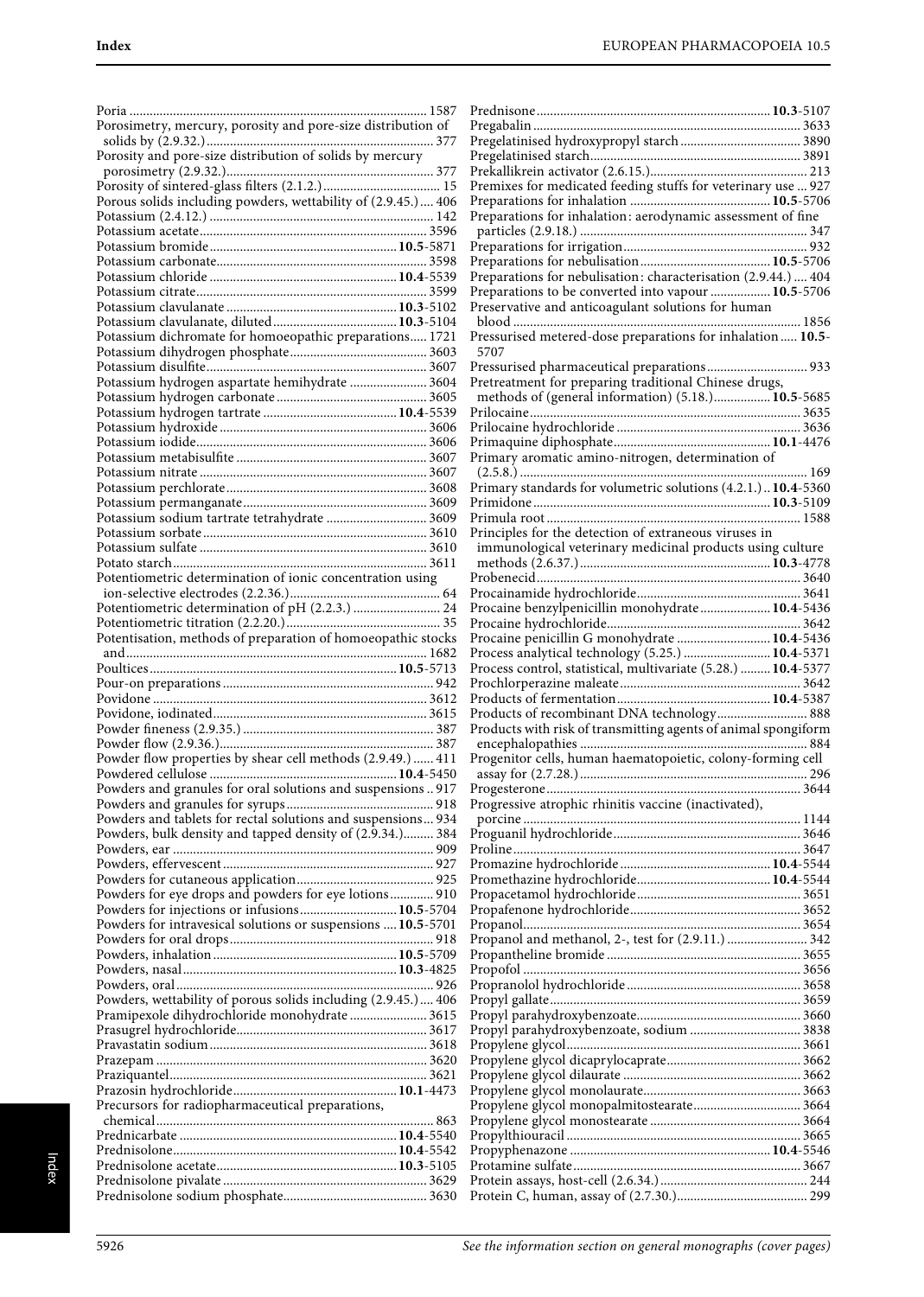Poria ........ 1587
Porosimetry, mercury, porosity and pore-size distribution of solids by (2.9.32.) ........ 377
Porosity and pore-size distribution of solids by mercury porosimetry (2.9.32.) ........ 377
Porosity of sintered-glass filters (2.1.2.) ........ 15
Porous solids including powders, wettability of (2.9.45.) ........ 406
Potassium (2.4.12.) ........ 142
Potassium acetate ........ 3596
Potassium bromide ........ **10.5**-5871
Potassium carbonate ........ 3598
Potassium chloride ........ **10.4**-5539
Potassium citrate ........ 3599
Potassium clavulanate ........ **10.3**-5102
Potassium clavulanate, diluted ........ **10.3**-5104
Potassium dichromate for homoeopathic preparations ........ 1721
Potassium dihydrogen phosphate ........ 3603
Potassium disulfite ........ 3607
Potassium hydrogen aspartate hemihydrate ........ 3604
Potassium hydrogen carbonate ........ 3605
Potassium hydrogen tartrate ........ **10.4**-5539
Potassium hydroxide ........ 3606
Potassium iodide ........ 3606
Potassium metabisulfite ........ 3607
Potassium nitrate ........ 3607
Potassium perchlorate ........ 3608
Potassium permanganate ........ 3609
Potassium sodium tartrate tetrahydrate ........ 3609
Potassium sorbate ........ 3610
Potassium sulfate ........ 3610
Potato starch ........ 3611
Potentiometric determination of ionic concentration using ion-selective electrodes (2.2.36.) ........ 64
Potentiometric determination of pH (2.2.3.) ........ 24
Potentiometric titration (2.2.20.) ........ 35
Potentisation, methods of preparation of homoeopathic stocks and ........ 1682
Poultices ........ **10.5**-5713
Pour-on preparations ........ 942
Povidone ........ 3612
Povidone, iodinated ........ 3615
Powder fineness (2.9.35.) ........ 387
Powder flow (2.9.36.) ........ 387
Powder flow properties by shear cell methods (2.9.49.) ........ 411
Powdered cellulose ........ **10.4**-5450
Powders and granules for oral solutions and suspensions ........ 917
Powders and granules for syrups ........ 918
Powders and tablets for rectal solutions and suspensions ........ 934
Powders, bulk density and tapped density of (2.9.34.) ........ 384
Powders, ear ........ 909
Powders, effervescent ........ 927
Powders for cutaneous application ........ 925
Powders for eye drops and powders for eye lotions ........ 910
Powders for injections or infusions ........ **10.5**-5704
Powders for intravesical solutions or suspensions ........ **10.5**-5701
Powders for oral drops ........ 918
Powders, inhalation ........ **10.5**-5709
Powders, nasal ........ **10.3**-4825
Powders, oral ........ 926
Powders, wettability of porous solids including (2.9.45.) ........ 406
Pramipexole dihydrochloride monohydrate ........ 3615
Prasugrel hydrochloride ........ 3617
Pravastatin sodium ........ 3618
Prazepam ........ 3620
Praziquantel ........ 3621
Prazosin hydrochloride ........ **10.1**-4473
Precursors for radiopharmaceutical preparations, chemical ........ 863
Prednicarbate ........ **10.4**-5540
Prednisolone ........ **10.4**-5542
Prednisolone acetate ........ **10.3**-5105
Prednisolone pivalate ........ 3629
Prednisolone sodium phosphate ........ 3630
Prednisone ........ **10.3**-5107
Pregabalin ........ 3633
Pregelatinised hydroxypropyl starch ........ 3890
Pregelatinised starch ........ 3891
Prekallikrein activator (2.6.15.) ........ 213
Premixes for medicated feeding stuffs for veterinary use ........ 927
Preparations for inhalation ........ **10.5**-5706
Preparations for inhalation: aerodynamic assessment of fine particles (2.9.18.) ........ 347
Preparations for irrigation ........ 932
Preparations for nebulisation ........ **10.5**-5706
Preparations for nebulisation: characterisation (2.9.44.) ........ 404
Preparations to be converted into vapour ........ **10.5**-5706
Preservative and anticoagulant solutions for human blood ........ 1856
Pressurised metered-dose preparations for inhalation ........ **10.5**-5707
Pressurised pharmaceutical preparations ........ 933
Pretreatment for preparing traditional Chinese drugs, methods of (general information) (5.18.) ........ **10.5**-5685
Prilocaine ........ 3635
Prilocaine hydrochloride ........ 3636
Primaquine diphosphate ........ **10.1**-4476
Primary aromatic amino-nitrogen, determination of (2.5.8.) ........ 169
Primary standards for volumetric solutions (4.2.1.) ........ **10.4**-5360
Primidone ........ **10.3**-5109
Primula root ........ 1588
Principles for the detection of extraneous viruses in immunological veterinary medicinal products using culture methods (2.6.37.) ........ **10.3**-4778
Probenecid ........ 3640
Procainamide hydrochloride ........ 3641
Procaine benzylpenicillin monohydrate ........ **10.4**-5436
Procaine hydrochloride ........ 3642
Procaine penicillin G monohydrate ........ **10.4**-5436
Process analytical technology (5.25.) ........ **10.4**-5371
Process control, statistical, multivariate (5.28.) ........ **10.4**-5377
Prochlorperazine maleate ........ 3642
Products of fermentation ........ **10.4**-5387
Products of recombinant DNA technology ........ 888
Products with risk of transmitting agents of animal spongiform encephalopathies ........ 884
Progenitor cells, human haematopoietic, colony-forming cell assay for (2.7.28.) ........ 296
Progesterone ........ 3644
Progressive atrophic rhinitis vaccine (inactivated), porcine ........ 1144
Proguanil hydrochloride ........ 3646
Proline ........ 3647
Promazine hydrochloride ........ **10.4**-5544
Promethazine hydrochloride ........ **10.4**-5544
Propacetamol hydrochloride ........ 3651
Propafenone hydrochloride ........ 3652
Propanol ........ 3654
Propanol and methanol, 2-, test for (2.9.11.) ........ 342
Propantheline bromide ........ 3655
Propofol ........ 3656
Propranolol hydrochloride ........ 3658
Propyl gallate ........ 3659
Propyl parahydroxybenzoate ........ 3660
Propyl parahydroxybenzoate, sodium ........ 3838
Propylene glycol ........ 3661
Propylene glycol dicaprylocaprate ........ 3662
Propylene glycol dilaurate ........ 3662
Propylene glycol monolaurate ........ 3663
Propylene glycol monopalmitostearate ........ 3664
Propylene glycol monostearate ........ 3664
Propylthiouracil ........ 3665
Propyphenazone ........ **10.4**-5546
Protamine sulfate ........ 3667
Protein assays, host-cell (2.6.34.) ........ 244
Protein C, human, assay of (2.7.30.) ........ 299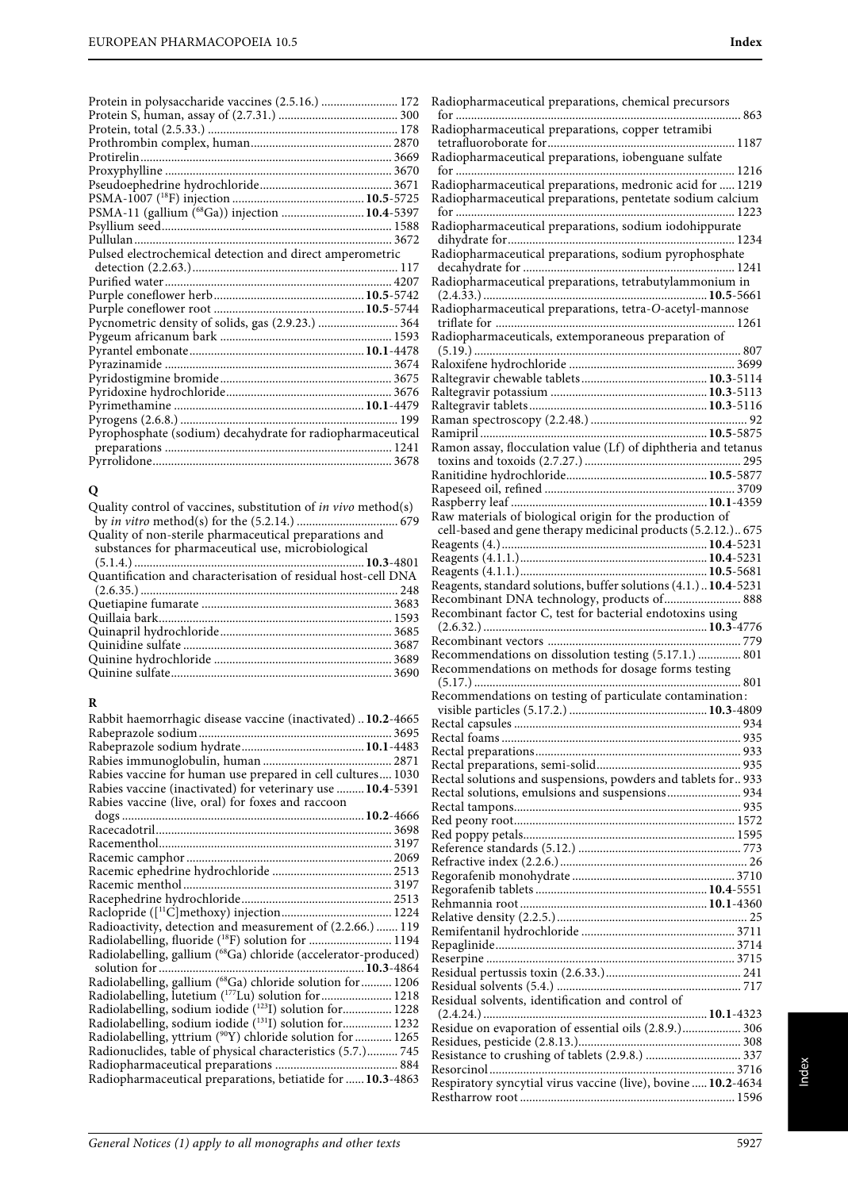Protein in polysaccharide vaccines (2.5.16.) ........................ 172
Protein S, human, assay of (2.7.31.) ...................................... 300
Protein, total (2.5.33.) ............................................................. 178
Prothrombin complex, human............................................. 2870
Protirelin................................................................................ 3669
Proxyphylline ......................................................................... 3670
Pseudoephedrine hydrochloride.......................................... 3671
PSMA-1007 ($^{18}$F) injection ........................................... **10.5**-5725
PSMA-11 (gallium ($^{68}$Ga)) injection ............................ **10.4**-5397
Psyllium seed.......................................................................... 1588
Pullulan................................................................................... 3672
Pulsed electrochemical detection and direct amperometric detection (2.2.63.)................................................................. 117
Purified water......................................................................... 4207
Purple coneflower herb................................................ **10.5**-5742
Purple coneflower root ................................................ **10.5**-5744
Pycnometric density of solids, gas (2.9.23.) ......................... 364
Pygeum africanum bark ....................................................... 1593
Pyrantel embonate........................................................ **10.1**-4478
Pyrazinamide ......................................................................... 3674
Pyridostigmine bromide....................................................... 3675
Pyridoxine hydrochloride..................................................... 3676
Pyrimethamine ............................................................. **10.1**-4479
Pyrogens (2.6.8.) ...................................................................... 199
Pyrophosphate (sodium) decahydrate for radiopharmaceutical preparations ......................................................................... 1241
Pyrrolidone............................................................................. 3678

## Q

Quality control of vaccines, substitution of *in vivo* method(s) by *in vitro* method(s) for the (5.2.14.) ................................ 679
Quality of non-sterile pharmaceutical preparations and substances for pharmaceutical use, microbiological (5.1.4.) .......................................................................... **10.3**-4801
Quantification and characterisation of residual host-cell DNA (2.6.35.) .................................................................................. 248
Quetiapine fumarate ............................................................. 3683
Quillaia bark........................................................................... 1593
Quinapril hydrochloride....................................................... 3685
Quinidine sulfate ................................................................... 3687
Quinine hydrochloride ......................................................... 3689
Quinine sulfate....................................................................... 3690

## R

Rabbit haemorrhagic disease vaccine (inactivated) .. **10.2**-4665
Rabeprazole sodium.............................................................. 3695
Rabeprazole sodium hydrate....................................... **10.1**-4483
Rabies immunoglobulin, human .......................................... 2871
Rabies vaccine for human use prepared in cell cultures.... 1030
Rabies vaccine (inactivated) for veterinary use ......... **10.4**-5391
Rabies vaccine (live, oral) for foxes and raccoon dogs .............................................................................. **10.2**-4666
Racecadotril............................................................................ 3698
Racementhol........................................................................... 3197
Racemic camphor .................................................................. 2069
Racemic ephedrine hydrochloride ...................................... 2513
Racemic menthol ................................................................... 3197
Racephedrine hydrochloride................................................ 2513
Raclopride ([$^{11}$C]methoxy) injection................................... 1224
Radioactivity, detection and measurement of (2.2.66.) ....... 119
Radiolabelling, fluoride ($^{18}$F) solution for ........................... 1194
Radiolabelling, gallium ($^{68}$Ga) chloride (accelerator-produced) solution for ................................................................ **10.3**-4864
Radiolabelling, gallium ($^{68}$Ga) chloride solution for .......... 1206
Radiolabelling, lutetium ($^{177}$Lu) solution for....................... 1218
Radiolabelling, sodium iodide ($^{123}$I) solution for................ 1228
Radiolabelling, sodium iodide ($^{131}$I) solution for................ 1232
Radiolabelling, yttrium ($^{90}$Y) chloride solution for ............ 1265
Radionuclides, table of physical characteristics (5.7.).......... 745
Radiopharmaceutical preparations ....................................... 884
Radiopharmaceutical preparations, betiatide for ...... **10.3**-4863
Radiopharmaceutical preparations, chemical precursors for ............................................................................................ 863
Radiopharmaceutical preparations, copper tetramibi tetrafluoroborate for............................................................ 1187
Radiopharmaceutical preparations, iobenguane sulfate for ......................................................................................... 1216
Radiopharmaceutical preparations, medronic acid for ..... 1219
Radiopharmaceutical preparations, pentetate sodium calcium for ......................................................................................... 1223
Radiopharmaceutical preparations, sodium iodohippurate dihydrate for.......................................................................... 1234
Radiopharmaceutical preparations, sodium pyrophosphate decahydrate for .................................................................... 1241
Radiopharmaceutical preparations, tetrabutylammonium in (2.4.33.) ........................................................................ **10.5**-5661
Radiopharmaceutical preparations, tetra-*O*-acetyl-mannose triflate for ............................................................................ 1261
Radiopharmaceuticals, extemporaneous preparation of (5.19.) ...................................................................................... 807
Raloxifene hydrochloride ..................................................... 3699
Raltegravir chewable tablets........................................ **10.3**-5114
Raltegravir potassium .................................................. **10.3**-5113
Raltegravir tablets......................................................... **10.3**-5116
Raman spectroscopy (2.2.48.) .................................................. 92
Ramipril ......................................................................... **10.5**-5875
Ramon assay, flocculation value (Lf) of diphtheria and tetanus toxins and toxoids (2.7.27.) .................................................. 295
Ranitidine hydrochloride............................................. **10.5**-5877
Rapeseed oil, refined ............................................................. 3709
Raspberry leaf ............................................................... **10.1**-4359
Raw materials of biological origin for the production of cell-based and gene therapy medicinal products (5.2.12.).. 675
Reagents (4.)................................................................. **10.4**-5231
Reagents (4.1.1.)............................................................ **10.4**-5231
Reagents (4.1.1.)............................................................ **10.5**-5681
Reagents, standard solutions, buffer solutions (4.1.) .. **10.4**-5231
Recombinant DNA technology, products of......................... 888
Recombinant factor C, test for bacterial endotoxins using (2.6.32.) ........................................................................ **10.3**-4776
Recombinant vectors .............................................................. 779
Recommendations on dissolution testing (5.17.1.) .............. 801
Recommendations on methods for dosage forms testing (5.17.) ...................................................................................... 801
Recommendations on testing of particulate contamination: visible particles (5.17.2.) ............................................ **10.3**-4809
Rectal capsules ......................................................................... 934
Rectal foams ............................................................................. 935
Rectal preparations.................................................................. 933
Rectal preparations, semi-solid.............................................. 935
Rectal solutions and suspensions, powders and tablets for.. 933
Rectal solutions, emulsions and suspensions........................ 934
Rectal tampons......................................................................... 935
Red peony root....................................................................... 1572
Red poppy petals.................................................................... 1595
Reference standards (5.12.) ..................................................... 773
Refractive index (2.2.6.) ............................................................ 26
Regorafenib monohydrate .................................................... 3710
Regorafenib tablets ....................................................... **10.4**-5551
Rehmannia root............................................................ **10.1**-4360
Relative density (2.2.5.) ............................................................. 25
Remifentanil hydrochloride ................................................. 3711
Repaglinide............................................................................. 3714
Reserpine ................................................................................ 3715
Residual pertussis toxin (2.6.33.)............................................ 241
Residual solvents (5.4.) ........................................................... 717
Residual solvents, identification and control of (2.4.24.) ........................................................................ **10.1**-4323
Residue on evaporation of essential oils (2.8.9.).................. 306
Residues, pesticide (2.8.13.).................................................... 308
Resistance to crushing of tablets (2.9.8.) .............................. 337
Resorcinol............................................................................... 3716
Respiratory syncytial virus vaccine (live), bovine ..... **10.2**-4634
Restharrow root ..................................................................... 1596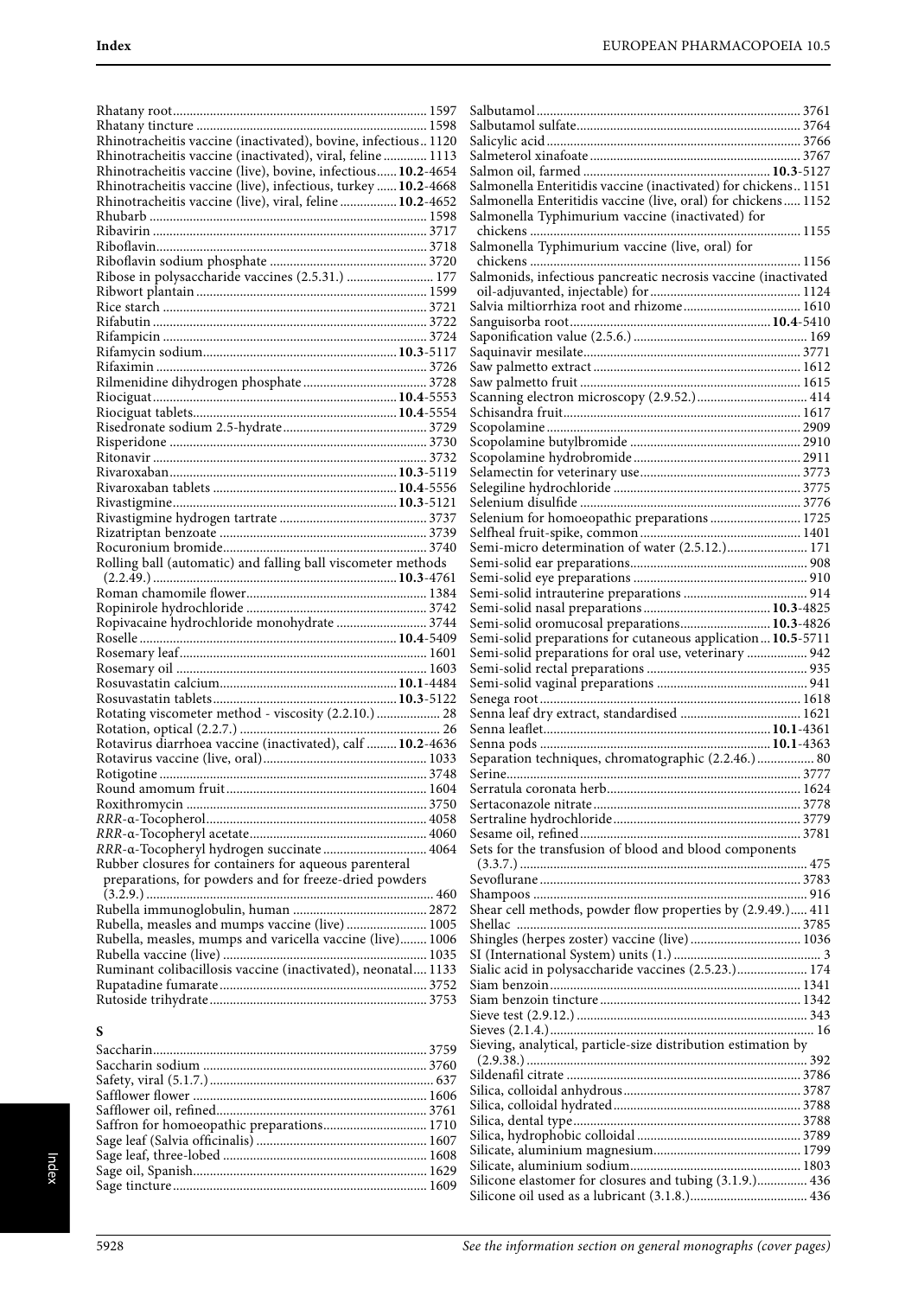Rhatany root ... 1597
Rhatany tincture ... 1598
Rhinotracheitis vaccine (inactivated), bovine, infectious .. 1120
Rhinotracheitis vaccine (inactivated), viral, feline ... 1113
Rhinotracheitis vaccine (live), bovine, infectious ... **10.2**-4654
Rhinotracheitis vaccine (live), infectious, turkey ... **10.2**-4668
Rhinotracheitis vaccine (live), viral, feline ... **10.2**-4652
Rhubarb ... 1598
Ribavirin ... 3717
Riboflavin ... 3718
Riboflavin sodium phosphate ... 3720
Ribose in polysaccharide vaccines (2.5.31.) ... 177
Ribwort plantain ... 1599
Rice starch ... 3721
Rifabutin ... 3722
Rifampicin ... 3724
Rifamycin sodium ... **10.3**-5117
Rifaximin ... 3726
Rilmenidine dihydrogen phosphate ... 3728
Riociguat ... **10.4**-5553
Riociguat tablets ... **10.4**-5554
Risedronate sodium 2.5-hydrate ... 3729
Risperidone ... 3730
Ritonavir ... 3732
Rivaroxaban ... **10.3**-5119
Rivaroxaban tablets ... **10.4**-5556
Rivastigmine ... **10.3**-5121
Rivastigmine hydrogen tartrate ... 3737
Rizatriptan benzoate ... 3739
Rocuronium bromide ... 3740
Rolling ball (automatic) and falling ball viscometer methods (2.2.49.) ... **10.3**-4761
Roman chamomile flower ... 1384
Ropinirole hydrochloride ... 3742
Ropivacaine hydrochloride monohydrate ... 3744
Roselle ... **10.4**-5409
Rosemary leaf ... 1601
Rosemary oil ... 1603
Rosuvastatin calcium ... **10.1**-4484
Rosuvastatin tablets ... **10.3**-5122
Rotating viscometer method - viscosity (2.2.10.) ... 28
Rotation, optical (2.2.7.) ... 26
Rotavirus diarrhoea vaccine (inactivated), calf ... **10.2**-4636
Rotavirus vaccine (live, oral) ... 1033
Rotigotine ... 3748
Round amomum fruit ... 1604
Roxithromycin ... 3750
*RRR*-α-Tocopherol ... 4058
*RRR*-α-Tocopheryl acetate ... 4060
*RRR*-α-Tocopheryl hydrogen succinate ... 4064
Rubber closures for containers for aqueous parenteral preparations, for powders and for freeze-dried powders (3.2.9.) ... 460
Rubella immunoglobulin, human ... 2872
Rubella, measles and mumps vaccine (live) ... 1005
Rubella, measles, mumps and varicella vaccine (live) ... 1006
Rubella vaccine (live) ... 1035
Ruminant colibacillosis vaccine (inactivated), neonatal ... 1133
Rupatadine fumarate ... 3752
Rutoside trihydrate ... 3753

## S

Saccharin ... 3759
Saccharin sodium ... 3760
Safety, viral (5.1.7.) ... 637
Safflower flower ... 1606
Safflower oil, refined ... 3761
Saffron for homoeopathic preparations ... 1710
Sage leaf (Salvia officinalis) ... 1607
Sage leaf, three-lobed ... 1608
Sage oil, Spanish ... 1629
Sage tincture ... 1609
Salbutamol ... 3761
Salbutamol sulfate ... 3764
Salicylic acid ... 3766
Salmeterol xinafoate ... 3767
Salmon oil, farmed ... **10.3**-5127
Salmonella Enteritidis vaccine (inactivated) for chickens ... 1151
Salmonella Enteritidis vaccine (live, oral) for chickens ... 1152
Salmonella Typhimurium vaccine (inactivated) for chickens ... 1155
Salmonella Typhimurium vaccine (live, oral) for chickens ... 1156
Salmonids, infectious pancreatic necrosis vaccine (inactivated oil-adjuvanted, injectable) for ... 1124
Salvia miltiorrhiza root and rhizome ... 1610
Sanguisorba root ... **10.4**-5410
Saponification value (2.5.6.) ... 169
Saquinavir mesilate ... 3771
Saw palmetto extract ... 1612
Saw palmetto fruit ... 1615
Scanning electron microscopy (2.9.52.) ... 414
Schisandra fruit ... 1617
Scopolamine ... 2909
Scopolamine butylbromide ... 2910
Scopolamine hydrobromide ... 2911
Selamectin for veterinary use ... 3773
Selegiline hydrochloride ... 3775
Selenium disulfide ... 3776
Selenium for homoeopathic preparations ... 1725
Selfheal fruit-spike, common ... 1401
Semi-micro determination of water (2.5.12.) ... 171
Semi-solid ear preparations ... 908
Semi-solid eye preparations ... 910
Semi-solid intrauterine preparations ... 914
Semi-solid nasal preparations ... **10.3**-4825
Semi-solid oromucosal preparations ... **10.3**-4826
Semi-solid preparations for cutaneous application ... **10.5**-5711
Semi-solid preparations for oral use, veterinary ... 942
Semi-solid rectal preparations ... 935
Semi-solid vaginal preparations ... 941
Senega root ... 1618
Senna leaf dry extract, standardised ... 1621
Senna leaflet ... **10.1**-4361
Senna pods ... **10.1**-4363
Separation techniques, chromatographic (2.2.46.) ... 80
Serine ... 3777
Serratula coronata herb ... 1624
Sertaconazole nitrate ... 3778
Sertraline hydrochloride ... 3779
Sesame oil, refined ... 3781
Sets for the transfusion of blood and blood components (3.3.7.) ... 475
Sevoflurane ... 3783
Shampoos ... 916
Shear cell methods, powder flow properties by (2.9.49.) ... 411
Shellac ... 3785
Shingles (herpes zoster) vaccine (live) ... 1036
SI (International System) units (1.) ... 3
Sialic acid in polysaccharide vaccines (2.5.23.) ... 174
Siam benzoin ... 1341
Siam benzoin tincture ... 1342
Sieve test (2.9.12.) ... 343
Sieves (2.1.4.) ... 16
Sieving, analytical, particle-size distribution estimation by (2.9.38.) ... 392
Sildenafil citrate ... 3786
Silica, colloidal anhydrous ... 3787
Silica, colloidal hydrated ... 3788
Silica, dental type ... 3788
Silica, hydrophobic colloidal ... 3789
Silicate, aluminium magnesium ... 1799
Silicate, aluminium sodium ... 1803
Silicone elastomer for closures and tubing (3.1.9.) ... 436
Silicone oil used as a lubricant (3.1.8.) ... 436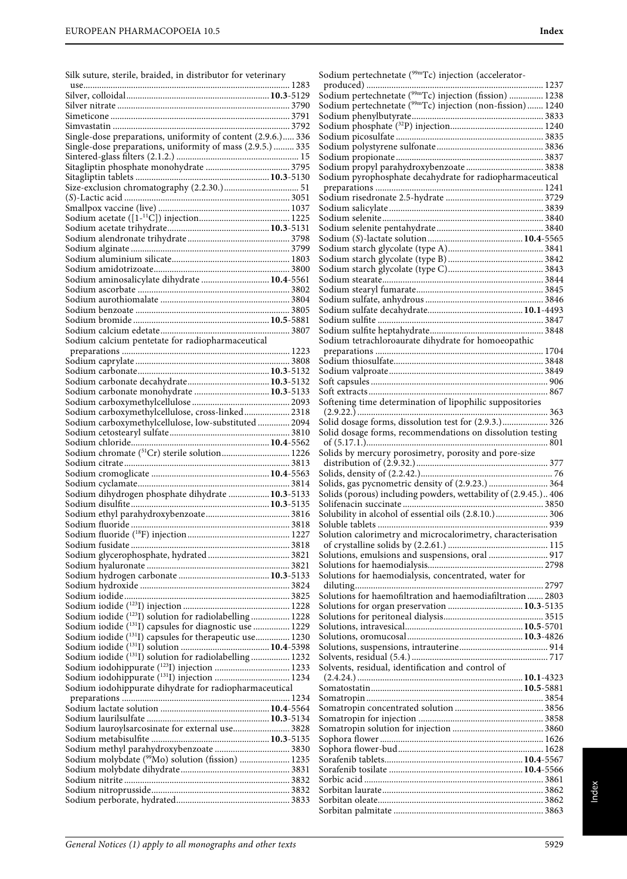Silk suture, sterile, braided, in distributor for veterinary use....... 1283
Silver, colloidal....... **10.3**-5129
Silver nitrate....... 3790
Simeticone....... 3791
Simvastatin....... 3792
Single-dose preparations, uniformity of content (2.9.6.)....... 336
Single-dose preparations, uniformity of mass (2.9.5.)....... 335
Sintered-glass filters (2.1.2.)....... 15
Sitagliptin phosphate monohydrate....... 3795
Sitagliptin tablets....... **10.3**-5130
Size-exclusion chromatography (2.2.30.)....... 51
(*S*)-Lactic acid....... 3051
Smallpox vaccine (live)....... 1037
Sodium acetate ([1-$^{11}$C]) injection....... 1225
Sodium acetate trihydrate....... **10.3**-5131
Sodium alendronate trihydrate....... 3798
Sodium alginate....... 3799
Sodium aluminium silicate....... 1803
Sodium amidotrizoate....... 3800
Sodium aminosalicylate dihydrate....... **10.4**-5561
Sodium ascorbate....... 3802
Sodium aurothiomalate....... 3804
Sodium benzoate....... 3805
Sodium bromide....... **10.5**-5881
Sodium calcium edetate....... 3807
Sodium calcium pentetate for radiopharmaceutical preparations....... 1223
Sodium caprylate....... 3808
Sodium carbonate....... **10.3**-5132
Sodium carbonate decahydrate....... **10.3**-5132
Sodium carbonate monohydrate....... **10.3**-5133
Sodium carboxymethylcellulose....... 2093
Sodium carboxymethylcellulose, cross-linked....... 2318
Sodium carboxymethylcellulose, low-substituted....... 2094
Sodium cetostearyl sulfate....... 3810
Sodium chloride....... **10.4**-5562
Sodium chromate ($^{51}$Cr) sterile solution....... 1226
Sodium citrate....... 3813
Sodium cromoglicate....... **10.4**-5563
Sodium cyclamate....... 3814
Sodium dihydrogen phosphate dihydrate....... **10.3**-5133
Sodium disulfite....... **10.3**-5135
Sodium ethyl parahydroxybenzoate....... 3816
Sodium fluoride....... 3818
Sodium fluoride ($^{18}$F) injection....... 1227
Sodium fusidate....... 3818
Sodium glycerophosphate, hydrated....... 3821
Sodium hyaluronate....... 3821
Sodium hydrogen carbonate....... **10.3**-5133
Sodium hydroxide....... 3824
Sodium iodide....... 3825
Sodium iodide ($^{123}$I) injection....... 1228
Sodium iodide ($^{123}$I) solution for radiolabelling....... 1228
Sodium iodide ($^{131}$I) capsules for diagnostic use....... 1229
Sodium iodide ($^{131}$I) capsules for therapeutic use....... 1230
Sodium iodide ($^{131}$I) solution....... **10.4**-5398
Sodium iodide ($^{131}$I) solution for radiolabelling....... 1232
Sodium iodohippurate ($^{123}$I) injection....... 1233
Sodium iodohippurate ($^{131}$I) injection....... 1234
Sodium iodohippurate dihydrate for radiopharmaceutical preparations....... 1234
Sodium lactate solution....... **10.4**-5564
Sodium laurilsulfate....... **10.3**-5134
Sodium lauroylsarcosinate for external use....... 3828
Sodium metabisulfite....... **10.3**-5135
Sodium methyl parahydroxybenzoate....... 3830
Sodium molybdate ($^{99}$Mo) solution (fission)....... 1235
Sodium molybdate dihydrate....... 3831
Sodium nitrite....... 3832
Sodium nitroprusside....... 3832
Sodium perborate, hydrated....... 3833
Sodium pertechnetate ($^{99m}$Tc) injection (accelerator-produced)....... 1237
Sodium pertechnetate ($^{99m}$Tc) injection (fission)....... 1238
Sodium pertechnetate ($^{99m}$Tc) injection (non-fission)....... 1240
Sodium phenylbutyrate....... 3833
Sodium phosphate ($^{32}$P) injection....... 1240
Sodium picosulfate....... 3835
Sodium polystyrene sulfonate....... 3836
Sodium propionate....... 3837
Sodium propyl parahydroxybenzoate....... 3838
Sodium pyrophosphate decahydrate for radiopharmaceutical preparations....... 1241
Sodium risedronate 2.5-hydrate....... 3729
Sodium salicylate....... 3839
Sodium selenite....... 3840
Sodium selenite pentahydrate....... 3840
Sodium (*S*)-lactate solution....... **10.4**-5565
Sodium starch glycolate (type A)....... 3841
Sodium starch glycolate (type B)....... 3842
Sodium starch glycolate (type C)....... 3843
Sodium stearate....... 3844
Sodium stearyl fumarate....... 3845
Sodium sulfate, anhydrous....... 3846
Sodium sulfate decahydrate....... **10.1**-4493
Sodium sulfite....... 3847
Sodium sulfite heptahydrate....... 3848
Sodium tetrachloroaurate dihydrate for homoeopathic preparations....... 1704
Sodium thiosulfate....... 3848
Sodium valproate....... 3849
Soft capsules....... 906
Soft extracts....... 867
Softening time determination of lipophilic suppositories (2.9.22.)....... 363
Solid dosage forms, dissolution test for (2.9.3.)....... 326
Solid dosage forms, recommendations on dissolution testing of (5.17.1.)....... 801
Solids by mercury porosimetry, porosity and pore-size distribution of (2.9.32.)....... 377
Solids, density of (2.2.42.)....... 76
Solids, gas pycnometric density of (2.9.23.)....... 364
Solids (porous) including powders, wettability of (2.9.45.)....... 406
Solifenacin succinate....... 3850
Solubility in alcohol of essential oils (2.8.10.)....... 306
Soluble tablets....... 939
Solution calorimetry and microcalorimetry, characterisation of crystalline solids by (2.2.61.)....... 115
Solutions, emulsions and suspensions, oral....... 917
Solutions for haemodialysis....... 2798
Solutions for haemodialysis, concentrated, water for diluting....... 2797
Solutions for haemofiltration and haemodiafiltration....... 2803
Solutions for organ preservation....... **10.3**-5135
Solutions for peritoneal dialysis....... 3515
Solutions, intravesical....... **10.5**-5701
Solutions, oromucosal....... **10.3**-4826
Solutions, suspensions, intrauterine....... 914
Solvents, residual (5.4.)....... 717
Solvents, residual, identification and control of (2.4.24.)....... **10.1**-4323
Somatostatin....... **10.5**-5881
Somatropin....... 3854
Somatropin concentrated solution....... 3856
Somatropin for injection....... 3858
Somatropin solution for injection....... 3860
Sophora flower....... 1626
Sophora flower-bud....... 1628
Sorafenib tablets....... **10.4**-5567
Sorafenib tosilate....... **10.4**-5566
Sorbic acid....... 3861
Sorbitan laurate....... 3862
Sorbitan oleate....... 3862
Sorbitan palmitate....... 3863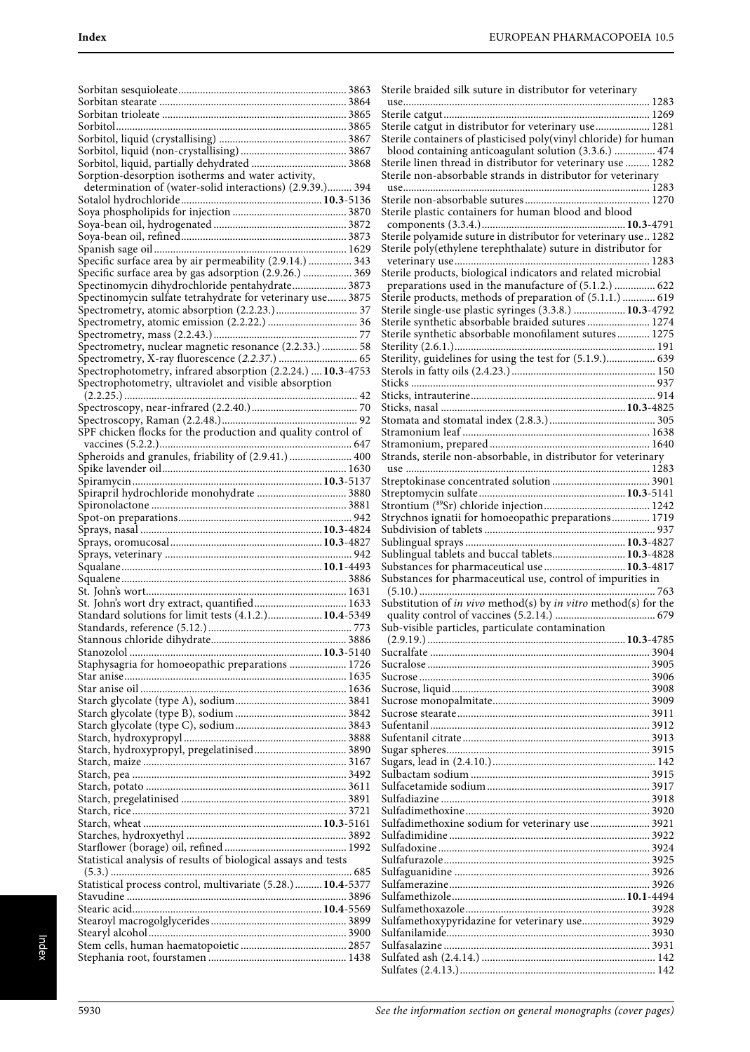Sorbitan sesquioleate ............ 3863
Sorbitan stearate ............ 3864
Sorbitan trioleate ............ 3865
Sorbitol ............ 3865
Sorbitol, liquid (crystallising) ............ 3867
Sorbitol, liquid (non-crystallising) ............ 3867
Sorbitol, liquid, partially dehydrated ............ 3868
Sorption-desorption isotherms and water activity, determination of (water-solid interactions) (2.9.39.) ............ 394
Sotalol hydrochloride ............ **10.3**-5136
Soya phospholipids for injection ............ 3870
Soya-bean oil, hydrogenated ............ 3872
Soya-bean oil, refined ............ 3873
Spanish sage oil ............ 1629
Specific surface area by air permeability (2.9.14.) ............ 343
Specific surface area by gas adsorption (2.9.26.) ............ 369
Spectinomycin dihydrochloride pentahydrate ............ 3873
Spectinomycin sulfate tetrahydrate for veterinary use ............ 3875
Spectrometry, atomic absorption (2.2.23.) ............ 37
Spectrometry, atomic emission (2.2.22.) ............ 36
Spectrometry, mass (2.2.43.) ............ 77
Spectrometry, nuclear magnetic resonance (2.2.33.) ............ 58
Spectrometry, X-ray fluorescence (*2.2.37.*) ............ 65
Spectrophotometry, infrared absorption (2.2.24.) ............ **10.3**-4753
Spectrophotometry, ultraviolet and visible absorption (2.2.25.) ............ 42
Spectroscopy, near-infrared (2.2.40.) ............ 70
Spectroscopy, Raman (2.2.48.) ............ 92
SPF chicken flocks for the production and quality control of vaccines (5.2.2.) ............ 647
Spheroids and granules, friability of (2.9.41.) ............ 400
Spike lavender oil ............ 1630
Spiramycin ............ **10.3**-5137
Spirapril hydrochloride monohydrate ............ 3880
Spironolactone ............ 3881
Spot-on preparations ............ 942
Sprays, nasal ............ **10.3**-4824
Sprays, oromucosal ............ **10.3**-4827
Sprays, veterinary ............ 942
Squalane ............ **10.1**-4493
Squalene ............ 3886
St. John's wort ............ 1631
St. John's wort dry extract, quantified ............ 1633
Standard solutions for limit tests (4.1.2.) ............ **10.4**-5349
Standards, reference (5.12.) ............ 773
Stannous chloride dihydrate ............ 3886
Stanozolol ............ **10.3**-5140
Staphysagria for homoeopathic preparations ............ 1726
Star anise ............ 1635
Star anise oil ............ 1636
Starch glycolate (type A), sodium ............ 3841
Starch glycolate (type B), sodium ............ 3842
Starch glycolate (type C), sodium ............ 3843
Starch, hydroxypropyl ............ 3888
Starch, hydroxypropyl, pregelatinised ............ 3890
Starch, maize ............ 3167
Starch, pea ............ 3492
Starch, potato ............ 3611
Starch, pregelatinised ............ 3891
Starch, rice ............ 3721
Starch, wheat ............ **10.3**-5161
Starches, hydroxyethyl ............ 3892
Starflower (borage) oil, refined ............ 1992
Statistical analysis of results of biological assays and tests (5.3.) ............ 685
Statistical process control, multivariate (5.28.) ............ **10.4**-5377
Stavudine ............ 3896
Stearic acid ............ **10.4**-5569
Stearoyl macrogolglycerides ............ 3899
Stearyl alcohol ............ 3900
Stem cells, human haematopoietic ............ 2857
Stephania root, fourstamen ............ 1438
Sterile braided silk suture in distributor for veterinary use ............ 1283
Sterile catgut ............ 1269
Sterile catgut in distributor for veterinary use ............ 1281
Sterile containers of plasticised poly(vinyl chloride) for human blood containing anticoagulant solution (3.3.6.) ............ 474
Sterile linen thread in distributor for veterinary use ............ 1282
Sterile non-absorbable strands in distributor for veterinary use ............ 1283
Sterile non-absorbable sutures ............ 1270
Sterile plastic containers for human blood and blood components (3.3.4.) ............ **10.3**-4791
Sterile polyamide suture in distributor for veterinary use ............ 1282
Sterile poly(ethylene terephthalate) suture in distributor for veterinary use ............ 1283
Sterile products, biological indicators and related microbial preparations used in the manufacture of (5.1.2.) ............ 622
Sterile products, methods of preparation of (5.1.1.) ............ 619
Sterile single-use plastic syringes (3.3.8.) ............ **10.3**-4792
Sterile synthetic absorbable braided sutures ............ 1274
Sterile synthetic absorbable monofilament sutures ............ 1275
Sterility (2.6.1.) ............ 191
Sterility, guidelines for using the test for (5.1.9.) ............ 639
Sterols in fatty oils (2.4.23.) ............ 150
Sticks ............ 937
Sticks, intrauterine ............ 914
Sticks, nasal ............ **10.3**-4825
Stomata and stomatal index (2.8.3.) ............ 305
Stramonium leaf ............ 1638
Stramonium, prepared ............ 1640
Strands, sterile non-absorbable, in distributor for veterinary use ............ 1283
Streptokinase concentrated solution ............ 3901
Streptomycin sulfate ............ **10.3**-5141
Strontium ($^{89}$Sr) chloride injection ............ 1242
Strychnos ignatii for homoeopathic preparations ............ 1719
Subdivision of tablets ............ 937
Sublingual sprays ............ **10.3**-4827
Sublingual tablets and buccal tablets ............ **10.3**-4828
Substances for pharmaceutical use ............ **10.3**-4817
Substances for pharmaceutical use, control of impurities in (5.10.) ............ 763
Substitution of *in vivo* method(s) by *in vitro* method(s) for the quality control of vaccines (5.2.14.) ............ 679
Sub-visible particles, particulate contamination (2.9.19.) ............ **10.3**-4785
Sucralfate ............ 3904
Sucralose ............ 3905
Sucrose ............ 3906
Sucrose, liquid ............ 3908
Sucrose monopalmitate ............ 3909
Sucrose stearate ............ 3911
Sufentanil ............ 3912
Sufentanil citrate ............ 3913
Sugar spheres ............ 3915
Sugars, lead in (2.4.10.) ............ 142
Sulbactam sodium ............ 3915
Sulfacetamide sodium ............ 3917
Sulfadiazine ............ 3918
Sulfadimethoxine ............ 3920
Sulfadimethoxine sodium for veterinary use ............ 3921
Sulfadimidine ............ 3922
Sulfadoxine ............ 3924
Sulfafurazole ............ 3925
Sulfaguanidine ............ 3926
Sulfamerazine ............ 3926
Sulfamethizole ............ **10.1**-4494
Sulfamethoxazole ............ 3928
Sulfamethoxypyridazine for veterinary use ............ 3929
Sulfanilamide ............ 3930
Sulfasalazine ............ 3931
Sulfated ash (2.4.14.) ............ 142
Sulfates (2.4.13.) ............ 142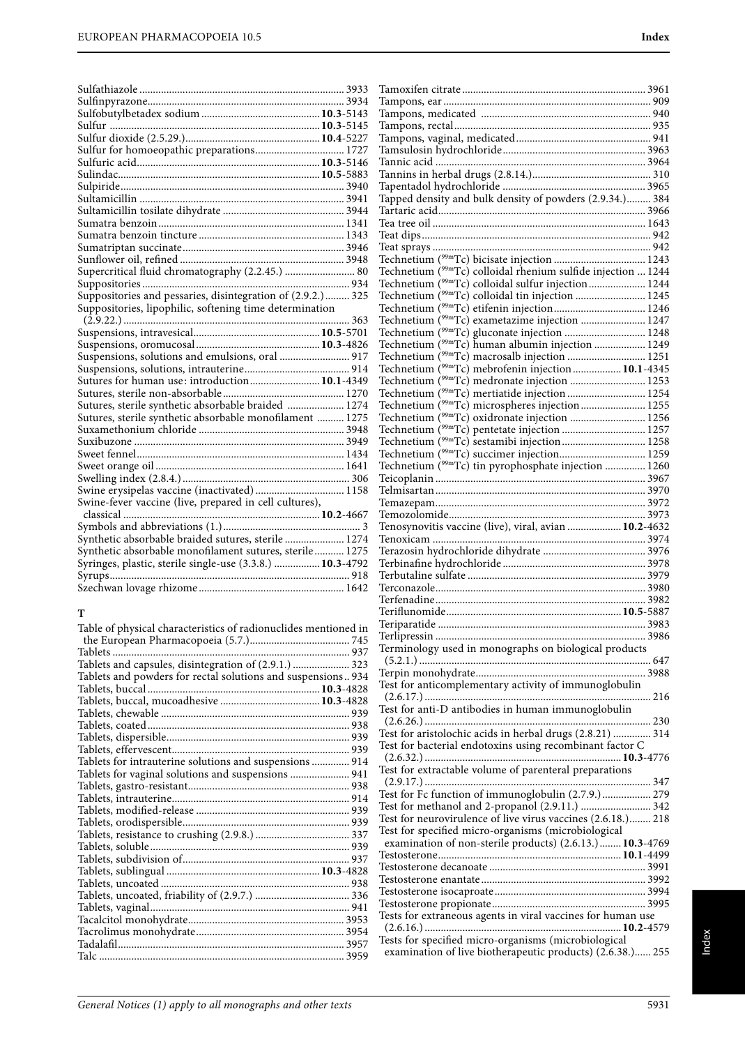Sulfathiazole ........................................................ 3933
Sulfinpyrazone ........................................................ 3934
Sulfobutylbetadex sodium ........................................ **10.3**-5143
Sulfur ........................................................ **10.3**-5145
Sulfur dioxide (2.5.29.) ........................................ **10.4**-5227
Sulfur for homoeopathic preparations ........................ 1727
Sulfuric acid ........................................................ **10.3**-5146
Sulindac ........................................................ **10.5**-5883
Sulpiride ........................................................ 3940
Sultamicillin ........................................................ 3941
Sultamicillin tosilate dihydrate ........................................ 3944
Sumatra benzoin ........................................................ 1341
Sumatra benzoin tincture ........................................ 1343
Sumatriptan succinate ........................................ 3946
Sunflower oil, refined ........................................ 3948
Supercritical fluid chromatography (2.2.45.) ........................ 80
Suppositories ........................................................ 934
Suppositories and pessaries, disintegration of (2.9.2.) ........ 325
Suppositories, lipophilic, softening time determination (2.9.22.) ........................................................ 363
Suspensions, intravesical ........................................ **10.5**-5701
Suspensions, oromucosal ........................................ **10.3**-4826
Suspensions, solutions and emulsions, oral ........................ 917
Suspensions, solutions, intrauterine ........................ 914
Sutures for human use: introduction ........................ **10.1**-4349
Sutures, sterile non-absorbable ........................................ 1270
Sutures, sterile synthetic absorbable braided ........................ 1274
Sutures, sterile synthetic absorbable monofilament ........ 1275
Suxamethonium chloride ........................................ 3948
Suxibuzone ........................................................ 3949
Sweet fennel ........................................................ 1434
Sweet orange oil ........................................................ 1641
Swelling index (2.8.4.) ........................................ 306
Swine erysipelas vaccine (inactivated) ........................ 1158
Swine-fever vaccine (live, prepared in cell cultures), classical ........................................................ **10.2**-4667
Symbols and abbreviations (1.) ........................................ 3
Synthetic absorbable braided sutures, sterile ........................ 1274
Synthetic absorbable monofilament sutures, sterile ........ 1275
Syringes, plastic, sterile single-use (3.3.8.) ........................ **10.3**-4792
Syrups ........................................................ 918
Szechwan lovage rhizome ........................................ 1642

## T

Table of physical characteristics of radionuclides mentioned in the European Pharmacopoeia (5.7.) ........................ 745
Tablets ........................................................ 937
Tablets and capsules, disintegration of (2.9.1.) ........................ 323
Tablets and powders for rectal solutions and suspensions .. 934
Tablets, buccal ........................................................ **10.3**-4828
Tablets, buccal, mucoadhesive ........................................ **10.3**-4828
Tablets, chewable ........................................................ 939
Tablets, coated ........................................................ 938
Tablets, dispersible ........................................................ 939
Tablets, effervescent ........................................................ 939
Tablets for intrauterine solutions and suspensions ........ 914
Tablets for vaginal solutions and suspensions ........................ 941
Tablets, gastro-resistant ........................................ 938
Tablets, intrauterine ........................................................ 914
Tablets, modified-release ........................................ 939
Tablets, orodispersible ........................................ 939
Tablets, resistance to crushing (2.9.8.) ........................ 337
Tablets, soluble ........................................................ 939
Tablets, subdivision of ........................................ 937
Tablets, sublingual ........................................................ **10.3**-4828
Tablets, uncoated ........................................................ 938
Tablets, uncoated, friability of (2.9.7.) ........................ 336
Tablets, vaginal ........................................................ 941
Tacalcitol monohydrate ........................................ 3953
Tacrolimus monohydrate ........................................ 3954
Tadalafil ........................................................ 3957
Talc ........................................................ 3959
Tamoxifen citrate ........................................................ 3961
Tampons, ear ........................................................ 909
Tampons, medicated ........................................................ 940
Tampons, rectal ........................................................ 935
Tampons, vaginal, medicated ........................................ 941
Tamsulosin hydrochloride ........................................ 3963
Tannic acid ........................................................ 3964
Tannins in herbal drugs (2.8.14.) ........................................ 310
Tapentadol hydrochloride ........................................ 3965
Tapped density and bulk density of powders (2.9.34.) ........ 384
Tartaric acid ........................................................ 3966
Tea tree oil ........................................................ 1643
Teat dips ........................................................ 942
Teat sprays ........................................................ 942
Technetium ($^{99m}$Tc) bicisate injection ........................ 1243
Technetium ($^{99m}$Tc) colloidal rhenium sulfide injection ... 1244
Technetium ($^{99m}$Tc) colloidal sulfur injection ........................ 1244
Technetium ($^{99m}$Tc) colloidal tin injection ........................ 1245
Technetium ($^{99m}$Tc) etifenin injection ........................ 1246
Technetium ($^{99m}$Tc) exametazime injection ........................ 1247
Technetium ($^{99m}$Tc) gluconate injection ........................ 1248
Technetium ($^{99m}$Tc) human albumin injection ........................ 1249
Technetium ($^{99m}$Tc) macrosalb injection ........................ 1251
Technetium ($^{99m}$Tc) mebrofenin injection ........................ **10.1**-4345
Technetium ($^{99m}$Tc) medronate injection ........................ 1253
Technetium ($^{99m}$Tc) mertiatide injection ........................ 1254
Technetium ($^{99m}$Tc) microspheres injection ........................ 1255
Technetium ($^{99m}$Tc) oxidronate injection ........................ 1256
Technetium ($^{99m}$Tc) pentetate injection ........................ 1257
Technetium ($^{99m}$Tc) sestamibi injection ........................ 1258
Technetium ($^{99m}$Tc) succimer injection ........................ 1259
Technetium ($^{99m}$Tc) tin pyrophosphate injection ........................ 1260
Teicoplanin ........................................................ 3967
Telmisartan ........................................................ 3970
Temazepam ........................................................ 3972
Temozolomide ........................................................ 3973
Tenosynovitis vaccine (live), viral, avian ........................ **10.2**-4632
Tenoxicam ........................................................ 3974
Terazosin hydrochloride dihydrate ........................................ 3976
Terbinafine hydrochloride ........................................ 3978
Terbutaline sulfate ........................................................ 3979
Terconazole ........................................................ 3980
Terfenadine ........................................................ 3982
Teriflunomide ........................................................ **10.5**-5887
Teriparatide ........................................................ 3983
Terlipressin ........................................................ 3986
Terminology used in monographs on biological products (5.2.1.) ........................................................ 647
Terpin monohydrate ........................................................ 3988
Test for anticomplementary activity of immunoglobulin (2.6.17.) ........................................................ 216
Test for anti-D antibodies in human immunoglobulin (2.6.26.) ........................................................ 230
Test for aristolochic acids in herbal drugs (2.8.21) ........................ 314
Test for bacterial endotoxins using recombinant factor C (2.6.32.) ........................................................ **10.3**-4776
Test for extractable volume of parenteral preparations (2.9.17.) ........................................................ 347
Test for Fc function of immunoglobulin (2.7.9.) ........................ 279
Test for methanol and 2-propanol (2.9.11.) ........................ 342
Test for neurovirulence of live virus vaccines (2.6.18.) ........ 218
Test for specified micro-organisms (microbiological examination of non-sterile products) (2.6.13.) ........ **10.3**-4769
Testosterone ........................................................ **10.1**-4499
Testosterone decanoate ........................................................ 3991
Testosterone enantate ........................................................ 3992
Testosterone isocaproate ........................................................ 3994
Testosterone propionate ........................................................ 3995
Tests for extraneous agents in viral vaccines for human use (2.6.16.) ........................................................ **10.2**-4579
Tests for specified micro-organisms (microbiological examination of live biotherapeutic products) (2.6.38.) ...... 255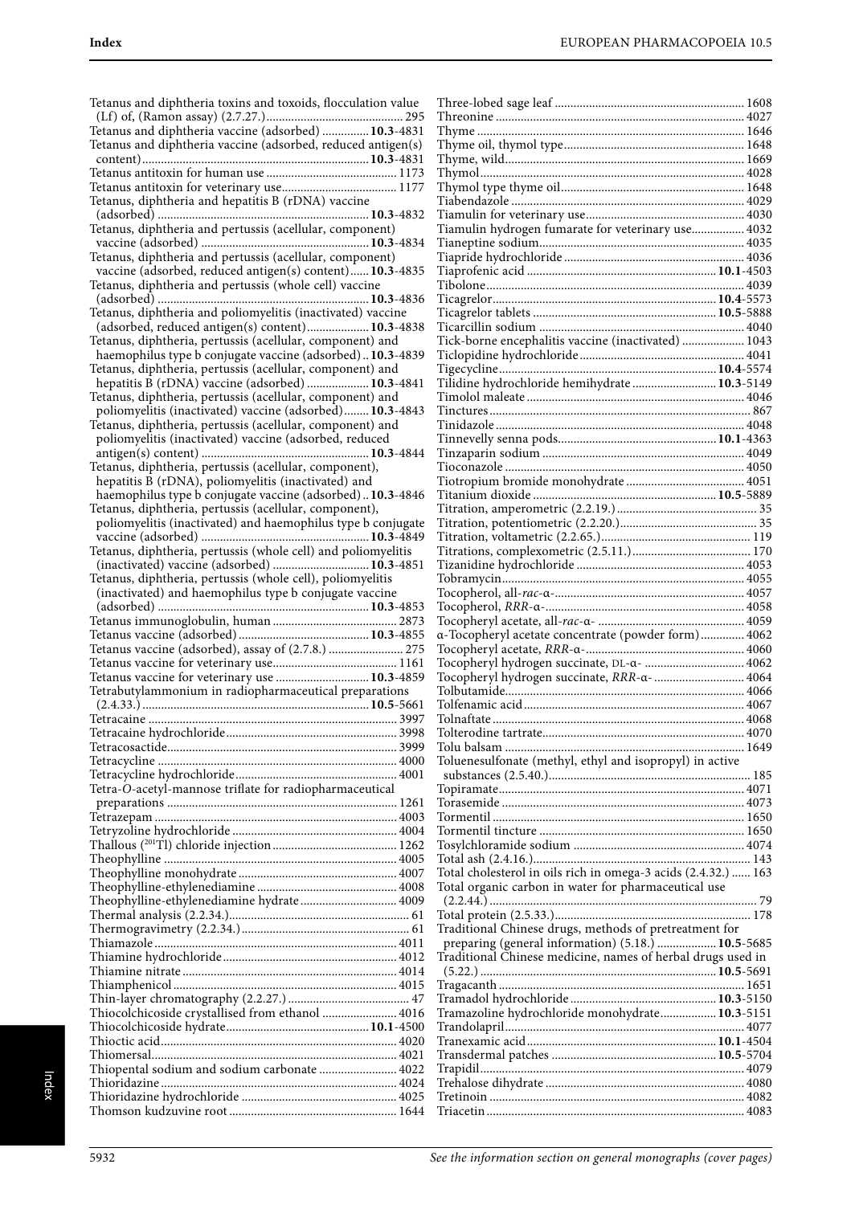Tetanus and diphtheria toxins and toxoids, flocculation value (Lf) of, (Ramon assay) (2.7.27.) ... 295
Tetanus and diphtheria vaccine (adsorbed) ... **10.3**-4831
Tetanus and diphtheria vaccine (adsorbed, reduced antigen(s) content) ... **10.3**-4831
Tetanus antitoxin for human use ... 1173
Tetanus antitoxin for veterinary use ... 1177
Tetanus, diphtheria and hepatitis B (rDNA) vaccine (adsorbed) ... **10.3**-4832
Tetanus, diphtheria and pertussis (acellular, component) vaccine (adsorbed) ... **10.3**-4834
Tetanus, diphtheria and pertussis (acellular, component) vaccine (adsorbed, reduced antigen(s) content) ... **10.3**-4835
Tetanus, diphtheria and pertussis (whole cell) vaccine (adsorbed) ... **10.3**-4836
Tetanus, diphtheria and poliomyelitis (inactivated) vaccine (adsorbed, reduced antigen(s) content) ... **10.3**-4838
Tetanus, diphtheria, pertussis (acellular, component) and haemophilus type b conjugate vaccine (adsorbed) .. **10.3**-4839
Tetanus, diphtheria, pertussis (acellular, component) and hepatitis B (rDNA) vaccine (adsorbed) ... **10.3**-4841
Tetanus, diphtheria, pertussis (acellular, component) and poliomyelitis (inactivated) vaccine (adsorbed) ... **10.3**-4843
Tetanus, diphtheria, pertussis (acellular, component) and poliomyelitis (inactivated) vaccine (adsorbed, reduced antigen(s) content) ... **10.3**-4844
Tetanus, diphtheria, pertussis (acellular, component), hepatitis B (rDNA), poliomyelitis (inactivated) and haemophilus type b conjugate vaccine (adsorbed) .. **10.3**-4846
Tetanus, diphtheria, pertussis (acellular, component), poliomyelitis (inactivated) and haemophilus type b conjugate vaccine (adsorbed) ... **10.3**-4849
Tetanus, diphtheria, pertussis (whole cell) and poliomyelitis (inactivated) vaccine (adsorbed) ... **10.3**-4851
Tetanus, diphtheria, pertussis (whole cell), poliomyelitis (inactivated) and haemophilus type b conjugate vaccine (adsorbed) ... **10.3**-4853
Tetanus immunoglobulin, human ... 2873
Tetanus vaccine (adsorbed) ... **10.3**-4855
Tetanus vaccine (adsorbed), assay of (2.7.8.) ... 275
Tetanus vaccine for veterinary use ... 1161
Tetanus vaccine for veterinary use ... **10.3**-4859
Tetrabutylammonium in radiopharmaceutical preparations (2.4.33.) ... **10.5**-5661
Tetracaine ... 3997
Tetracaine hydrochloride ... 3998
Tetracosactide ... 3999
Tetracycline ... 4000
Tetracycline hydrochloride ... 4001
Tetra-*O*-acetyl-mannose triflate for radiopharmaceutical preparations ... 1261
Tetrazepam ... 4003
Tetryzoline hydrochloride ... 4004
Thallous ($^{201}$Tl) chloride injection ... 1262
Theophylline ... 4005
Theophylline monohydrate ... 4007
Theophylline-ethylenediamine ... 4008
Theophylline-ethylenediamine hydrate ... 4009
Thermal analysis (2.2.34.) ... 61
Thermogravimetry (2.2.34.) ... 61
Thiamazole ... 4011
Thiamine hydrochloride ... 4012
Thiamine nitrate ... 4014
Thiamphenicol ... 4015
Thin-layer chromatography (2.2.27.) ... 47
Thiocolchicoside crystallised from ethanol ... 4016
Thiocolchicoside hydrate ... **10.1**-4500
Thioctic acid ... 4020
Thiomersal ... 4021
Thiopental sodium and sodium carbonate ... 4022
Thioridazine ... 4024
Thioridazine hydrochloride ... 4025
Thomson kudzuvine root ... 1644
Three-lobed sage leaf ... 1608
Threonine ... 4027
Thyme ... 1646
Thyme oil, thymol type ... 1648
Thyme, wild ... 1669
Thymol ... 4028
Thymol type thyme oil ... 1648
Tiabendazole ... 4029
Tiamulin for veterinary use ... 4030
Tiamulin hydrogen fumarate for veterinary use ... 4032
Tianeptine sodium ... 4035
Tiapride hydrochloride ... 4036
Tiaprofenic acid ... **10.1**-4503
Tibolone ... 4039
Ticagrelor ... **10.4**-5573
Ticagrelor tablets ... **10.5**-5888
Ticarcillin sodium ... 4040
Tick-borne encephalitis vaccine (inactivated) ... 1043
Ticlopidine hydrochloride ... 4041
Tigecycline ... **10.4**-5574
Tilidine hydrochloride hemihydrate ... **10.3**-5149
Timolol maleate ... 4046
Tinctures ... 867
Tinidazole ... 4048
Tinnevelly senna pods ... **10.1**-4363
Tinzaparin sodium ... 4049
Tioconazole ... 4050
Tiotropium bromide monohydrate ... 4051
Titanium dioxide ... **10.5**-5889
Titration, amperometric (2.2.19.) ... 35
Titration, potentiometric (2.2.20.) ... 35
Titration, voltametric (2.2.65.) ... 119
Titrations, complexometric (2.5.11.) ... 170
Tizanidine hydrochloride ... 4053
Tobramycin ... 4055
Tocopherol, all-*rac*-α- ... 4057
Tocopherol, *RRR*-α- ... 4058
Tocopheryl acetate, all-*rac*-α- ... 4059
α-Tocopheryl acetate concentrate (powder form) ... 4062
Tocopheryl acetate, *RRR*-α- ... 4060
Tocopheryl hydrogen succinate, DL-α- ... 4062
Tocopheryl hydrogen succinate, *RRR*-α- ... 4064
Tolbutamide ... 4066
Tolfenamic acid ... 4067
Tolnaftate ... 4068
Tolterodine tartrate ... 4070
Tolu balsam ... 1649
Toluenesulfonate (methyl, ethyl and isopropyl) in active substances (2.5.40.) ... 185
Topiramate ... 4071
Torasemide ... 4073
Tormentil ... 1650
Tormentil tincture ... 1650
Tosylchloramide sodium ... 4074
Total ash (2.4.16.) ... 143
Total cholesterol in oils rich in omega-3 acids (2.4.32.) ... 163
Total organic carbon in water for pharmaceutical use (2.2.44.) ... 79
Total protein (2.5.33.) ... 178
Traditional Chinese drugs, methods of pretreatment for preparing (general information) (5.18.) ... **10.5**-5685
Traditional Chinese medicine, names of herbal drugs used in (5.22.) ... **10.5**-5691
Tragacanth ... 1651
Tramadol hydrochloride ... **10.3**-5150
Tramazoline hydrochloride monohydrate ... **10.3**-5151
Trandolapril ... 4077
Tranexamic acid ... **10.1**-4504
Transdermal patches ... **10.5**-5704
Trapidil ... 4079
Trehalose dihydrate ... 4080
Tretinoin ... 4082
Triacetin ... 4083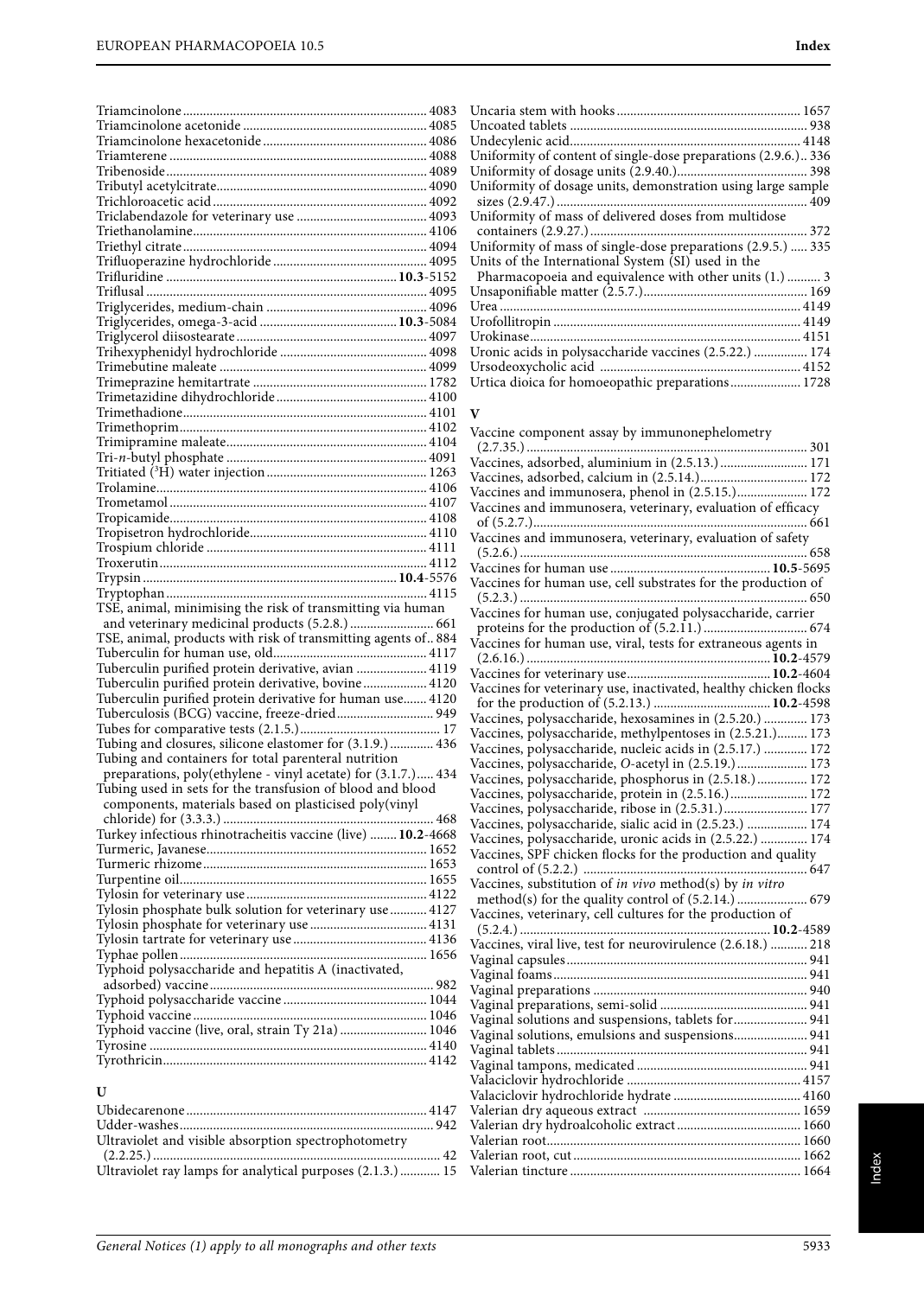Triamcinolone ........................................................ 4083
Triamcinolone acetonide ........................................ 4085
Triamcinolone hexacetonide ................................. 4086
Triamterene ............................................................ 4088
Tribenoside ............................................................. 4089
Tributyl acetylcitrate .............................................. 4090
Trichloroacetic acid ................................................ 4092
Triclabendazole for veterinary use ....................... 4093
Triethanolamine ..................................................... 4106
Triethyl citrate ........................................................ 4094
Trifluoperazine hydrochloride .............................. 4095
Trifluridine .................................................... **10.3**-5152
Triflusal ................................................................... 4095
Triglycerides, medium-chain ................................ 4096
Triglycerides, omega-3-acid ......................... **10.3**-5084
Triglycerol diisostearate ........................................ 4097
Trihexyphenidyl hydrochloride ........................... 4098
Trimebutine maleate .............................................. 4099
Trimeprazine hemitartrate .................................... 1782
Trimetazidine dihydrochloride ............................. 4100
Trimethadione ........................................................ 4101
Trimethoprim .......................................................... 4102
Trimipramine maleate ............................................ 4104
Tri-*n*-butyl phosphate ............................................ 4091
Tritiated ($^3$H) water injection ................................ 1263
Trolamine ................................................................ 4106
Trometamol ............................................................ 4107
Tropicamide ............................................................ 4108
Tropisetron hydrochloride ..................................... 4110
Trospium chloride .................................................. 4111
Troxerutin ................................................................ 4112
Trypsin ........................................................... **10.4**-5576
Tryptophan ............................................................. 4115
TSE, animal, minimising the risk of transmitting via human and veterinary medicinal products (5.2.8.) ......................... 661
TSE, animal, products with risk of transmitting agents of .. 884
Tuberculin for human use, old ............................. 4117
Tuberculin purified protein derivative, avian ..................... 4119
Tuberculin purified protein derivative, bovine ................... 4120
Tuberculin purified protein derivative for human use ....... 4120
Tuberculosis (BCG) vaccine, freeze-dried ............................ 949
Tubes for comparative tests (2.1.5.) ......................................... 17
Tubing and closures, silicone elastomer for (3.1.9.) ............. 436
Tubing and containers for total parenteral nutrition preparations, poly(ethylene - vinyl acetate) for (3.1.7.) ..... 434
Tubing used in sets for the transfusion of blood and blood components, materials based on plasticised poly(vinyl chloride) for (3.3.3.) .............................................................. 468
Turkey infectious rhinotracheitis vaccine (live) ........ **10.2**-4668
Turmeric, Javanese ................................................. 1652
Turmeric rhizome ................................................... 1653
Turpentine oil .......................................................... 1655
Tylosin for veterinary use ...................................... 4122
Tylosin phosphate bulk solution for veterinary use ........... 4127
Tylosin phosphate for veterinary use ................... 4131
Tylosin tartrate for veterinary use ........................ 4136
Typhae pollen .......................................................... 1656
Typhoid polysaccharide and hepatitis A (inactivated, adsorbed) vaccine ................................................................. 982
Typhoid polysaccharide vaccine ........................... 1044
Typhoid vaccine ...................................................... 1046
Typhoid vaccine (live, oral, strain Ty 21a) .......................... 1046
Tyrosine ................................................................... 4140
Tyrothricin ............................................................... 4142

## U

Ubidecarenone ........................................................ 4147
Udder-washes ............................................................ 942
Ultraviolet and visible absorption spectrophotometry (2.2.25.) ..................................................................................... 42
Ultraviolet ray lamps for analytical purposes (2.1.3.) ............ 15
Uncaria stem with hooks ........................................ 1657
Uncoated tablets ........................................................ 938
Undecylenic acid ..................................................... 4148
Uniformity of content of single-dose preparations (2.9.6.) .. 336
Uniformity of dosage units (2.9.40.) ...................................... 398
Uniformity of dosage units, demonstration using large sample sizes (2.9.47.) ........................................................................ 409
Uniformity of mass of delivered doses from multidose containers (2.9.27.) ................................................................ 372
Uniformity of mass of single-dose preparations (2.9.5.) ..... 335
Units of the International System (SI) used in the Pharmacopoeia and equivalence with other units (1.) .......... 3
Unsaponifiable matter (2.5.7.) ................................................ 169
Urea .......................................................................... 4149
Urofollitropin ........................................................... 4149
Urokinase ................................................................. 4151
Uronic acids in polysaccharide vaccines (2.5.22.) ............... 174
Ursodeoxycholic acid .............................................. 4152
Urtica dioica for homoeopathic preparations ..................... 1728

## V

Vaccine component assay by immunonephelometry (2.7.35.) ................................................................................. 301
Vaccines, adsorbed, aluminium in (2.5.13.) .......................... 171
Vaccines, adsorbed, calcium in (2.5.14.) ................................ 172
Vaccines and immunosera, phenol in (2.5.15.) ..................... 172
Vaccines and immunosera, veterinary, evaluation of efficacy of (5.2.7.) ................................................................................. 661
Vaccines and immunosera, veterinary, evaluation of safety (5.2.6.) ..................................................................................... 658
Vaccines for human use ................................ **10.5**-5695
Vaccines for human use, cell substrates for the production of (5.2.3.) ..................................................................................... 650
Vaccines for human use, conjugated polysaccharide, carrier proteins for the production of (5.2.11.) .............................. 674
Vaccines for human use, viral, tests for extraneous agents in (2.6.16.) ........................................................................ **10.2**-4579
Vaccines for veterinary use ............................ **10.2**-4604
Vaccines for veterinary use, inactivated, healthy chicken flocks for the production of (5.2.13.) .................................. **10.2**-4598
Vaccines, polysaccharide, hexosamines in (2.5.20.) ............. 173
Vaccines, polysaccharide, methylpentoses in (2.5.21.) ......... 173
Vaccines, polysaccharide, nucleic acids in (2.5.17.) ............. 172
Vaccines, polysaccharide, *O*-acetyl in (2.5.19.) ..................... 173
Vaccines, polysaccharide, phosphorus in (2.5.18.) ............... 172
Vaccines, polysaccharide, protein in (2.5.16.) ....................... 172
Vaccines, polysaccharide, ribose in (2.5.31.) ......................... 177
Vaccines, polysaccharide, sialic acid in (2.5.23.) .................. 174
Vaccines, polysaccharide, uronic acids in (2.5.22.) .............. 174
Vaccines, SPF chicken flocks for the production and quality control of (5.2.2.) .................................................................. 647
Vaccines, substitution of *in vivo* method(s) by *in vitro* method(s) for the quality control of (5.2.14.) ..................... 679
Vaccines, veterinary, cell cultures for the production of (5.2.4.) .......................................................................... **10.2**-4589
Vaccines, viral live, test for neurovirulence (2.6.18.) ........... 218
Vaginal capsules ........................................................ 941
Vaginal foams ........................................................... 941
Vaginal preparations ................................................ 940
Vaginal preparations, semi-solid ............................ 941
Vaginal solutions and suspensions, tablets for ...................... 941
Vaginal solutions, emulsions and suspensions ...................... 941
Vaginal tablets ........................................................... 941
Vaginal tampons, medicated ................................... 941
Valaciclovir hydrochloride ..................................... 4157
Valaciclovir hydrochloride hydrate ....................... 4160
Valerian dry aqueous extract ................................ 1659
Valerian dry hydroalcoholic extract ..................... 1660
Valerian root ............................................................ 1660
Valerian root, cut ..................................................... 1662
Valerian tincture ..................................................... 1664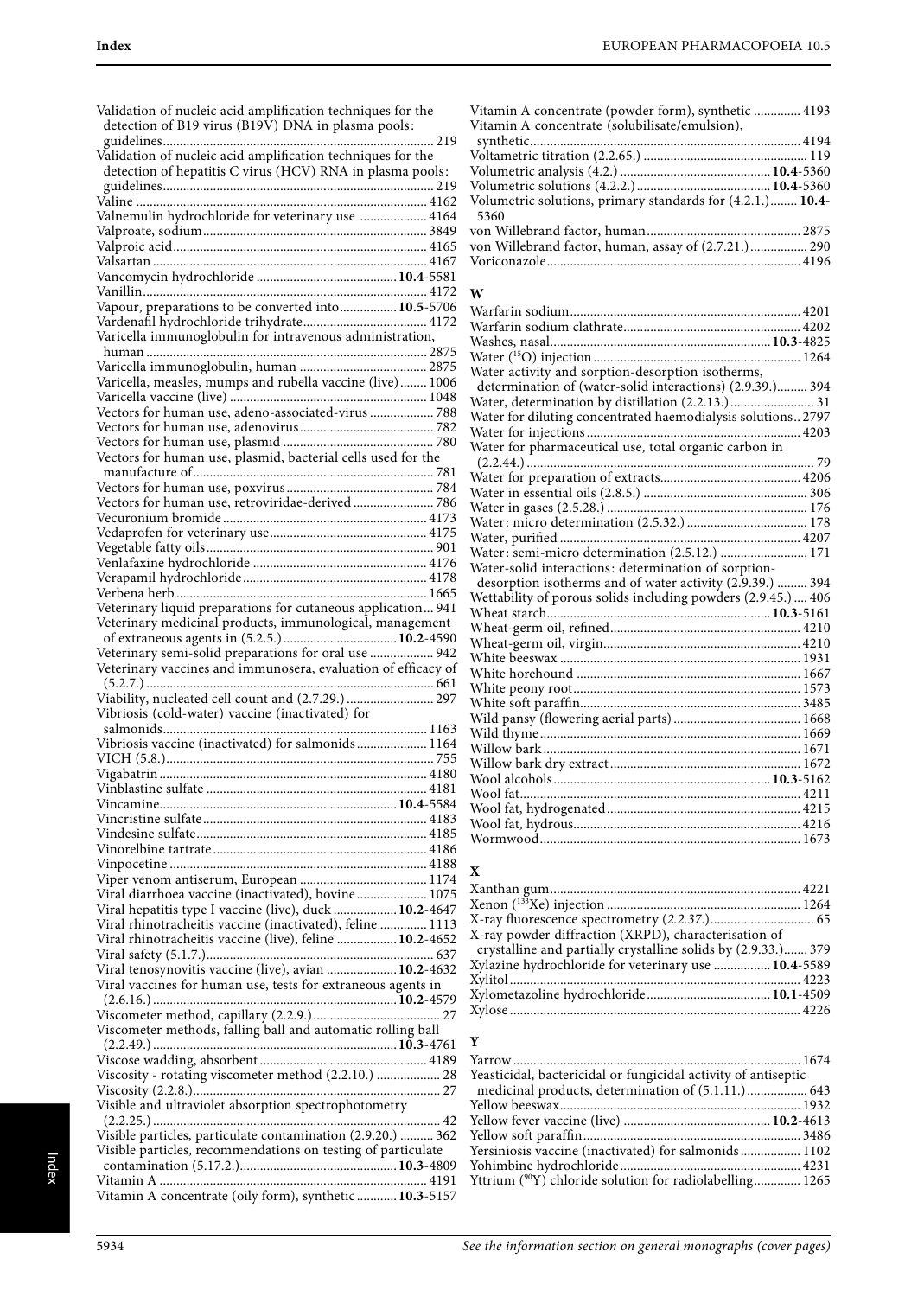Validation of nucleic acid amplification techniques for the detection of B19 virus (B19V) DNA in plasma pools: guidelines ... 219
Validation of nucleic acid amplification techniques for the detection of hepatitis C virus (HCV) RNA in plasma pools: guidelines ... 219
Valine ... 4162
Valnemulin hydrochloride for veterinary use ... 4164
Valproate, sodium ... 3849
Valproic acid ... 4165
Valsartan ... 4167
Vancomycin hydrochloride ... **10.4**-5581
Vanillin ... 4172
Vapour, preparations to be converted into ... **10.5**-5706
Vardenafil hydrochloride trihydrate ... 4172
Varicella immunoglobulin for intravenous administration, human ... 2875
Varicella immunoglobulin, human ... 2875
Varicella, measles, mumps and rubella vaccine (live) ... 1006
Varicella vaccine (live) ... 1048
Vectors for human use, adeno-associated-virus ... 788
Vectors for human use, adenovirus ... 782
Vectors for human use, plasmid ... 780
Vectors for human use, plasmid, bacterial cells used for the manufacture of ... 781
Vectors for human use, poxvirus ... 784
Vectors for human use, retroviridae-derived ... 786
Vecuronium bromide ... 4173
Vedaprofen for veterinary use ... 4175
Vegetable fatty oils ... 901
Venlafaxine hydrochloride ... 4176
Verapamil hydrochloride ... 4178
Verbena herb ... 1665
Veterinary liquid preparations for cutaneous application ... 941
Veterinary medicinal products, immunological, management of extraneous agents in (5.2.5.) ... **10.2**-4590
Veterinary semi-solid preparations for oral use ... 942
Veterinary vaccines and immunosera, evaluation of efficacy of (5.2.7.) ... 661
Viability, nucleated cell count and (2.7.29.) ... 297
Vibriosis (cold-water) vaccine (inactivated) for salmonids ... 1163
Vibriosis vaccine (inactivated) for salmonids ... 1164
VICH (5.8.) ... 755
Vigabatrin ... 4180
Vinblastine sulfate ... 4181
Vincamine ... **10.4**-5584
Vincristine sulfate ... 4183
Vindesine sulfate ... 4185
Vinorelbine tartrate ... 4186
Vinpocetine ... 4188
Viper venom antiserum, European ... 1174
Viral diarrhoea vaccine (inactivated), bovine ... 1075
Viral hepatitis type I vaccine (live), duck ... **10.2**-4647
Viral rhinotracheitis vaccine (inactivated), feline ... 1113
Viral rhinotracheitis vaccine (live), feline ... **10.2**-4652
Viral safety (5.1.7.) ... 637
Viral tenosynovitis vaccine (live), avian ... **10.2**-4632
Viral vaccines for human use, tests for extraneous agents in (2.6.16.) ... **10.2**-4579
Viscometer method, capillary (2.2.9.) ... 27
Viscometer methods, falling ball and automatic rolling ball (2.2.49.) ... **10.3**-4761
Viscose wadding, absorbent ... 4189
Viscosity - rotating viscometer method (2.2.10.) ... 28
Viscosity (2.2.8.) ... 27
Visible and ultraviolet absorption spectrophotometry (2.2.25.) ... 42
Visible particles, particulate contamination (2.9.20.) ... 362
Visible particles, recommendations on testing of particulate contamination (5.17.2.) ... **10.3**-4809
Vitamin A ... 4191
Vitamin A concentrate (oily form), synthetic ... **10.3**-5157
Vitamin A concentrate (powder form), synthetic ... 4193
Vitamin A concentrate (solubilisate/emulsion), synthetic ... 4194
Voltametric titration (2.2.65.) ... 119
Volumetric analysis (4.2.) ... **10.4**-5360
Volumetric solutions (4.2.2.) ... **10.4**-5360
Volumetric solutions, primary standards for (4.2.1.) ... **10.4**-5360
von Willebrand factor, human ... 2875
von Willebrand factor, human, assay of (2.7.21.) ... 290
Voriconazole ... 4196

## W

Warfarin sodium ... 4201
Warfarin sodium clathrate ... 4202
Washes, nasal ... **10.3**-4825
Water ($^{15}$O) injection ... 1264
Water activity and sorption-desorption isotherms, determination of (water-solid interactions) (2.9.39.) ... 394
Water, determination by distillation (2.2.13.) ... 31
Water for diluting concentrated haemodialysis solutions ... 2797
Water for injections ... 4203
Water for pharmaceutical use, total organic carbon in (2.2.44.) ... 79
Water for preparation of extracts ... 4206
Water in essential oils (2.8.5.) ... 306
Water in gases (2.5.28.) ... 176
Water: micro determination (2.5.32.) ... 178
Water, purified ... 4207
Water: semi-micro determination (2.5.12.) ... 171
Water-solid interactions: determination of sorption-desorption isotherms and of water activity (2.9.39.) ... 394
Wettability of porous solids including powders (2.9.45.) ... 406
Wheat starch ... **10.3**-5161
Wheat-germ oil, refined ... 4210
Wheat-germ oil, virgin ... 4210
White beeswax ... 1931
White horehound ... 1667
White peony root ... 1573
White soft paraffin ... 3485
Wild pansy (flowering aerial parts) ... 1668
Wild thyme ... 1669
Willow bark ... 1671
Willow bark dry extract ... 1672
Wool alcohols ... **10.3**-5162
Wool fat ... 4211
Wool fat, hydrogenated ... 4215
Wool fat, hydrous ... 4216
Wormwood ... 1673

## X

Xanthan gum ... 4221
Xenon ($^{133}$Xe) injection ... 1264
X-ray fluorescence spectrometry (*2.2.37.*) ... 65
X-ray powder diffraction (XRPD), characterisation of crystalline and partially crystalline solids by (2.9.33.) ... 379
Xylazine hydrochloride for veterinary use ... **10.4**-5589
Xylitol ... 4223
Xylometazoline hydrochloride ... **10.1**-4509
Xylose ... 4226

## Y

Yarrow ... 1674
Yeasticidal, bactericidal or fungicidal activity of antiseptic medicinal products, determination of (5.1.11.) ... 643
Yellow beeswax ... 1932
Yellow fever vaccine (live) ... **10.2**-4613
Yellow soft paraffin ... 3486
Yersiniosis vaccine (inactivated) for salmonids ... 1102
Yohimbine hydrochloride ... 4231
Yttrium ($^{90}$Y) chloride solution for radiolabelling ... 1265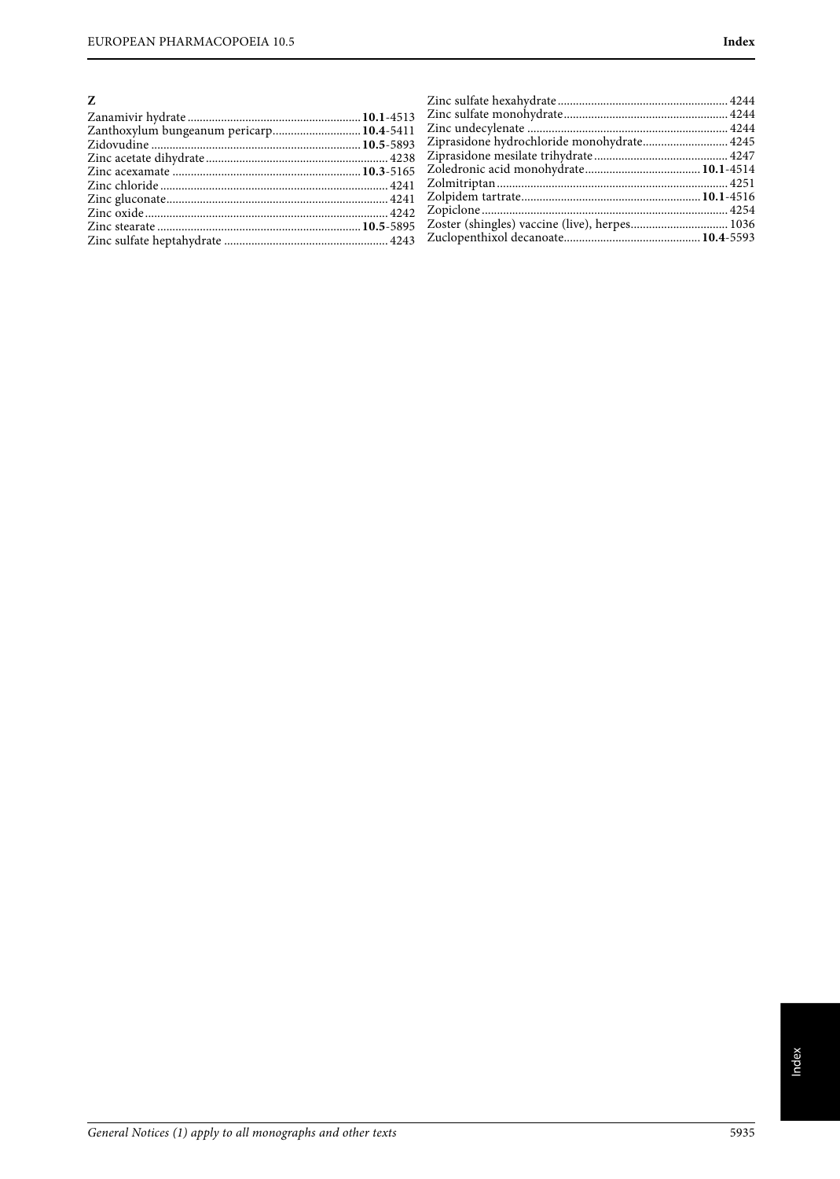## Z

Zanamivir hydrate ........................................ **10.1**-4513
Zanthoxylum bungeanum pericarp ............................ **10.4**-5411
Zidovudine .................................................... **10.5**-5893
Zinc acetate dihydrate ........................................... 4238
Zinc acexamate .............................................. **10.3**-5165
Zinc chloride ........................................................... 4241
Zinc gluconate ......................................................... 4241
Zinc oxide ................................................................ 4242
Zinc stearate ................................................... **10.5**-5895
Zinc sulfate heptahydrate ...................................... 4243
Zinc sulfate hexahydrate ........................................ 4244
Zinc sulfate monohydrate ....................................... 4244
Zinc undecylenate .................................................. 4244
Ziprasidone hydrochloride monohydrate ................. 4245
Ziprasidone mesilate trihydrate ............................. 4247
Zoledronic acid monohydrate ........................ **10.1**-4514
Zolmitriptan ............................................................ 4251
Zolpidem tartrate ............................................ **10.1**-4516
Zopiclone ................................................................ 4254
Zoster (shingles) vaccine (live), herpes ................... 1036
Zuclopenthixol decanoate ................................ **10.4**-5593